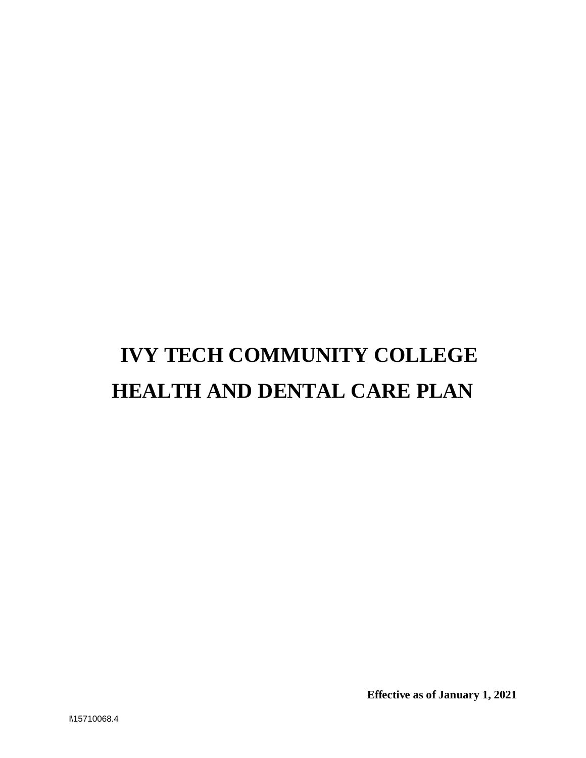# IVY TECH COMMUNITY COLLEGE
# HEALTH AND DENTAL CARE PLAN

**Effective as of January 1, 2021**

I\15710068.4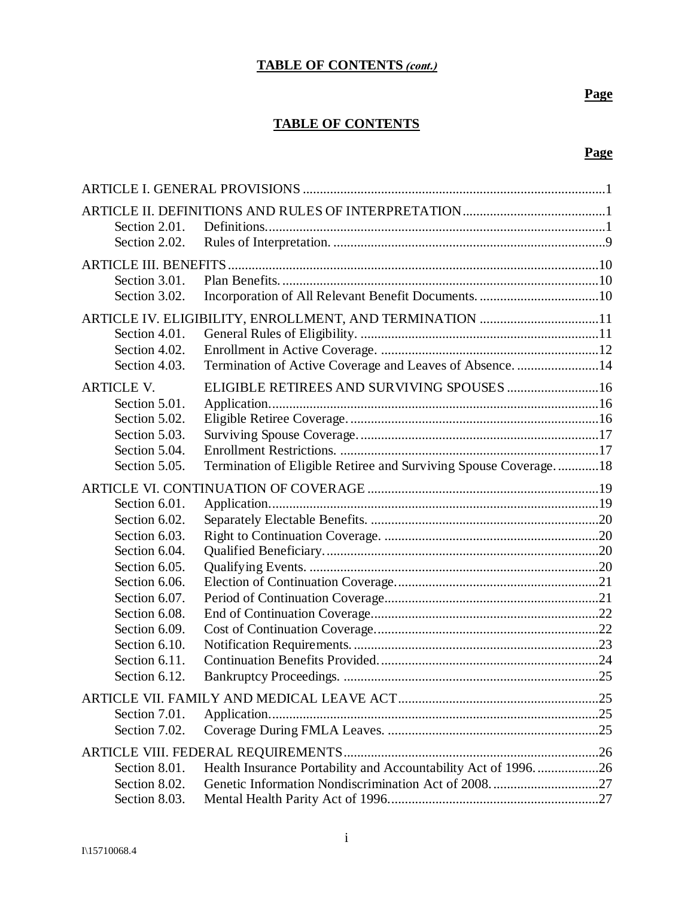**TABLE OF CONTENTS *(cont.)***

**Page**

**TABLE OF CONTENTS**

**Page**

ARTICLE I. GENERAL PROVISIONS ....................................................................................1

ARTICLE II. DEFINITIONS AND RULES OF INTERPRETATION ..........................................1
- Section 2.01. Definitions. ..................................................................................................1
- Section 2.02. Rules of Interpretation. ...............................................................................9

ARTICLE III. BENEFITS ...........................................................................................................10
- Section 3.01. Plan Benefits. ............................................................................................10
- Section 3.02. Incorporation of All Relevant Benefit Documents. ...................................10

ARTICLE IV. ELIGIBILITY, ENROLLMENT, AND TERMINATION ..................................11
- Section 4.01. General Rules of Eligibility. ......................................................................11
- Section 4.02. Enrollment in Active Coverage. ................................................................12
- Section 4.03. Termination of Active Coverage and Leaves of Absence. ........................14

ARTICLE V. ELIGIBLE RETIREES AND SURVIVING SPOUSES ..........................16
- Section 5.01. Application. ...............................................................................................16
- Section 5.02. Eligible Retiree Coverage. ........................................................................16
- Section 5.03. Surviving Spouse Coverage. .....................................................................17
- Section 5.04. Enrollment Restrictions. ...........................................................................17
- Section 5.05. Termination of Eligible Retiree and Surviving Spouse Coverage. ............18

ARTICLE VI. CONTINUATION OF COVERAGE ...................................................................19
- Section 6.01. Application. ...............................................................................................19
- Section 6.02. Separately Electable Benefits. ..................................................................20
- Section 6.03. Right to Continuation Coverage. ..............................................................20
- Section 6.04. Qualified Beneficiary. ...............................................................................20
- Section 6.05. Qualifying Events. ....................................................................................20
- Section 6.06. Election of Continuation Coverage. ...........................................................21
- Section 6.07. Period of Continuation Coverage ..............................................................21
- Section 6.08. End of Continuation Coverage. .................................................................22
- Section 6.09. Cost of Continuation Coverage. ................................................................22
- Section 6.10. Notification Requirements. .......................................................................23
- Section 6.11. Continuation Benefits Provided. ...............................................................24
- Section 6.12. Bankruptcy Proceedings. ..........................................................................25

ARTICLE VII. FAMILY AND MEDICAL LEAVE ACT ..........................................................25
- Section 7.01. Application. ...............................................................................................25
- Section 7.02. Coverage During FMLA Leaves. .............................................................25

ARTICLE VIII. FEDERAL REQUIREMENTS ..........................................................................26
- Section 8.01. Health Insurance Portability and Accountability Act of 1996. ..................26
- Section 8.02. Genetic Information Nondiscrimination Act of 2008. ...............................27
- Section 8.03. Mental Health Parity Act of 1996. .............................................................27

I\15710068.4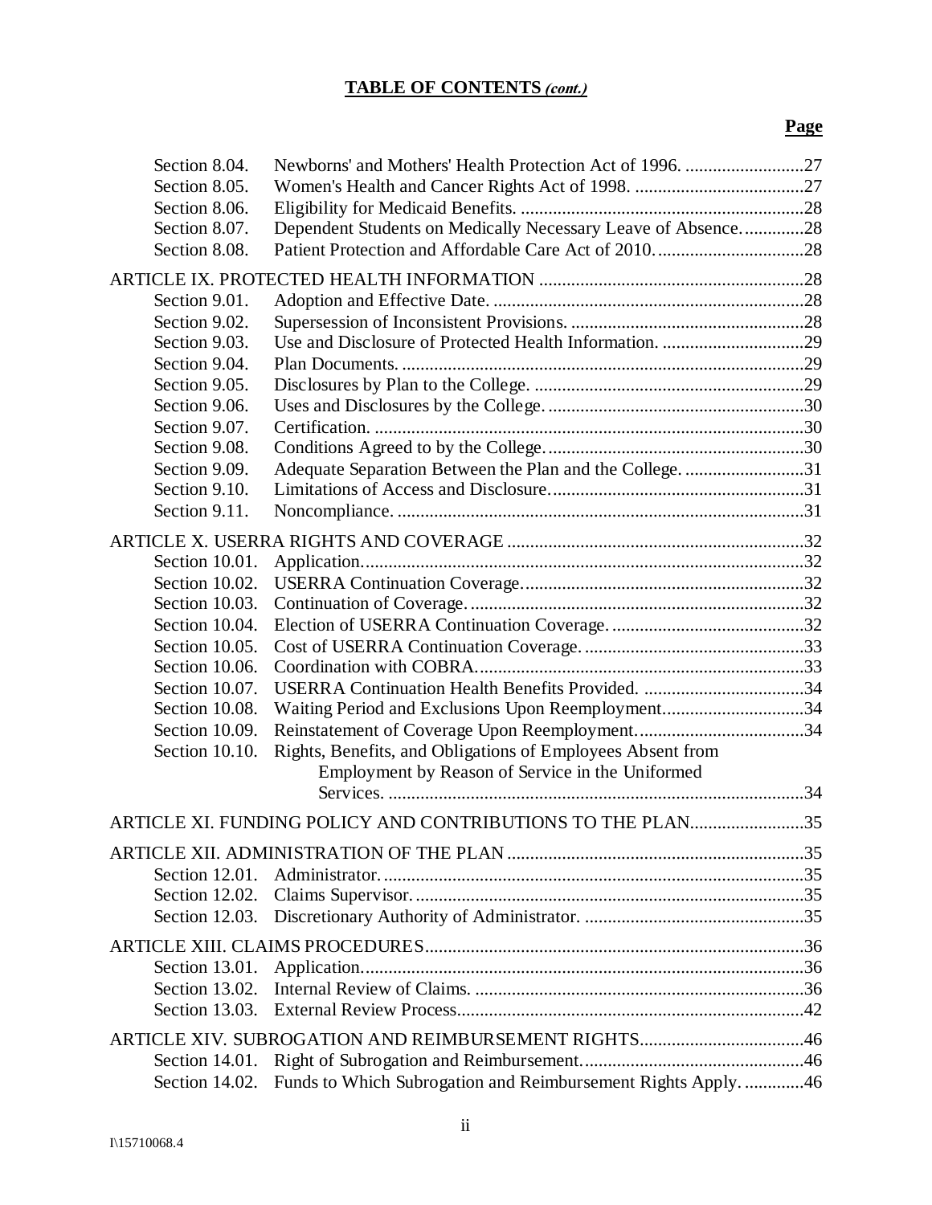**TABLE OF CONTENTS *(cont.)***

| | | Page |
|---|---|---|
| Section 8.04. | Newborns' and Mothers' Health Protection Act of 1996. | 27 |
| Section 8.05. | Women's Health and Cancer Rights Act of 1998. | 27 |
| Section 8.06. | Eligibility for Medicaid Benefits. | 28 |
| Section 8.07. | Dependent Students on Medically Necessary Leave of Absence. | 28 |
| Section 8.08. | Patient Protection and Affordable Care Act of 2010. | 28 |
| ARTICLE IX. PROTECTED HEALTH INFORMATION | | 28 |
| Section 9.01. | Adoption and Effective Date. | 28 |
| Section 9.02. | Supersession of Inconsistent Provisions. | 28 |
| Section 9.03. | Use and Disclosure of Protected Health Information. | 29 |
| Section 9.04. | Plan Documents. | 29 |
| Section 9.05. | Disclosures by Plan to the College. | 29 |
| Section 9.06. | Uses and Disclosures by the College. | 30 |
| Section 9.07. | Certification. | 30 |
| Section 9.08. | Conditions Agreed to by the College. | 30 |
| Section 9.09. | Adequate Separation Between the Plan and the College. | 31 |
| Section 9.10. | Limitations of Access and Disclosure. | 31 |
| Section 9.11. | Noncompliance. | 31 |
| ARTICLE X. USERRA RIGHTS AND COVERAGE | | 32 |
| Section 10.01. | Application. | 32 |
| Section 10.02. | USERRA Continuation Coverage. | 32 |
| Section 10.03. | Continuation of Coverage. | 32 |
| Section 10.04. | Election of USERRA Continuation Coverage. | 32 |
| Section 10.05. | Cost of USERRA Continuation Coverage. | 33 |
| Section 10.06. | Coordination with COBRA. | 33 |
| Section 10.07. | USERRA Continuation Health Benefits Provided. | 34 |
| Section 10.08. | Waiting Period and Exclusions Upon Reemployment. | 34 |
| Section 10.09. | Reinstatement of Coverage Upon Reemployment. | 34 |
| Section 10.10. | Rights, Benefits, and Obligations of Employees Absent from Employment by Reason of Service in the Uniformed Services. | 34 |
| ARTICLE XI. FUNDING POLICY AND CONTRIBUTIONS TO THE PLAN | | 35 |
| ARTICLE XII. ADMINISTRATION OF THE PLAN | | 35 |
| Section 12.01. | Administrator. | 35 |
| Section 12.02. | Claims Supervisor. | 35 |
| Section 12.03. | Discretionary Authority of Administrator. | 35 |
| ARTICLE XIII. CLAIMS PROCEDURES | | 36 |
| Section 13.01. | Application. | 36 |
| Section 13.02. | Internal Review of Claims. | 36 |
| Section 13.03. | External Review Process. | 42 |
| ARTICLE XIV. SUBROGATION AND REIMBURSEMENT RIGHTS | | 46 |
| Section 14.01. | Right of Subrogation and Reimbursement. | 46 |
| Section 14.02. | Funds to Which Subrogation and Reimbursement Rights Apply. | 46 |

I\15710068.4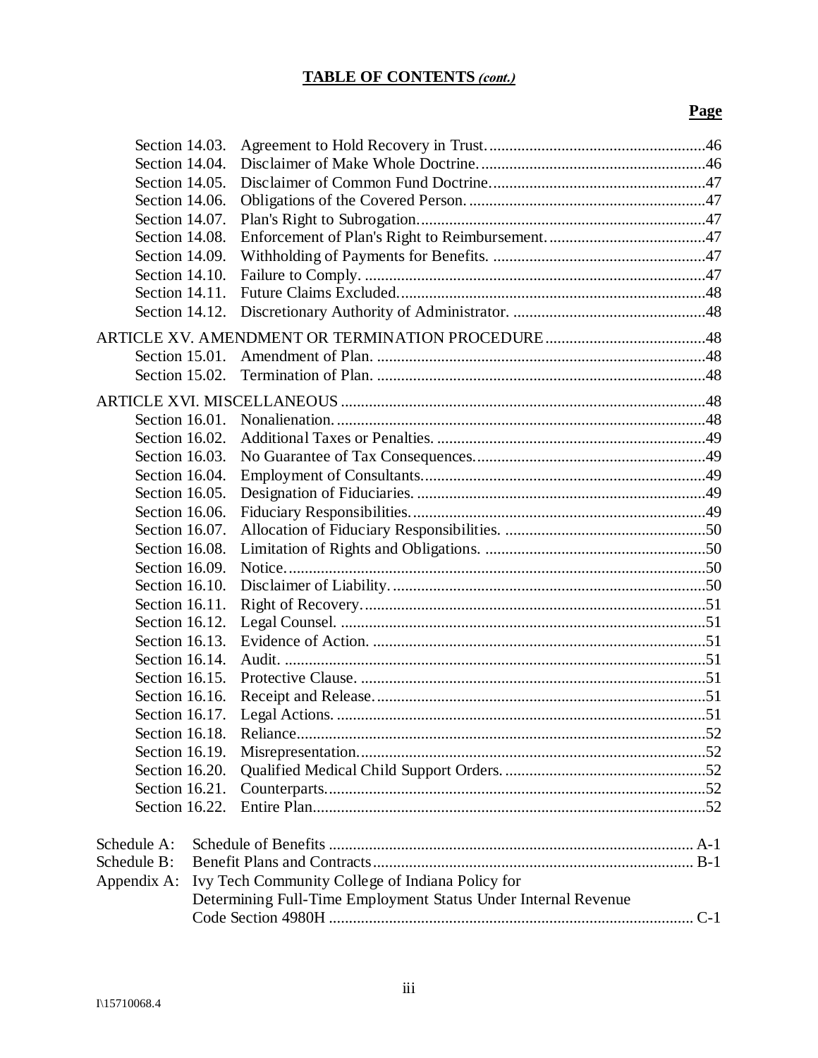## TABLE OF CONTENTS *(cont.)*

| | | Page |
|---|---|---|
| Section 14.03. | Agreement to Hold Recovery in Trust. | 46 |
| Section 14.04. | Disclaimer of Make Whole Doctrine. | 46 |
| Section 14.05. | Disclaimer of Common Fund Doctrine. | 47 |
| Section 14.06. | Obligations of the Covered Person. | 47 |
| Section 14.07. | Plan's Right to Subrogation. | 47 |
| Section 14.08. | Enforcement of Plan's Right to Reimbursement. | 47 |
| Section 14.09. | Withholding of Payments for Benefits. | 47 |
| Section 14.10. | Failure to Comply. | 47 |
| Section 14.11. | Future Claims Excluded. | 48 |
| Section 14.12. | Discretionary Authority of Administrator. | 48 |
| ARTICLE XV. AMENDMENT OR TERMINATION PROCEDURE | | 48 |
| Section 15.01. | Amendment of Plan. | 48 |
| Section 15.02. | Termination of Plan. | 48 |
| ARTICLE XVI. MISCELLANEOUS | | 48 |
| Section 16.01. | Nonalienation. | 48 |
| Section 16.02. | Additional Taxes or Penalties. | 49 |
| Section 16.03. | No Guarantee of Tax Consequences. | 49 |
| Section 16.04. | Employment of Consultants. | 49 |
| Section 16.05. | Designation of Fiduciaries. | 49 |
| Section 16.06. | Fiduciary Responsibilities. | 49 |
| Section 16.07. | Allocation of Fiduciary Responsibilities. | 50 |
| Section 16.08. | Limitation of Rights and Obligations. | 50 |
| Section 16.09. | Notice. | 50 |
| Section 16.10. | Disclaimer of Liability. | 50 |
| Section 16.11. | Right of Recovery. | 51 |
| Section 16.12. | Legal Counsel. | 51 |
| Section 16.13. | Evidence of Action. | 51 |
| Section 16.14. | Audit. | 51 |
| Section 16.15. | Protective Clause. | 51 |
| Section 16.16. | Receipt and Release. | 51 |
| Section 16.17. | Legal Actions. | 51 |
| Section 16.18. | Reliance. | 52 |
| Section 16.19. | Misrepresentation. | 52 |
| Section 16.20. | Qualified Medical Child Support Orders. | 52 |
| Section 16.21. | Counterparts. | 52 |
| Section 16.22. | Entire Plan. | 52 |
| Schedule A: | Schedule of Benefits | A-1 |
| Schedule B: | Benefit Plans and Contracts | B-1 |
| Appendix A: | Ivy Tech Community College of Indiana Policy for Determining Full-Time Employment Status Under Internal Revenue Code Section 4980H | C-1 |

I\15710068.4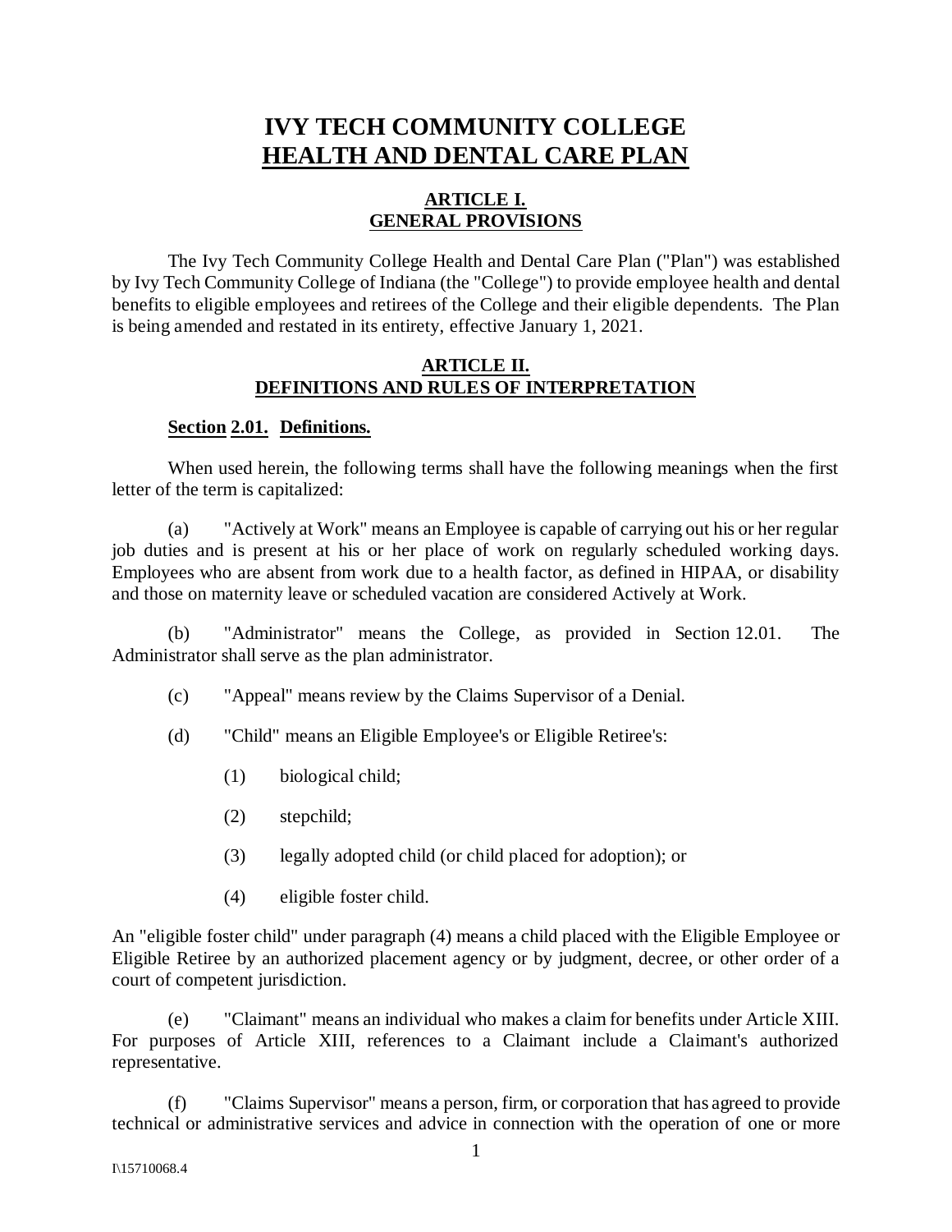# IVY TECH COMMUNITY COLLEGE
# HEALTH AND DENTAL CARE PLAN

## ARTICLE I.
## GENERAL PROVISIONS

The Ivy Tech Community College Health and Dental Care Plan ("Plan") was established by Ivy Tech Community College of Indiana (the "College") to provide employee health and dental benefits to eligible employees and retirees of the College and their eligible dependents. The Plan is being amended and restated in its entirety, effective January 1, 2021.

## ARTICLE II.
## DEFINITIONS AND RULES OF INTERPRETATION

### Section 2.01. Definitions.

When used herein, the following terms shall have the following meanings when the first letter of the term is capitalized:

(a) "Actively at Work" means an Employee is capable of carrying out his or her regular job duties and is present at his or her place of work on regularly scheduled working days. Employees who are absent from work due to a health factor, as defined in HIPAA, or disability and those on maternity leave or scheduled vacation are considered Actively at Work.

(b) "Administrator" means the College, as provided in Section 12.01. The Administrator shall serve as the plan administrator.

(c) "Appeal" means review by the Claims Supervisor of a Denial.

(d) "Child" means an Eligible Employee's or Eligible Retiree's:

(1) biological child;

(2) stepchild;

(3) legally adopted child (or child placed for adoption); or

(4) eligible foster child.

An "eligible foster child" under paragraph (4) means a child placed with the Eligible Employee or Eligible Retiree by an authorized placement agency or by judgment, decree, or other order of a court of competent jurisdiction.

(e) "Claimant" means an individual who makes a claim for benefits under Article XIII. For purposes of Article XIII, references to a Claimant include a Claimant's authorized representative.

(f) "Claims Supervisor" means a person, firm, or corporation that has agreed to provide technical or administrative services and advice in connection with the operation of one or more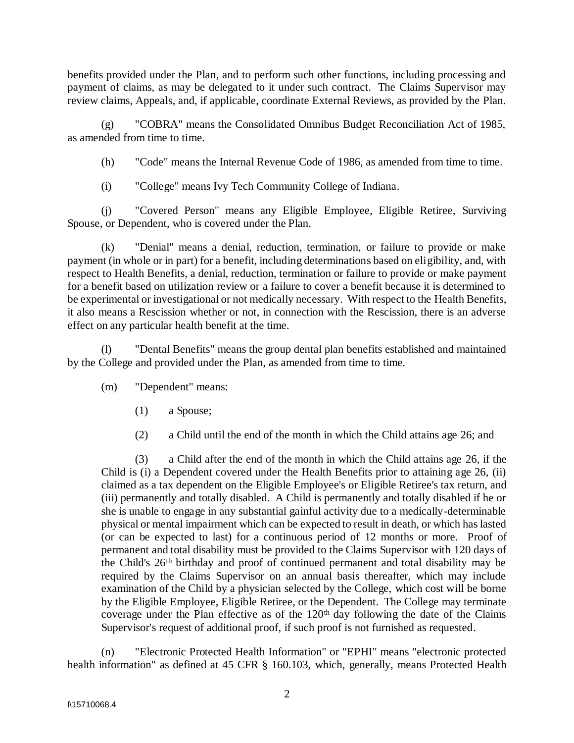benefits provided under the Plan, and to perform such other functions, including processing and payment of claims, as may be delegated to it under such contract. The Claims Supervisor may review claims, Appeals, and, if applicable, coordinate External Reviews, as provided by the Plan.

(g) "COBRA" means the Consolidated Omnibus Budget Reconciliation Act of 1985, as amended from time to time.

(h) "Code" means the Internal Revenue Code of 1986, as amended from time to time.

(i) "College" means Ivy Tech Community College of Indiana.

(j) "Covered Person" means any Eligible Employee, Eligible Retiree, Surviving Spouse, or Dependent, who is covered under the Plan.

(k) "Denial" means a denial, reduction, termination, or failure to provide or make payment (in whole or in part) for a benefit, including determinations based on eligibility, and, with respect to Health Benefits, a denial, reduction, termination or failure to provide or make payment for a benefit based on utilization review or a failure to cover a benefit because it is determined to be experimental or investigational or not medically necessary. With respect to the Health Benefits, it also means a Rescission whether or not, in connection with the Rescission, there is an adverse effect on any particular health benefit at the time.

(l) "Dental Benefits" means the group dental plan benefits established and maintained by the College and provided under the Plan, as amended from time to time.

(m) "Dependent" means:

(1) a Spouse;

(2) a Child until the end of the month in which the Child attains age 26; and

(3) a Child after the end of the month in which the Child attains age 26, if the Child is (i) a Dependent covered under the Health Benefits prior to attaining age 26, (ii) claimed as a tax dependent on the Eligible Employee's or Eligible Retiree's tax return, and (iii) permanently and totally disabled. A Child is permanently and totally disabled if he or she is unable to engage in any substantial gainful activity due to a medically-determinable physical or mental impairment which can be expected to result in death, or which has lasted (or can be expected to last) for a continuous period of 12 months or more. Proof of permanent and total disability must be provided to the Claims Supervisor with 120 days of the Child's 26th birthday and proof of continued permanent and total disability may be required by the Claims Supervisor on an annual basis thereafter, which may include examination of the Child by a physician selected by the College, which cost will be borne by the Eligible Employee, Eligible Retiree, or the Dependent. The College may terminate coverage under the Plan effective as of the 120th day following the date of the Claims Supervisor's request of additional proof, if such proof is not furnished as requested.

(n) "Electronic Protected Health Information" or "EPHI" means "electronic protected health information" as defined at 45 CFR § 160.103, which, generally, means Protected Health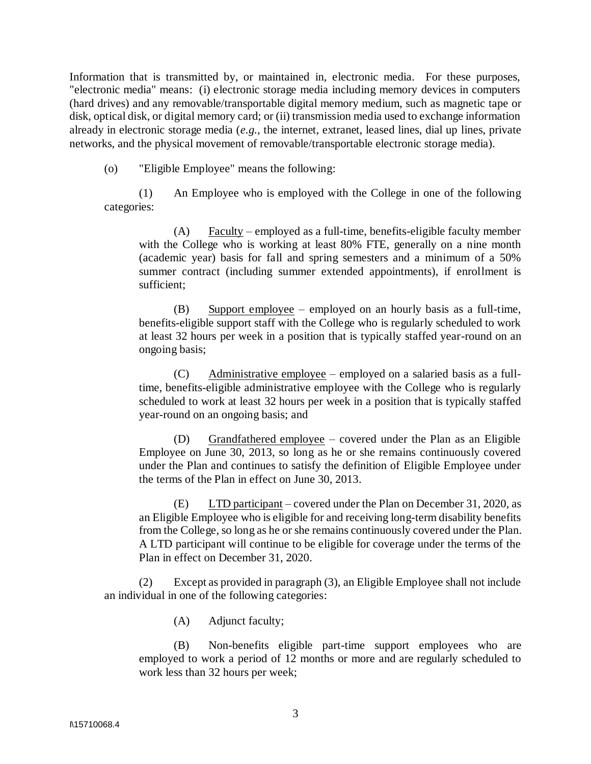Information that is transmitted by, or maintained in, electronic media. For these purposes, "electronic media" means: (i) electronic storage media including memory devices in computers (hard drives) and any removable/transportable digital memory medium, such as magnetic tape or disk, optical disk, or digital memory card; or (ii) transmission media used to exchange information already in electronic storage media (*e.g.*, the internet, extranet, leased lines, dial up lines, private networks, and the physical movement of removable/transportable electronic storage media).

(o) "Eligible Employee" means the following:

(1) An Employee who is employed with the College in one of the following categories:

(A) Faculty – employed as a full-time, benefits-eligible faculty member with the College who is working at least 80% FTE, generally on a nine month (academic year) basis for fall and spring semesters and a minimum of a 50% summer contract (including summer extended appointments), if enrollment is sufficient;

(B) Support employee – employed on an hourly basis as a full-time, benefits-eligible support staff with the College who is regularly scheduled to work at least 32 hours per week in a position that is typically staffed year-round on an ongoing basis;

(C) Administrative employee – employed on a salaried basis as a full-time, benefits-eligible administrative employee with the College who is regularly scheduled to work at least 32 hours per week in a position that is typically staffed year-round on an ongoing basis; and

(D) Grandfathered employee – covered under the Plan as an Eligible Employee on June 30, 2013, so long as he or she remains continuously covered under the Plan and continues to satisfy the definition of Eligible Employee under the terms of the Plan in effect on June 30, 2013.

(E) LTD participant – covered under the Plan on December 31, 2020, as an Eligible Employee who is eligible for and receiving long-term disability benefits from the College, so long as he or she remains continuously covered under the Plan. A LTD participant will continue to be eligible for coverage under the terms of the Plan in effect on December 31, 2020.

(2) Except as provided in paragraph (3), an Eligible Employee shall not include an individual in one of the following categories:

(A) Adjunct faculty;

(B) Non-benefits eligible part-time support employees who are employed to work a period of 12 months or more and are regularly scheduled to work less than 32 hours per week;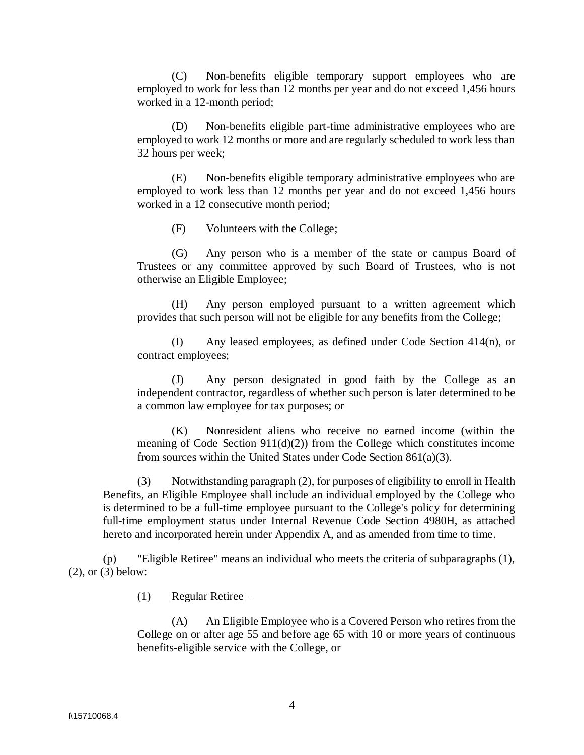(C) Non-benefits eligible temporary support employees who are employed to work for less than 12 months per year and do not exceed 1,456 hours worked in a 12-month period;

(D) Non-benefits eligible part-time administrative employees who are employed to work 12 months or more and are regularly scheduled to work less than 32 hours per week;

(E) Non-benefits eligible temporary administrative employees who are employed to work less than 12 months per year and do not exceed 1,456 hours worked in a 12 consecutive month period;

(F) Volunteers with the College;

(G) Any person who is a member of the state or campus Board of Trustees or any committee approved by such Board of Trustees, who is not otherwise an Eligible Employee;

(H) Any person employed pursuant to a written agreement which provides that such person will not be eligible for any benefits from the College;

(I) Any leased employees, as defined under Code Section 414(n), or contract employees;

(J) Any person designated in good faith by the College as an independent contractor, regardless of whether such person is later determined to be a common law employee for tax purposes; or

(K) Nonresident aliens who receive no earned income (within the meaning of Code Section 911(d)(2)) from the College which constitutes income from sources within the United States under Code Section 861(a)(3).

(3) Notwithstanding paragraph (2), for purposes of eligibility to enroll in Health Benefits, an Eligible Employee shall include an individual employed by the College who is determined to be a full-time employee pursuant to the College's policy for determining full-time employment status under Internal Revenue Code Section 4980H, as attached hereto and incorporated herein under Appendix A, and as amended from time to time.

(p) "Eligible Retiree" means an individual who meets the criteria of subparagraphs (1), (2), or (3) below:

(1) <u>Regular Retiree</u> –

(A) An Eligible Employee who is a Covered Person who retires from the College on or after age 55 and before age 65 with 10 or more years of continuous benefits-eligible service with the College, or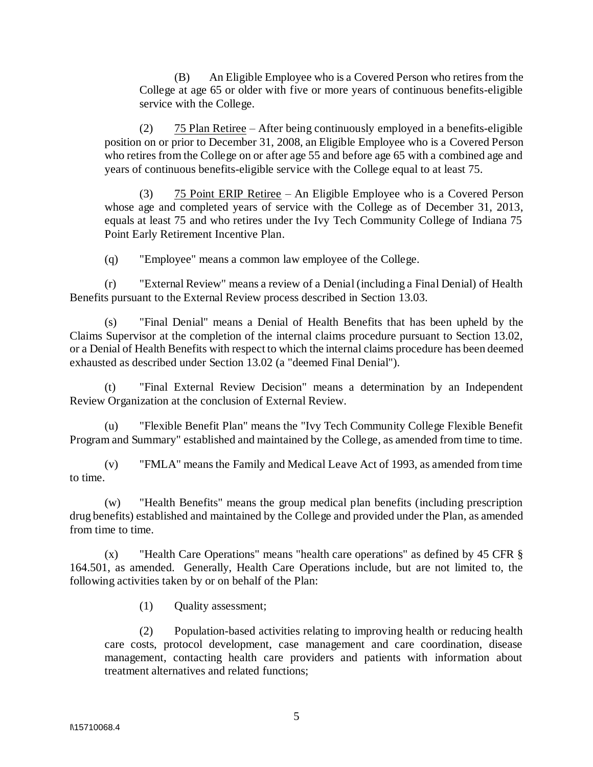(B) An Eligible Employee who is a Covered Person who retires from the College at age 65 or older with five or more years of continuous benefits-eligible service with the College.

(2) 75 Plan Retiree – After being continuously employed in a benefits-eligible position on or prior to December 31, 2008, an Eligible Employee who is a Covered Person who retires from the College on or after age 55 and before age 65 with a combined age and years of continuous benefits-eligible service with the College equal to at least 75.

(3) 75 Point ERIP Retiree – An Eligible Employee who is a Covered Person whose age and completed years of service with the College as of December 31, 2013, equals at least 75 and who retires under the Ivy Tech Community College of Indiana 75 Point Early Retirement Incentive Plan.

(q) "Employee" means a common law employee of the College.

(r) "External Review" means a review of a Denial (including a Final Denial) of Health Benefits pursuant to the External Review process described in Section 13.03.

(s) "Final Denial" means a Denial of Health Benefits that has been upheld by the Claims Supervisor at the completion of the internal claims procedure pursuant to Section 13.02, or a Denial of Health Benefits with respect to which the internal claims procedure has been deemed exhausted as described under Section 13.02 (a "deemed Final Denial").

(t) "Final External Review Decision" means a determination by an Independent Review Organization at the conclusion of External Review.

(u) "Flexible Benefit Plan" means the "Ivy Tech Community College Flexible Benefit Program and Summary" established and maintained by the College, as amended from time to time.

(v) "FMLA" means the Family and Medical Leave Act of 1993, as amended from time to time.

(w) "Health Benefits" means the group medical plan benefits (including prescription drug benefits) established and maintained by the College and provided under the Plan, as amended from time to time.

(x) "Health Care Operations" means "health care operations" as defined by 45 CFR § 164.501, as amended. Generally, Health Care Operations include, but are not limited to, the following activities taken by or on behalf of the Plan:

(1) Quality assessment;

(2) Population-based activities relating to improving health or reducing health care costs, protocol development, case management and care coordination, disease management, contacting health care providers and patients with information about treatment alternatives and related functions;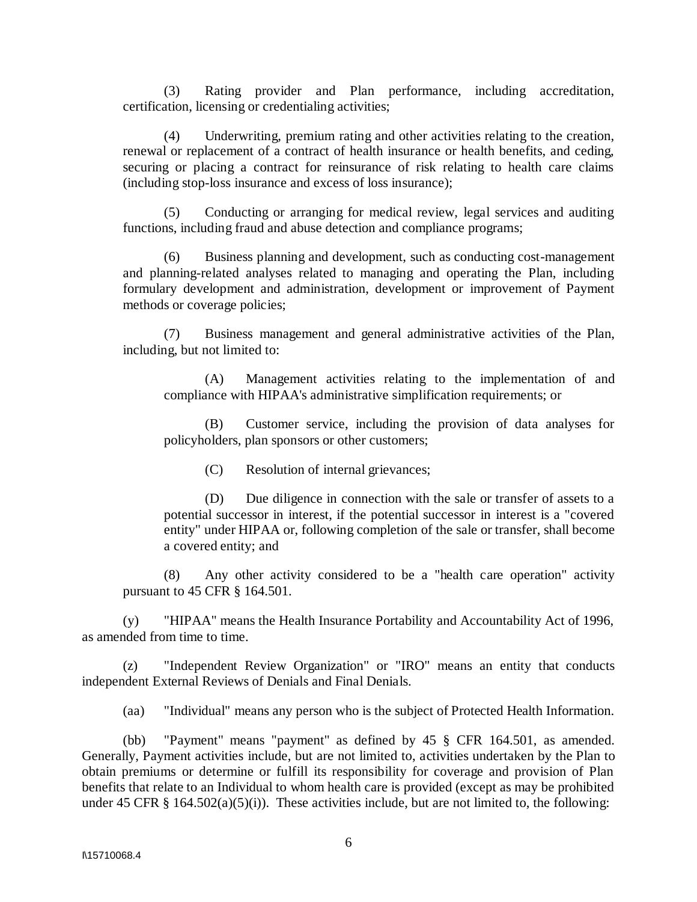(3) Rating provider and Plan performance, including accreditation, certification, licensing or credentialing activities;

(4) Underwriting, premium rating and other activities relating to the creation, renewal or replacement of a contract of health insurance or health benefits, and ceding, securing or placing a contract for reinsurance of risk relating to health care claims (including stop-loss insurance and excess of loss insurance);

(5) Conducting or arranging for medical review, legal services and auditing functions, including fraud and abuse detection and compliance programs;

(6) Business planning and development, such as conducting cost-management and planning-related analyses related to managing and operating the Plan, including formulary development and administration, development or improvement of Payment methods or coverage policies;

(7) Business management and general administrative activities of the Plan, including, but not limited to:

> (A) Management activities relating to the implementation of and compliance with HIPAA's administrative simplification requirements; or
>
> (B) Customer service, including the provision of data analyses for policyholders, plan sponsors or other customers;
>
> (C) Resolution of internal grievances;
>
> (D) Due diligence in connection with the sale or transfer of assets to a potential successor in interest, if the potential successor in interest is a "covered entity" under HIPAA or, following completion of the sale or transfer, shall become a covered entity; and

(8) Any other activity considered to be a "health care operation" activity pursuant to 45 CFR § 164.501.

(y) "HIPAA" means the Health Insurance Portability and Accountability Act of 1996, as amended from time to time.

(z) "Independent Review Organization" or "IRO" means an entity that conducts independent External Reviews of Denials and Final Denials.

(aa) "Individual" means any person who is the subject of Protected Health Information.

(bb) "Payment" means "payment" as defined by 45 § CFR 164.501, as amended. Generally, Payment activities include, but are not limited to, activities undertaken by the Plan to obtain premiums or determine or fulfill its responsibility for coverage and provision of Plan benefits that relate to an Individual to whom health care is provided (except as may be prohibited under 45 CFR § 164.502(a)(5)(i)). These activities include, but are not limited to, the following: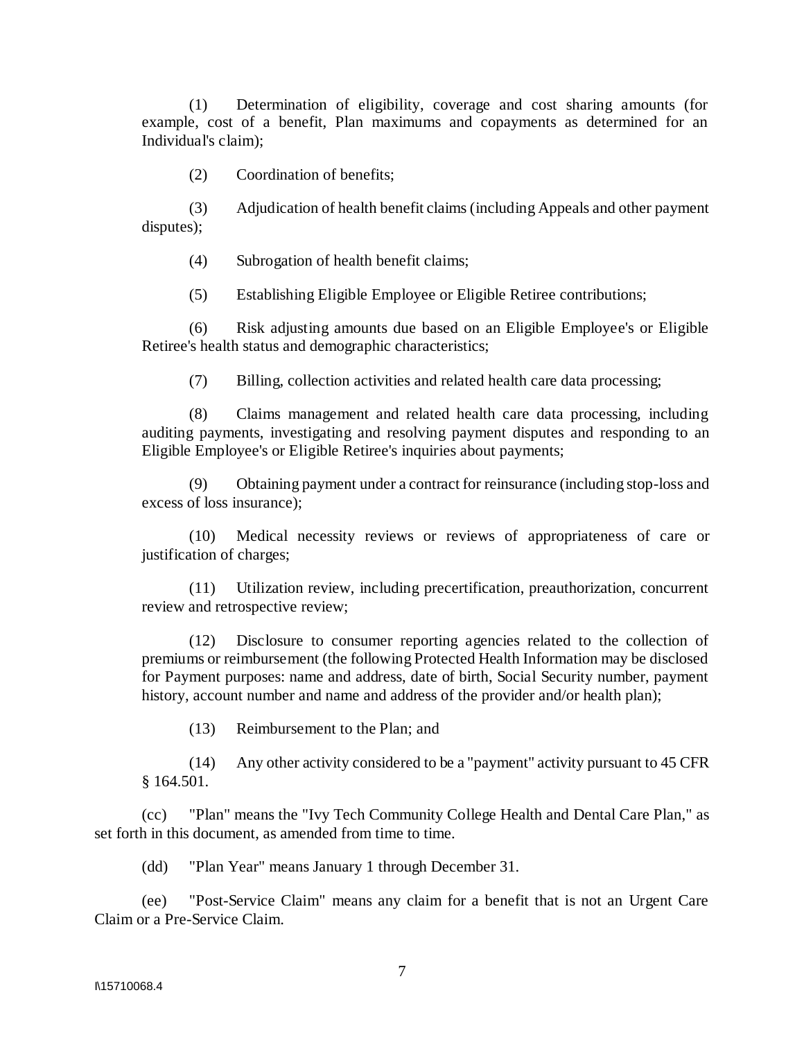(1) Determination of eligibility, coverage and cost sharing amounts (for example, cost of a benefit, Plan maximums and copayments as determined for an Individual's claim);

(2) Coordination of benefits;

(3) Adjudication of health benefit claims (including Appeals and other payment disputes);

(4) Subrogation of health benefit claims;

(5) Establishing Eligible Employee or Eligible Retiree contributions;

(6) Risk adjusting amounts due based on an Eligible Employee's or Eligible Retiree's health status and demographic characteristics;

(7) Billing, collection activities and related health care data processing;

(8) Claims management and related health care data processing, including auditing payments, investigating and resolving payment disputes and responding to an Eligible Employee's or Eligible Retiree's inquiries about payments;

(9) Obtaining payment under a contract for reinsurance (including stop-loss and excess of loss insurance);

(10) Medical necessity reviews or reviews of appropriateness of care or justification of charges;

(11) Utilization review, including precertification, preauthorization, concurrent review and retrospective review;

(12) Disclosure to consumer reporting agencies related to the collection of premiums or reimbursement (the following Protected Health Information may be disclosed for Payment purposes: name and address, date of birth, Social Security number, payment history, account number and name and address of the provider and/or health plan);

(13) Reimbursement to the Plan; and

(14) Any other activity considered to be a "payment" activity pursuant to 45 CFR § 164.501.

(cc) "Plan" means the "Ivy Tech Community College Health and Dental Care Plan," as set forth in this document, as amended from time to time.

(dd) "Plan Year" means January 1 through December 31.

(ee) "Post-Service Claim" means any claim for a benefit that is not an Urgent Care Claim or a Pre-Service Claim.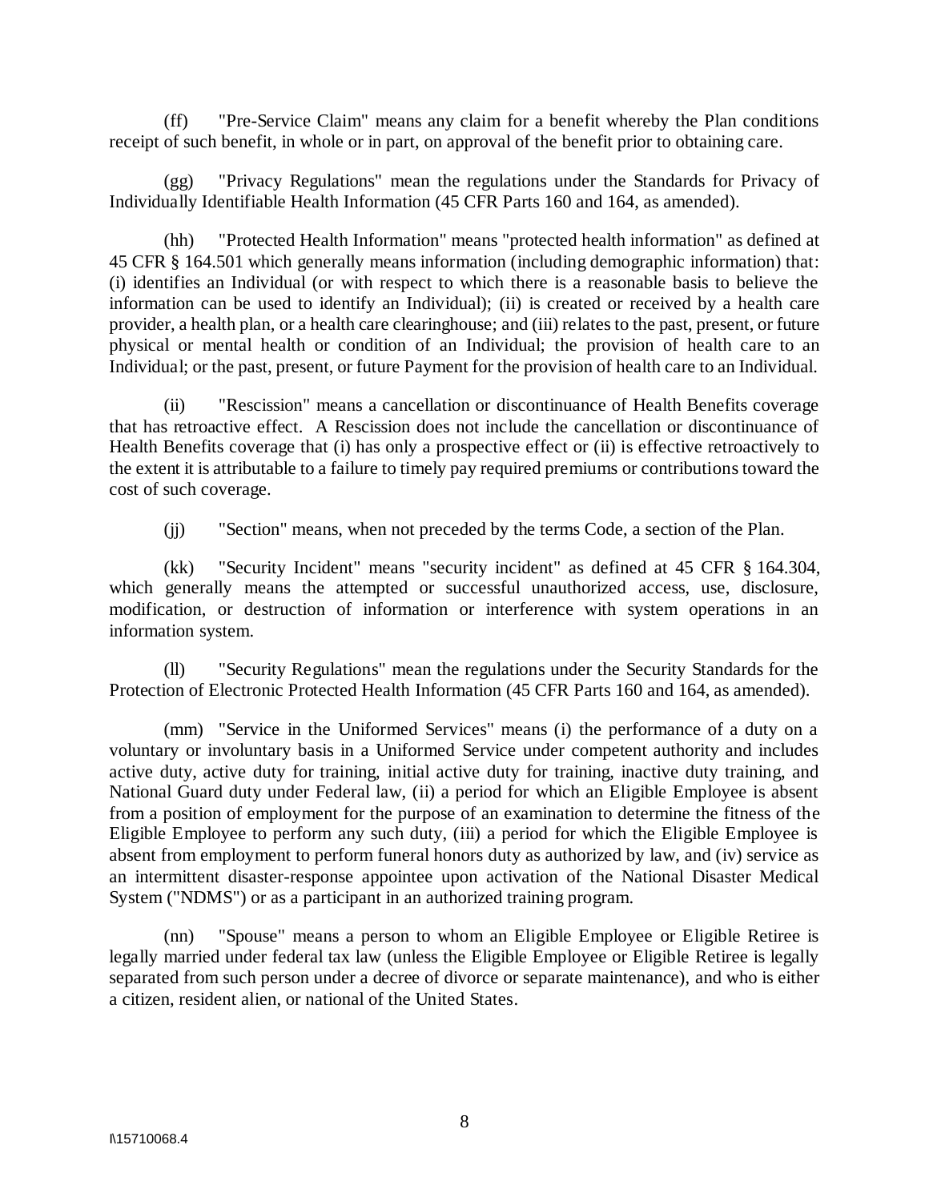(ff) "Pre-Service Claim" means any claim for a benefit whereby the Plan conditions receipt of such benefit, in whole or in part, on approval of the benefit prior to obtaining care.

(gg) "Privacy Regulations" mean the regulations under the Standards for Privacy of Individually Identifiable Health Information (45 CFR Parts 160 and 164, as amended).

(hh) "Protected Health Information" means "protected health information" as defined at 45 CFR § 164.501 which generally means information (including demographic information) that: (i) identifies an Individual (or with respect to which there is a reasonable basis to believe the information can be used to identify an Individual); (ii) is created or received by a health care provider, a health plan, or a health care clearinghouse; and (iii) relates to the past, present, or future physical or mental health or condition of an Individual; the provision of health care to an Individual; or the past, present, or future Payment for the provision of health care to an Individual.

(ii) "Rescission" means a cancellation or discontinuance of Health Benefits coverage that has retroactive effect. A Rescission does not include the cancellation or discontinuance of Health Benefits coverage that (i) has only a prospective effect or (ii) is effective retroactively to the extent it is attributable to a failure to timely pay required premiums or contributions toward the cost of such coverage.

(jj) "Section" means, when not preceded by the terms Code, a section of the Plan.

(kk) "Security Incident" means "security incident" as defined at 45 CFR § 164.304, which generally means the attempted or successful unauthorized access, use, disclosure, modification, or destruction of information or interference with system operations in an information system.

(ll) "Security Regulations" mean the regulations under the Security Standards for the Protection of Electronic Protected Health Information (45 CFR Parts 160 and 164, as amended).

(mm) "Service in the Uniformed Services" means (i) the performance of a duty on a voluntary or involuntary basis in a Uniformed Service under competent authority and includes active duty, active duty for training, initial active duty for training, inactive duty training, and National Guard duty under Federal law, (ii) a period for which an Eligible Employee is absent from a position of employment for the purpose of an examination to determine the fitness of the Eligible Employee to perform any such duty, (iii) a period for which the Eligible Employee is absent from employment to perform funeral honors duty as authorized by law, and (iv) service as an intermittent disaster-response appointee upon activation of the National Disaster Medical System ("NDMS") or as a participant in an authorized training program.

(nn) "Spouse" means a person to whom an Eligible Employee or Eligible Retiree is legally married under federal tax law (unless the Eligible Employee or Eligible Retiree is legally separated from such person under a decree of divorce or separate maintenance), and who is either a citizen, resident alien, or national of the United States.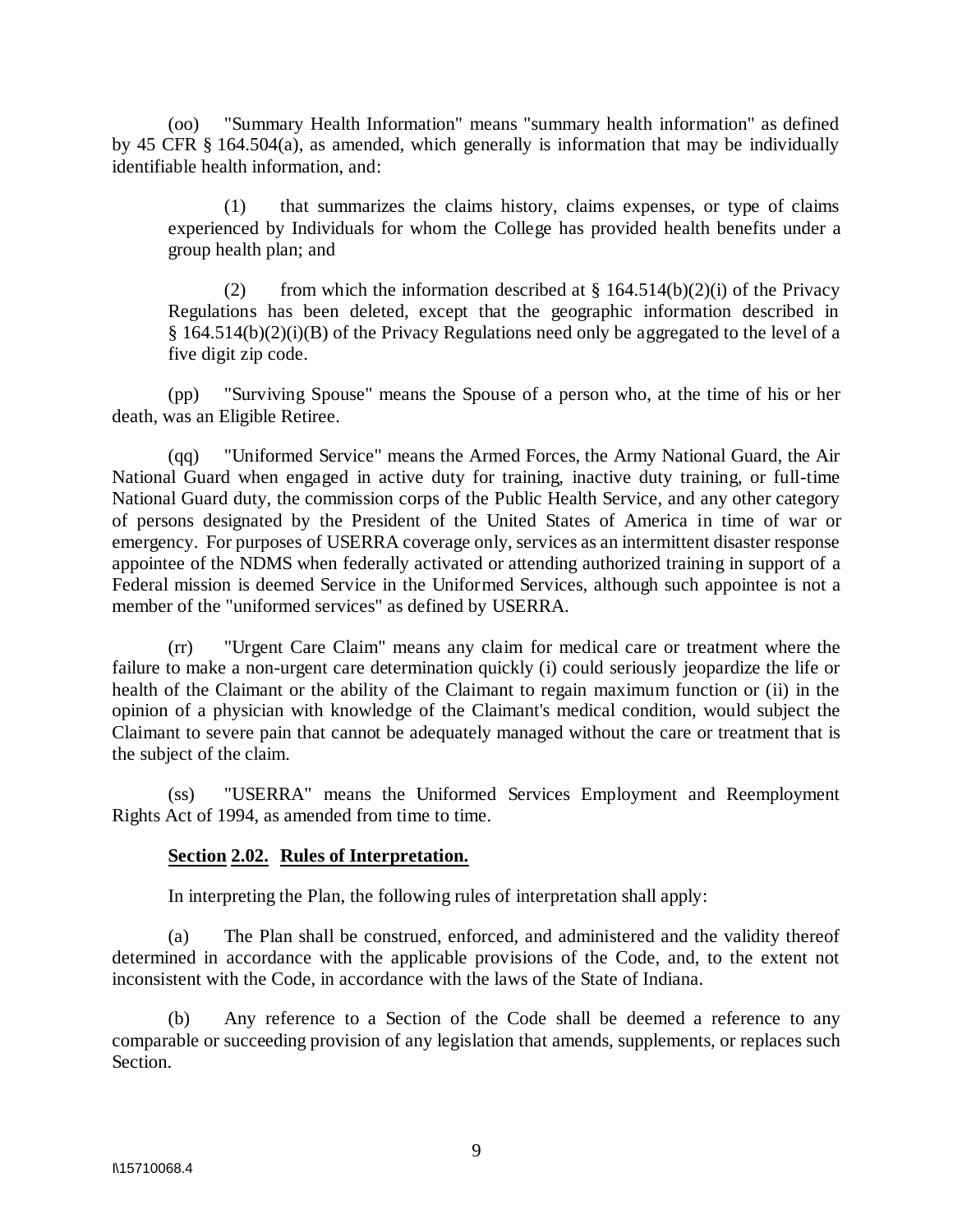(oo) "Summary Health Information" means "summary health information" as defined by 45 CFR § 164.504(a), as amended, which generally is information that may be individually identifiable health information, and:

> (1) that summarizes the claims history, claims expenses, or type of claims experienced by Individuals for whom the College has provided health benefits under a group health plan; and
>
> (2) from which the information described at § 164.514(b)(2)(i) of the Privacy Regulations has been deleted, except that the geographic information described in § 164.514(b)(2)(i)(B) of the Privacy Regulations need only be aggregated to the level of a five digit zip code.

(pp) "Surviving Spouse" means the Spouse of a person who, at the time of his or her death, was an Eligible Retiree.

(qq) "Uniformed Service" means the Armed Forces, the Army National Guard, the Air National Guard when engaged in active duty for training, inactive duty training, or full-time National Guard duty, the commission corps of the Public Health Service, and any other category of persons designated by the President of the United States of America in time of war or emergency. For purposes of USERRA coverage only, services as an intermittent disaster response appointee of the NDMS when federally activated or attending authorized training in support of a Federal mission is deemed Service in the Uniformed Services, although such appointee is not a member of the "uniformed services" as defined by USERRA.

(rr) "Urgent Care Claim" means any claim for medical care or treatment where the failure to make a non-urgent care determination quickly (i) could seriously jeopardize the life or health of the Claimant or the ability of the Claimant to regain maximum function or (ii) in the opinion of a physician with knowledge of the Claimant's medical condition, would subject the Claimant to severe pain that cannot be adequately managed without the care or treatment that is the subject of the claim.

(ss) "USERRA" means the Uniformed Services Employment and Reemployment Rights Act of 1994, as amended from time to time.

**Section 2.02. Rules of Interpretation.**

In interpreting the Plan, the following rules of interpretation shall apply:

(a) The Plan shall be construed, enforced, and administered and the validity thereof determined in accordance with the applicable provisions of the Code, and, to the extent not inconsistent with the Code, in accordance with the laws of the State of Indiana.

(b) Any reference to a Section of the Code shall be deemed a reference to any comparable or succeeding provision of any legislation that amends, supplements, or replaces such Section.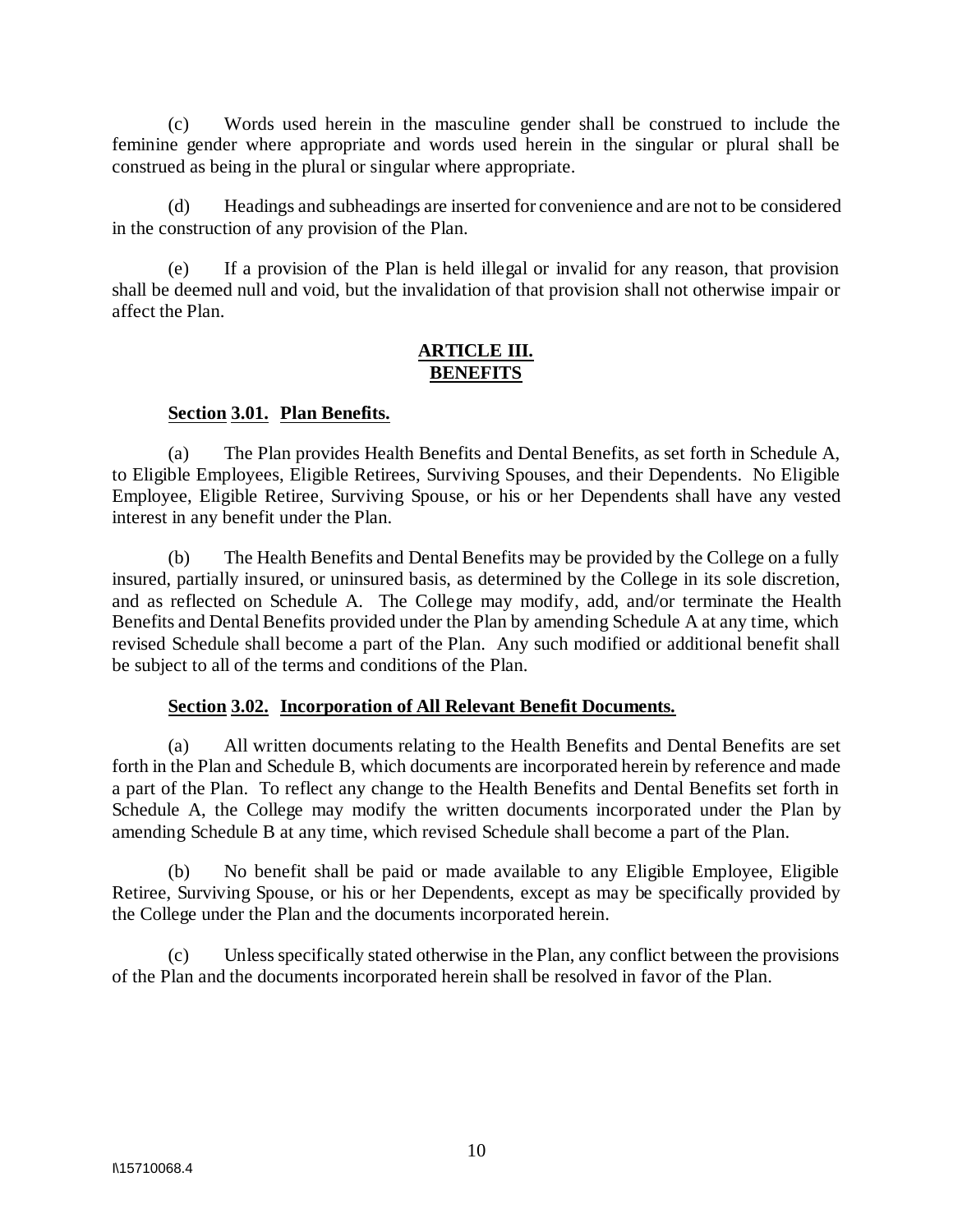(c) Words used herein in the masculine gender shall be construed to include the feminine gender where appropriate and words used herein in the singular or plural shall be construed as being in the plural or singular where appropriate.

(d) Headings and subheadings are inserted for convenience and are not to be considered in the construction of any provision of the Plan.

(e) If a provision of the Plan is held illegal or invalid for any reason, that provision shall be deemed null and void, but the invalidation of that provision shall not otherwise impair or affect the Plan.

## ARTICLE III.
## BENEFITS

### Section 3.01. Plan Benefits.

(a) The Plan provides Health Benefits and Dental Benefits, as set forth in Schedule A, to Eligible Employees, Eligible Retirees, Surviving Spouses, and their Dependents. No Eligible Employee, Eligible Retiree, Surviving Spouse, or his or her Dependents shall have any vested interest in any benefit under the Plan.

(b) The Health Benefits and Dental Benefits may be provided by the College on a fully insured, partially insured, or uninsured basis, as determined by the College in its sole discretion, and as reflected on Schedule A. The College may modify, add, and/or terminate the Health Benefits and Dental Benefits provided under the Plan by amending Schedule A at any time, which revised Schedule shall become a part of the Plan. Any such modified or additional benefit shall be subject to all of the terms and conditions of the Plan.

### Section 3.02. Incorporation of All Relevant Benefit Documents.

(a) All written documents relating to the Health Benefits and Dental Benefits are set forth in the Plan and Schedule B, which documents are incorporated herein by reference and made a part of the Plan. To reflect any change to the Health Benefits and Dental Benefits set forth in Schedule A, the College may modify the written documents incorporated under the Plan by amending Schedule B at any time, which revised Schedule shall become a part of the Plan.

(b) No benefit shall be paid or made available to any Eligible Employee, Eligible Retiree, Surviving Spouse, or his or her Dependents, except as may be specifically provided by the College under the Plan and the documents incorporated herein.

(c) Unless specifically stated otherwise in the Plan, any conflict between the provisions of the Plan and the documents incorporated herein shall be resolved in favor of the Plan.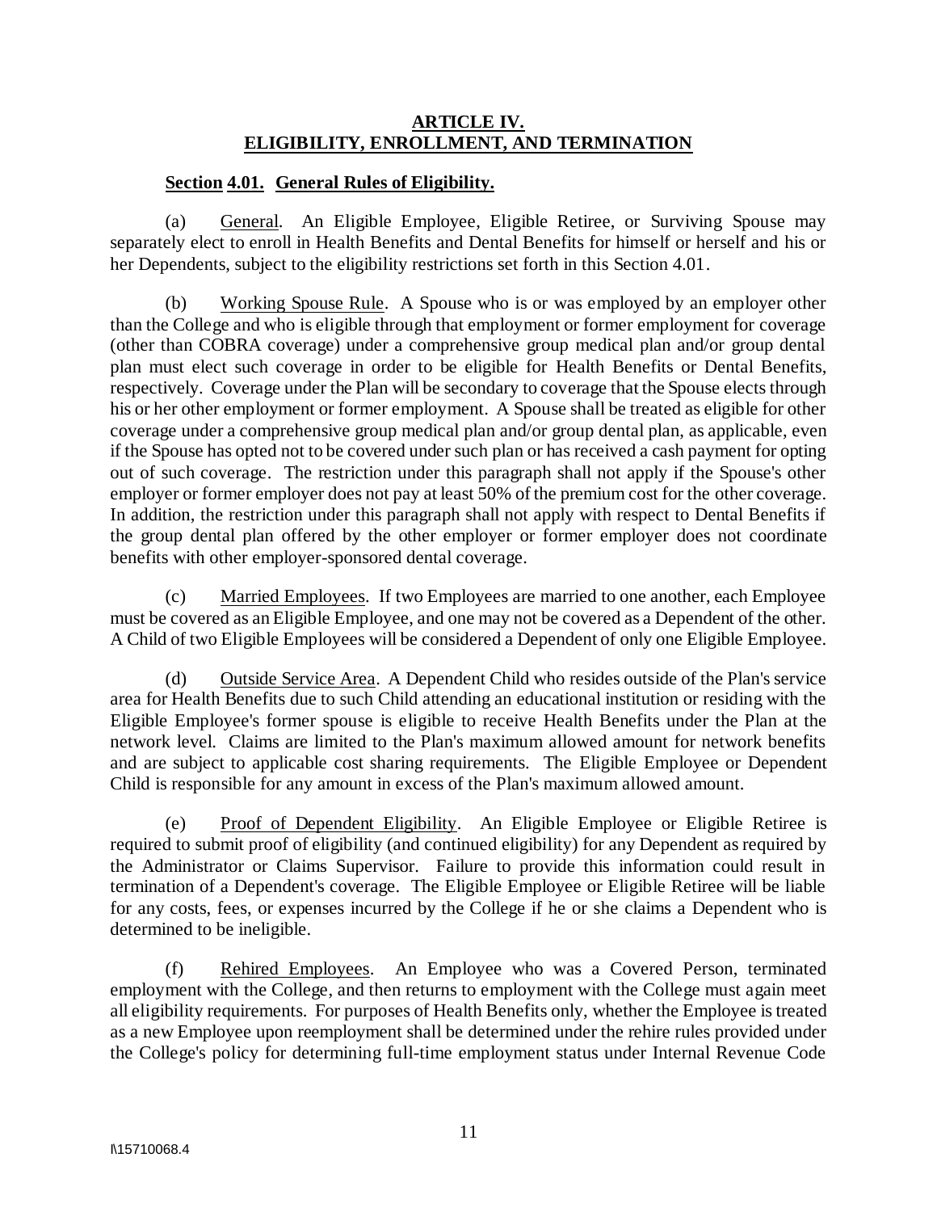## ARTICLE IV.
## ELIGIBILITY, ENROLLMENT, AND TERMINATION

### Section 4.01. General Rules of Eligibility.

(a) General. An Eligible Employee, Eligible Retiree, or Surviving Spouse may separately elect to enroll in Health Benefits and Dental Benefits for himself or herself and his or her Dependents, subject to the eligibility restrictions set forth in this Section 4.01.

(b) Working Spouse Rule. A Spouse who is or was employed by an employer other than the College and who is eligible through that employment or former employment for coverage (other than COBRA coverage) under a comprehensive group medical plan and/or group dental plan must elect such coverage in order to be eligible for Health Benefits or Dental Benefits, respectively. Coverage under the Plan will be secondary to coverage that the Spouse elects through his or her other employment or former employment. A Spouse shall be treated as eligible for other coverage under a comprehensive group medical plan and/or group dental plan, as applicable, even if the Spouse has opted not to be covered under such plan or has received a cash payment for opting out of such coverage. The restriction under this paragraph shall not apply if the Spouse's other employer or former employer does not pay at least 50% of the premium cost for the other coverage. In addition, the restriction under this paragraph shall not apply with respect to Dental Benefits if the group dental plan offered by the other employer or former employer does not coordinate benefits with other employer-sponsored dental coverage.

(c) Married Employees. If two Employees are married to one another, each Employee must be covered as an Eligible Employee, and one may not be covered as a Dependent of the other. A Child of two Eligible Employees will be considered a Dependent of only one Eligible Employee.

(d) Outside Service Area. A Dependent Child who resides outside of the Plan's service area for Health Benefits due to such Child attending an educational institution or residing with the Eligible Employee's former spouse is eligible to receive Health Benefits under the Plan at the network level. Claims are limited to the Plan's maximum allowed amount for network benefits and are subject to applicable cost sharing requirements. The Eligible Employee or Dependent Child is responsible for any amount in excess of the Plan's maximum allowed amount.

(e) Proof of Dependent Eligibility. An Eligible Employee or Eligible Retiree is required to submit proof of eligibility (and continued eligibility) for any Dependent as required by the Administrator or Claims Supervisor. Failure to provide this information could result in termination of a Dependent's coverage. The Eligible Employee or Eligible Retiree will be liable for any costs, fees, or expenses incurred by the College if he or she claims a Dependent who is determined to be ineligible.

(f) Rehired Employees. An Employee who was a Covered Person, terminated employment with the College, and then returns to employment with the College must again meet all eligibility requirements. For purposes of Health Benefits only, whether the Employee is treated as a new Employee upon reemployment shall be determined under the rehire rules provided under the College's policy for determining full-time employment status under Internal Revenue Code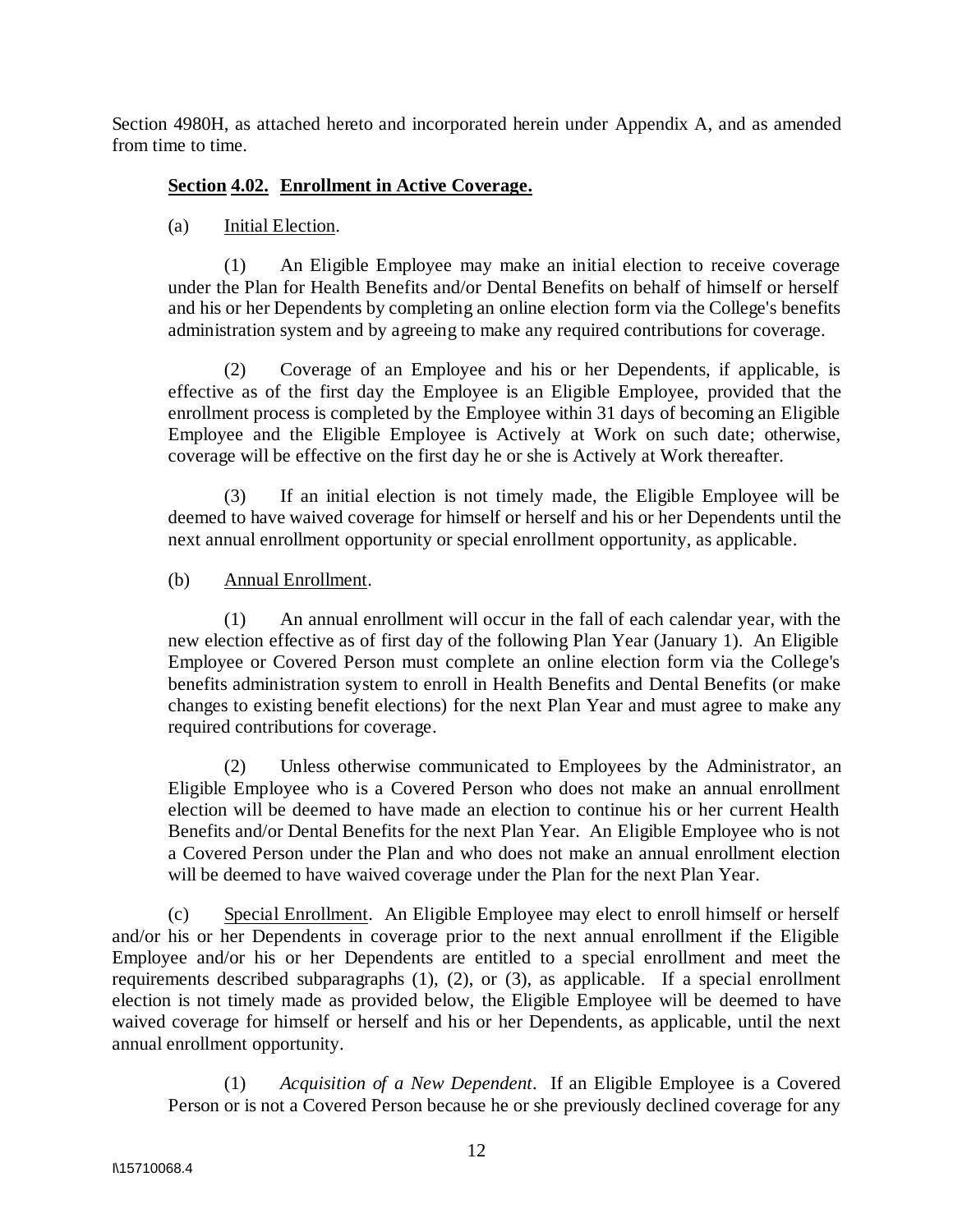Section 4980H, as attached hereto and incorporated herein under Appendix A, and as amended from time to time.

**Section 4.02. Enrollment in Active Coverage.**

(a) Initial Election.

(1) An Eligible Employee may make an initial election to receive coverage under the Plan for Health Benefits and/or Dental Benefits on behalf of himself or herself and his or her Dependents by completing an online election form via the College's benefits administration system and by agreeing to make any required contributions for coverage.

(2) Coverage of an Employee and his or her Dependents, if applicable, is effective as of the first day the Employee is an Eligible Employee, provided that the enrollment process is completed by the Employee within 31 days of becoming an Eligible Employee and the Eligible Employee is Actively at Work on such date; otherwise, coverage will be effective on the first day he or she is Actively at Work thereafter.

(3) If an initial election is not timely made, the Eligible Employee will be deemed to have waived coverage for himself or herself and his or her Dependents until the next annual enrollment opportunity or special enrollment opportunity, as applicable.

(b) Annual Enrollment.

(1) An annual enrollment will occur in the fall of each calendar year, with the new election effective as of first day of the following Plan Year (January 1). An Eligible Employee or Covered Person must complete an online election form via the College's benefits administration system to enroll in Health Benefits and Dental Benefits (or make changes to existing benefit elections) for the next Plan Year and must agree to make any required contributions for coverage.

(2) Unless otherwise communicated to Employees by the Administrator, an Eligible Employee who is a Covered Person who does not make an annual enrollment election will be deemed to have made an election to continue his or her current Health Benefits and/or Dental Benefits for the next Plan Year. An Eligible Employee who is not a Covered Person under the Plan and who does not make an annual enrollment election will be deemed to have waived coverage under the Plan for the next Plan Year.

(c) Special Enrollment. An Eligible Employee may elect to enroll himself or herself and/or his or her Dependents in coverage prior to the next annual enrollment if the Eligible Employee and/or his or her Dependents are entitled to a special enrollment and meet the requirements described subparagraphs (1), (2), or (3), as applicable. If a special enrollment election is not timely made as provided below, the Eligible Employee will be deemed to have waived coverage for himself or herself and his or her Dependents, as applicable, until the next annual enrollment opportunity.

(1) *Acquisition of a New Dependent*. If an Eligible Employee is a Covered Person or is not a Covered Person because he or she previously declined coverage for any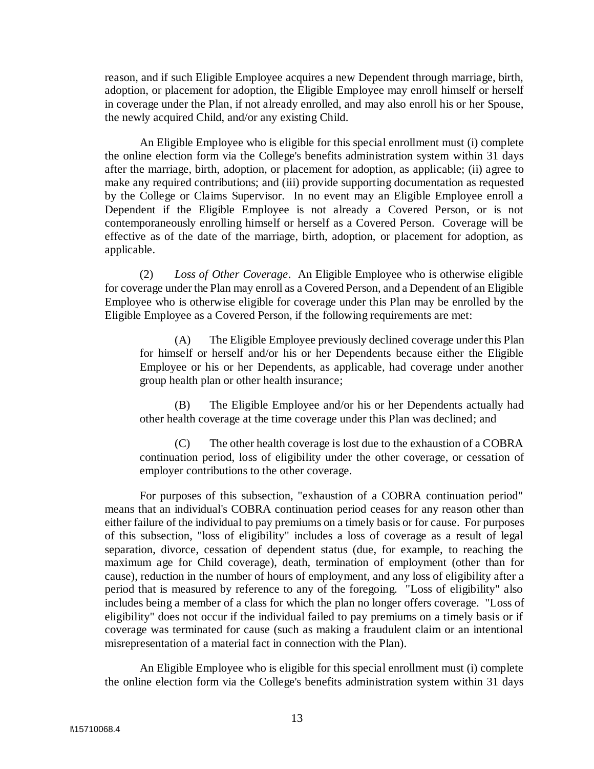reason, and if such Eligible Employee acquires a new Dependent through marriage, birth, adoption, or placement for adoption, the Eligible Employee may enroll himself or herself in coverage under the Plan, if not already enrolled, and may also enroll his or her Spouse, the newly acquired Child, and/or any existing Child.

An Eligible Employee who is eligible for this special enrollment must (i) complete the online election form via the College's benefits administration system within 31 days after the marriage, birth, adoption, or placement for adoption, as applicable; (ii) agree to make any required contributions; and (iii) provide supporting documentation as requested by the College or Claims Supervisor. In no event may an Eligible Employee enroll a Dependent if the Eligible Employee is not already a Covered Person, or is not contemporaneously enrolling himself or herself as a Covered Person. Coverage will be effective as of the date of the marriage, birth, adoption, or placement for adoption, as applicable.

(2) *Loss of Other Coverage*. An Eligible Employee who is otherwise eligible for coverage under the Plan may enroll as a Covered Person, and a Dependent of an Eligible Employee who is otherwise eligible for coverage under this Plan may be enrolled by the Eligible Employee as a Covered Person, if the following requirements are met:

(A) The Eligible Employee previously declined coverage under this Plan for himself or herself and/or his or her Dependents because either the Eligible Employee or his or her Dependents, as applicable, had coverage under another group health plan or other health insurance;

(B) The Eligible Employee and/or his or her Dependents actually had other health coverage at the time coverage under this Plan was declined; and

(C) The other health coverage is lost due to the exhaustion of a COBRA continuation period, loss of eligibility under the other coverage, or cessation of employer contributions to the other coverage.

For purposes of this subsection, "exhaustion of a COBRA continuation period" means that an individual's COBRA continuation period ceases for any reason other than either failure of the individual to pay premiums on a timely basis or for cause. For purposes of this subsection, "loss of eligibility" includes a loss of coverage as a result of legal separation, divorce, cessation of dependent status (due, for example, to reaching the maximum age for Child coverage), death, termination of employment (other than for cause), reduction in the number of hours of employment, and any loss of eligibility after a period that is measured by reference to any of the foregoing. "Loss of eligibility" also includes being a member of a class for which the plan no longer offers coverage. "Loss of eligibility" does not occur if the individual failed to pay premiums on a timely basis or if coverage was terminated for cause (such as making a fraudulent claim or an intentional misrepresentation of a material fact in connection with the Plan).

An Eligible Employee who is eligible for this special enrollment must (i) complete the online election form via the College's benefits administration system within 31 days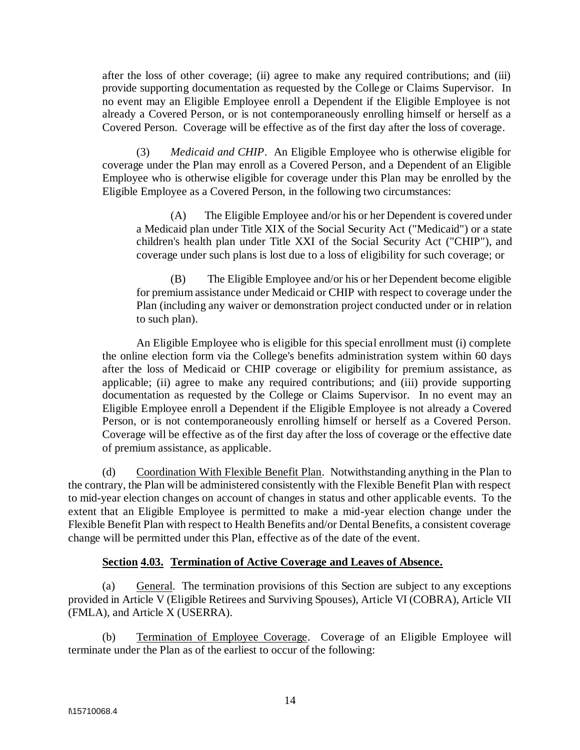after the loss of other coverage; (ii) agree to make any required contributions; and (iii) provide supporting documentation as requested by the College or Claims Supervisor. In no event may an Eligible Employee enroll a Dependent if the Eligible Employee is not already a Covered Person, or is not contemporaneously enrolling himself or herself as a Covered Person. Coverage will be effective as of the first day after the loss of coverage.

(3) *Medicaid and CHIP*. An Eligible Employee who is otherwise eligible for coverage under the Plan may enroll as a Covered Person, and a Dependent of an Eligible Employee who is otherwise eligible for coverage under this Plan may be enrolled by the Eligible Employee as a Covered Person, in the following two circumstances:

(A) The Eligible Employee and/or his or her Dependent is covered under a Medicaid plan under Title XIX of the Social Security Act ("Medicaid") or a state children's health plan under Title XXI of the Social Security Act ("CHIP"), and coverage under such plans is lost due to a loss of eligibility for such coverage; or

(B) The Eligible Employee and/or his or her Dependent become eligible for premium assistance under Medicaid or CHIP with respect to coverage under the Plan (including any waiver or demonstration project conducted under or in relation to such plan).

An Eligible Employee who is eligible for this special enrollment must (i) complete the online election form via the College's benefits administration system within 60 days after the loss of Medicaid or CHIP coverage or eligibility for premium assistance, as applicable; (ii) agree to make any required contributions; and (iii) provide supporting documentation as requested by the College or Claims Supervisor. In no event may an Eligible Employee enroll a Dependent if the Eligible Employee is not already a Covered Person, or is not contemporaneously enrolling himself or herself as a Covered Person. Coverage will be effective as of the first day after the loss of coverage or the effective date of premium assistance, as applicable.

(d) Coordination With Flexible Benefit Plan. Notwithstanding anything in the Plan to the contrary, the Plan will be administered consistently with the Flexible Benefit Plan with respect to mid-year election changes on account of changes in status and other applicable events. To the extent that an Eligible Employee is permitted to make a mid-year election change under the Flexible Benefit Plan with respect to Health Benefits and/or Dental Benefits, a consistent coverage change will be permitted under this Plan, effective as of the date of the event.

## Section 4.03. Termination of Active Coverage and Leaves of Absence.

(a) General. The termination provisions of this Section are subject to any exceptions provided in Article V (Eligible Retirees and Surviving Spouses), Article VI (COBRA), Article VII (FMLA), and Article X (USERRA).

(b) Termination of Employee Coverage. Coverage of an Eligible Employee will terminate under the Plan as of the earliest to occur of the following: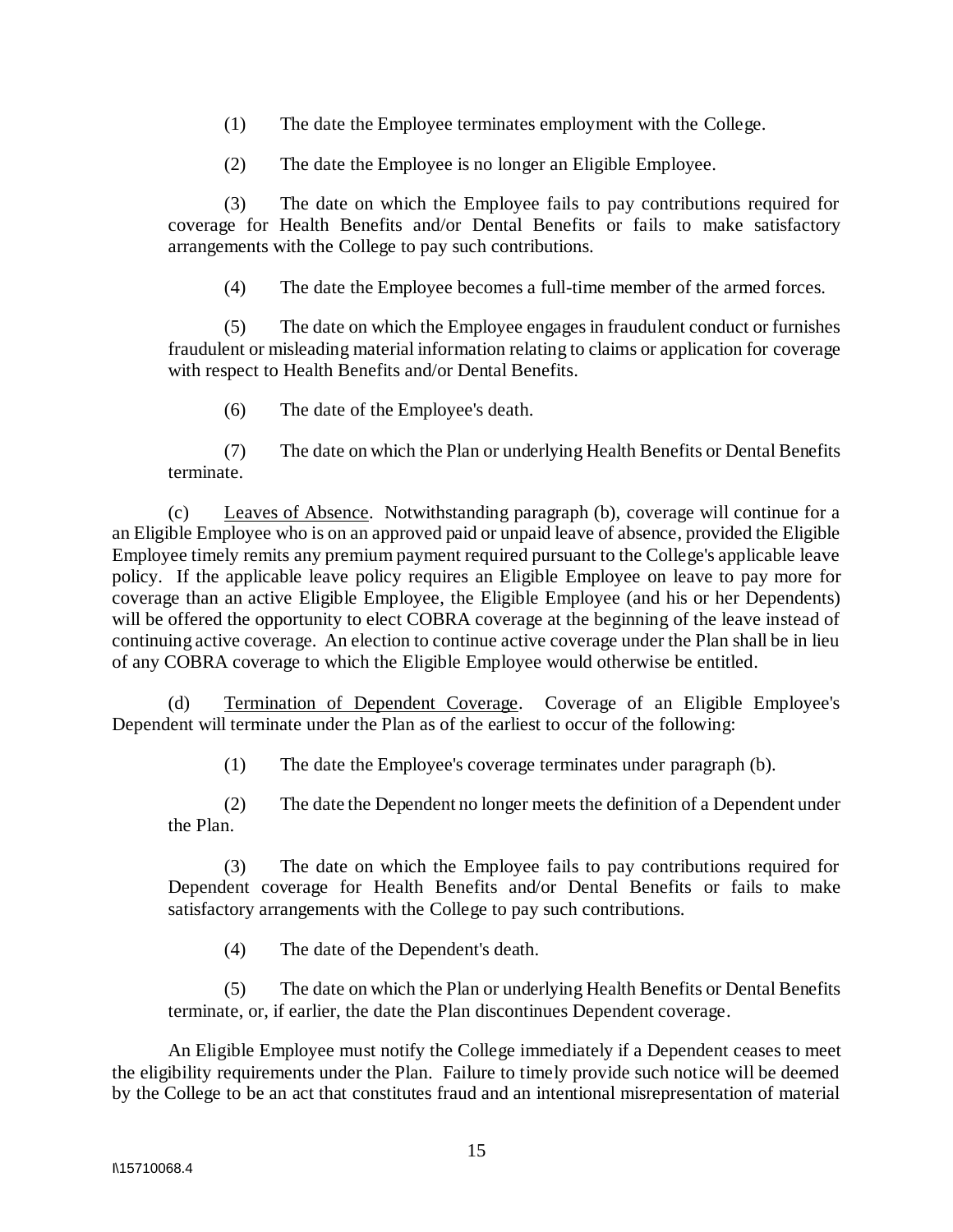(1) The date the Employee terminates employment with the College.

(2) The date the Employee is no longer an Eligible Employee.

(3) The date on which the Employee fails to pay contributions required for coverage for Health Benefits and/or Dental Benefits or fails to make satisfactory arrangements with the College to pay such contributions.

(4) The date the Employee becomes a full-time member of the armed forces.

(5) The date on which the Employee engages in fraudulent conduct or furnishes fraudulent or misleading material information relating to claims or application for coverage with respect to Health Benefits and/or Dental Benefits.

(6) The date of the Employee's death.

(7) The date on which the Plan or underlying Health Benefits or Dental Benefits terminate.

(c) Leaves of Absence. Notwithstanding paragraph (b), coverage will continue for a an Eligible Employee who is on an approved paid or unpaid leave of absence, provided the Eligible Employee timely remits any premium payment required pursuant to the College's applicable leave policy. If the applicable leave policy requires an Eligible Employee on leave to pay more for coverage than an active Eligible Employee, the Eligible Employee (and his or her Dependents) will be offered the opportunity to elect COBRA coverage at the beginning of the leave instead of continuing active coverage. An election to continue active coverage under the Plan shall be in lieu of any COBRA coverage to which the Eligible Employee would otherwise be entitled.

(d) Termination of Dependent Coverage. Coverage of an Eligible Employee's Dependent will terminate under the Plan as of the earliest to occur of the following:

(1) The date the Employee's coverage terminates under paragraph (b).

(2) The date the Dependent no longer meets the definition of a Dependent under the Plan.

(3) The date on which the Employee fails to pay contributions required for Dependent coverage for Health Benefits and/or Dental Benefits or fails to make satisfactory arrangements with the College to pay such contributions.

(4) The date of the Dependent's death.

(5) The date on which the Plan or underlying Health Benefits or Dental Benefits terminate, or, if earlier, the date the Plan discontinues Dependent coverage.

An Eligible Employee must notify the College immediately if a Dependent ceases to meet the eligibility requirements under the Plan. Failure to timely provide such notice will be deemed by the College to be an act that constitutes fraud and an intentional misrepresentation of material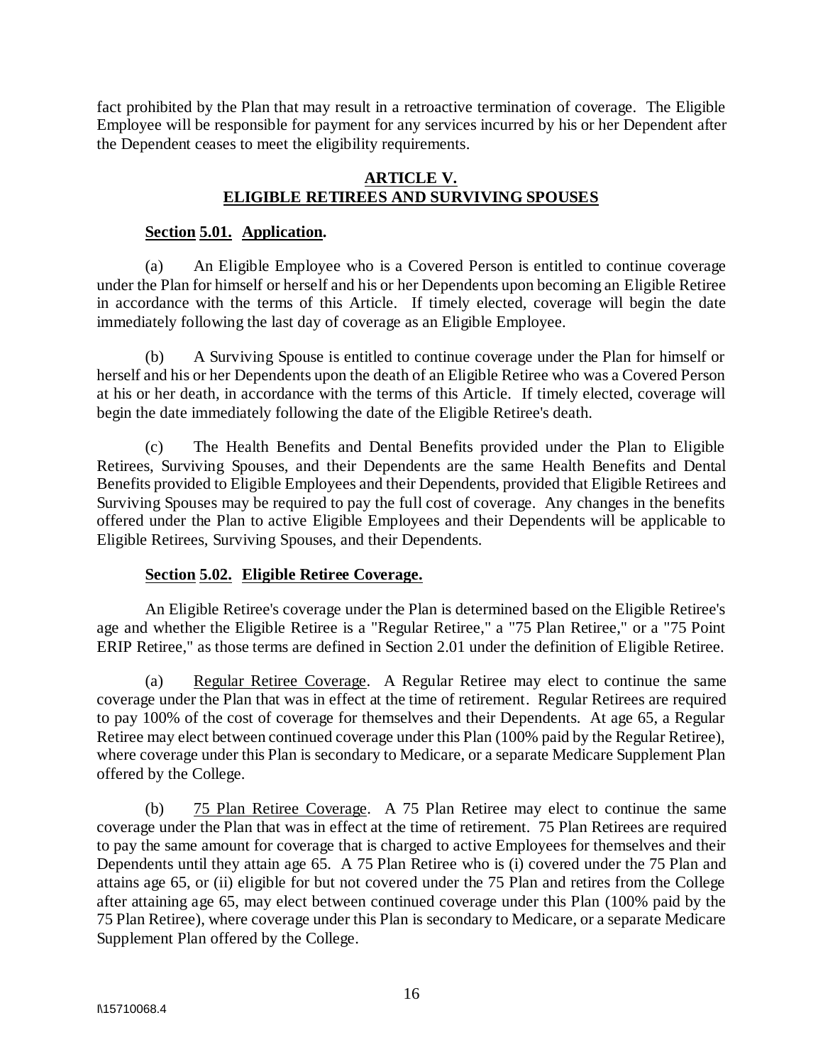fact prohibited by the Plan that may result in a retroactive termination of coverage. The Eligible Employee will be responsible for payment for any services incurred by his or her Dependent after the Dependent ceases to meet the eligibility requirements.

## ARTICLE V.
## ELIGIBLE RETIREES AND SURVIVING SPOUSES

**Section 5.01. Application.**

(a) An Eligible Employee who is a Covered Person is entitled to continue coverage under the Plan for himself or herself and his or her Dependents upon becoming an Eligible Retiree in accordance with the terms of this Article. If timely elected, coverage will begin the date immediately following the last day of coverage as an Eligible Employee.

(b) A Surviving Spouse is entitled to continue coverage under the Plan for himself or herself and his or her Dependents upon the death of an Eligible Retiree who was a Covered Person at his or her death, in accordance with the terms of this Article. If timely elected, coverage will begin the date immediately following the date of the Eligible Retiree's death.

(c) The Health Benefits and Dental Benefits provided under the Plan to Eligible Retirees, Surviving Spouses, and their Dependents are the same Health Benefits and Dental Benefits provided to Eligible Employees and their Dependents, provided that Eligible Retirees and Surviving Spouses may be required to pay the full cost of coverage. Any changes in the benefits offered under the Plan to active Eligible Employees and their Dependents will be applicable to Eligible Retirees, Surviving Spouses, and their Dependents.

**Section 5.02. Eligible Retiree Coverage.**

An Eligible Retiree's coverage under the Plan is determined based on the Eligible Retiree's age and whether the Eligible Retiree is a "Regular Retiree," a "75 Plan Retiree," or a "75 Point ERIP Retiree," as those terms are defined in Section 2.01 under the definition of Eligible Retiree.

(a) Regular Retiree Coverage. A Regular Retiree may elect to continue the same coverage under the Plan that was in effect at the time of retirement. Regular Retirees are required to pay 100% of the cost of coverage for themselves and their Dependents. At age 65, a Regular Retiree may elect between continued coverage under this Plan (100% paid by the Regular Retiree), where coverage under this Plan is secondary to Medicare, or a separate Medicare Supplement Plan offered by the College.

(b) 75 Plan Retiree Coverage. A 75 Plan Retiree may elect to continue the same coverage under the Plan that was in effect at the time of retirement. 75 Plan Retirees are required to pay the same amount for coverage that is charged to active Employees for themselves and their Dependents until they attain age 65. A 75 Plan Retiree who is (i) covered under the 75 Plan and attains age 65, or (ii) eligible for but not covered under the 75 Plan and retires from the College after attaining age 65, may elect between continued coverage under this Plan (100% paid by the 75 Plan Retiree), where coverage under this Plan is secondary to Medicare, or a separate Medicare Supplement Plan offered by the College.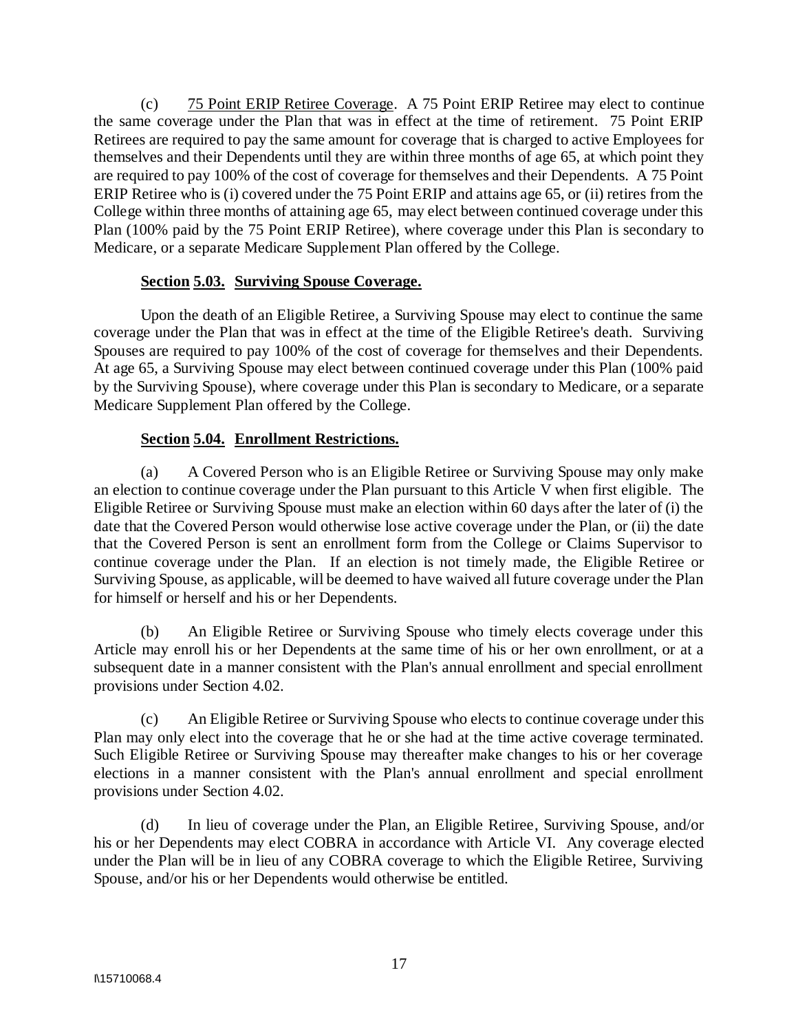(c) 75 Point ERIP Retiree Coverage. A 75 Point ERIP Retiree may elect to continue the same coverage under the Plan that was in effect at the time of retirement. 75 Point ERIP Retirees are required to pay the same amount for coverage that is charged to active Employees for themselves and their Dependents until they are within three months of age 65, at which point they are required to pay 100% of the cost of coverage for themselves and their Dependents. A 75 Point ERIP Retiree who is (i) covered under the 75 Point ERIP and attains age 65, or (ii) retires from the College within three months of attaining age 65, may elect between continued coverage under this Plan (100% paid by the 75 Point ERIP Retiree), where coverage under this Plan is secondary to Medicare, or a separate Medicare Supplement Plan offered by the College.

### Section 5.03. Surviving Spouse Coverage.

Upon the death of an Eligible Retiree, a Surviving Spouse may elect to continue the same coverage under the Plan that was in effect at the time of the Eligible Retiree's death. Surviving Spouses are required to pay 100% of the cost of coverage for themselves and their Dependents. At age 65, a Surviving Spouse may elect between continued coverage under this Plan (100% paid by the Surviving Spouse), where coverage under this Plan is secondary to Medicare, or a separate Medicare Supplement Plan offered by the College.

### Section 5.04. Enrollment Restrictions.

(a) A Covered Person who is an Eligible Retiree or Surviving Spouse may only make an election to continue coverage under the Plan pursuant to this Article V when first eligible. The Eligible Retiree or Surviving Spouse must make an election within 60 days after the later of (i) the date that the Covered Person would otherwise lose active coverage under the Plan, or (ii) the date that the Covered Person is sent an enrollment form from the College or Claims Supervisor to continue coverage under the Plan. If an election is not timely made, the Eligible Retiree or Surviving Spouse, as applicable, will be deemed to have waived all future coverage under the Plan for himself or herself and his or her Dependents.

(b) An Eligible Retiree or Surviving Spouse who timely elects coverage under this Article may enroll his or her Dependents at the same time of his or her own enrollment, or at a subsequent date in a manner consistent with the Plan's annual enrollment and special enrollment provisions under Section 4.02.

(c) An Eligible Retiree or Surviving Spouse who elects to continue coverage under this Plan may only elect into the coverage that he or she had at the time active coverage terminated. Such Eligible Retiree or Surviving Spouse may thereafter make changes to his or her coverage elections in a manner consistent with the Plan's annual enrollment and special enrollment provisions under Section 4.02.

(d) In lieu of coverage under the Plan, an Eligible Retiree, Surviving Spouse, and/or his or her Dependents may elect COBRA in accordance with Article VI. Any coverage elected under the Plan will be in lieu of any COBRA coverage to which the Eligible Retiree, Surviving Spouse, and/or his or her Dependents would otherwise be entitled.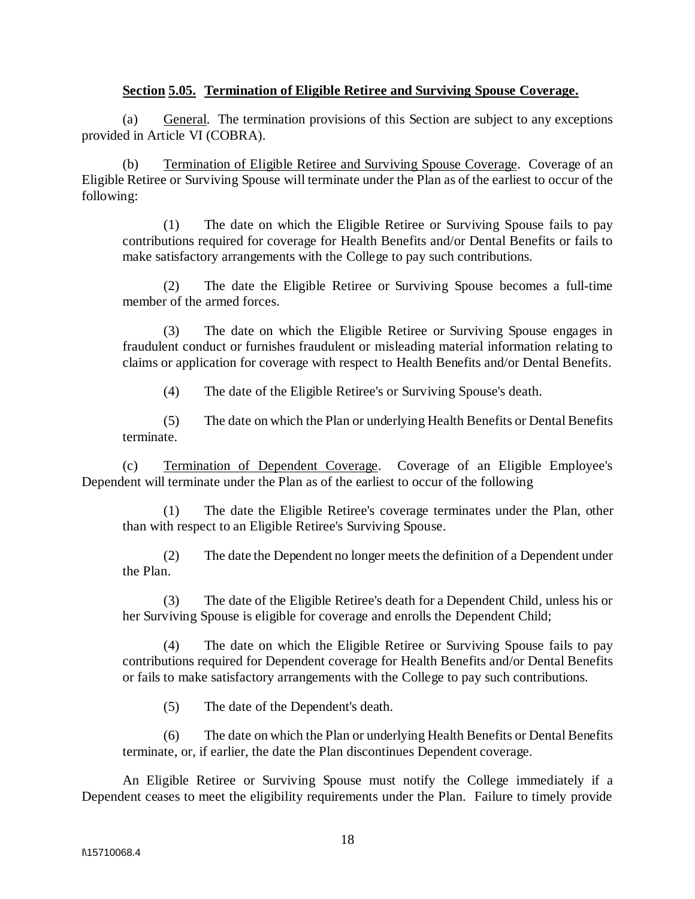**Section 5.05. Termination of Eligible Retiree and Surviving Spouse Coverage.**

(a) General. The termination provisions of this Section are subject to any exceptions provided in Article VI (COBRA).

(b) Termination of Eligible Retiree and Surviving Spouse Coverage. Coverage of an Eligible Retiree or Surviving Spouse will terminate under the Plan as of the earliest to occur of the following:

(1) The date on which the Eligible Retiree or Surviving Spouse fails to pay contributions required for coverage for Health Benefits and/or Dental Benefits or fails to make satisfactory arrangements with the College to pay such contributions.

(2) The date the Eligible Retiree or Surviving Spouse becomes a full-time member of the armed forces.

(3) The date on which the Eligible Retiree or Surviving Spouse engages in fraudulent conduct or furnishes fraudulent or misleading material information relating to claims or application for coverage with respect to Health Benefits and/or Dental Benefits.

(4) The date of the Eligible Retiree's or Surviving Spouse's death.

(5) The date on which the Plan or underlying Health Benefits or Dental Benefits terminate.

(c) Termination of Dependent Coverage. Coverage of an Eligible Employee's Dependent will terminate under the Plan as of the earliest to occur of the following

(1) The date the Eligible Retiree's coverage terminates under the Plan, other than with respect to an Eligible Retiree's Surviving Spouse.

(2) The date the Dependent no longer meets the definition of a Dependent under the Plan.

(3) The date of the Eligible Retiree's death for a Dependent Child, unless his or her Surviving Spouse is eligible for coverage and enrolls the Dependent Child;

(4) The date on which the Eligible Retiree or Surviving Spouse fails to pay contributions required for Dependent coverage for Health Benefits and/or Dental Benefits or fails to make satisfactory arrangements with the College to pay such contributions.

(5) The date of the Dependent's death.

(6) The date on which the Plan or underlying Health Benefits or Dental Benefits terminate, or, if earlier, the date the Plan discontinues Dependent coverage.

An Eligible Retiree or Surviving Spouse must notify the College immediately if a Dependent ceases to meet the eligibility requirements under the Plan. Failure to timely provide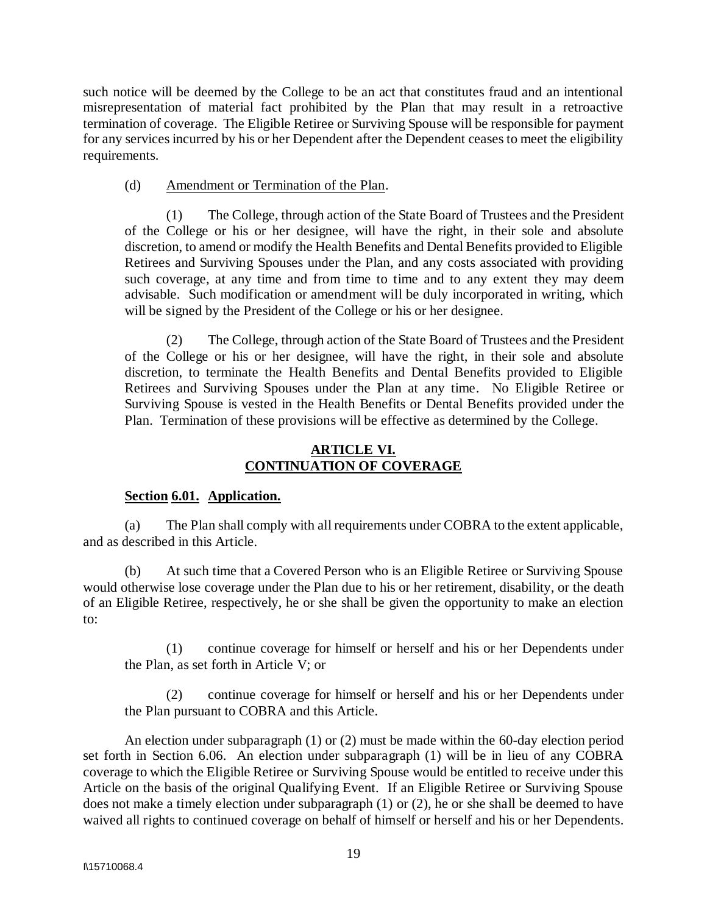such notice will be deemed by the College to be an act that constitutes fraud and an intentional misrepresentation of material fact prohibited by the Plan that may result in a retroactive termination of coverage. The Eligible Retiree or Surviving Spouse will be responsible for payment for any services incurred by his or her Dependent after the Dependent ceases to meet the eligibility requirements.

(d) Amendment or Termination of the Plan.

(1) The College, through action of the State Board of Trustees and the President of the College or his or her designee, will have the right, in their sole and absolute discretion, to amend or modify the Health Benefits and Dental Benefits provided to Eligible Retirees and Surviving Spouses under the Plan, and any costs associated with providing such coverage, at any time and from time to time and to any extent they may deem advisable. Such modification or amendment will be duly incorporated in writing, which will be signed by the President of the College or his or her designee.

(2) The College, through action of the State Board of Trustees and the President of the College or his or her designee, will have the right, in their sole and absolute discretion, to terminate the Health Benefits and Dental Benefits provided to Eligible Retirees and Surviving Spouses under the Plan at any time. No Eligible Retiree or Surviving Spouse is vested in the Health Benefits or Dental Benefits provided under the Plan. Termination of these provisions will be effective as determined by the College.

## ARTICLE VI.
## CONTINUATION OF COVERAGE

**Section 6.01. Application.**

(a) The Plan shall comply with all requirements under COBRA to the extent applicable, and as described in this Article.

(b) At such time that a Covered Person who is an Eligible Retiree or Surviving Spouse would otherwise lose coverage under the Plan due to his or her retirement, disability, or the death of an Eligible Retiree, respectively, he or she shall be given the opportunity to make an election to:

(1) continue coverage for himself or herself and his or her Dependents under the Plan, as set forth in Article V; or

(2) continue coverage for himself or herself and his or her Dependents under the Plan pursuant to COBRA and this Article.

An election under subparagraph (1) or (2) must be made within the 60-day election period set forth in Section 6.06. An election under subparagraph (1) will be in lieu of any COBRA coverage to which the Eligible Retiree or Surviving Spouse would be entitled to receive under this Article on the basis of the original Qualifying Event. If an Eligible Retiree or Surviving Spouse does not make a timely election under subparagraph (1) or (2), he or she shall be deemed to have waived all rights to continued coverage on behalf of himself or herself and his or her Dependents.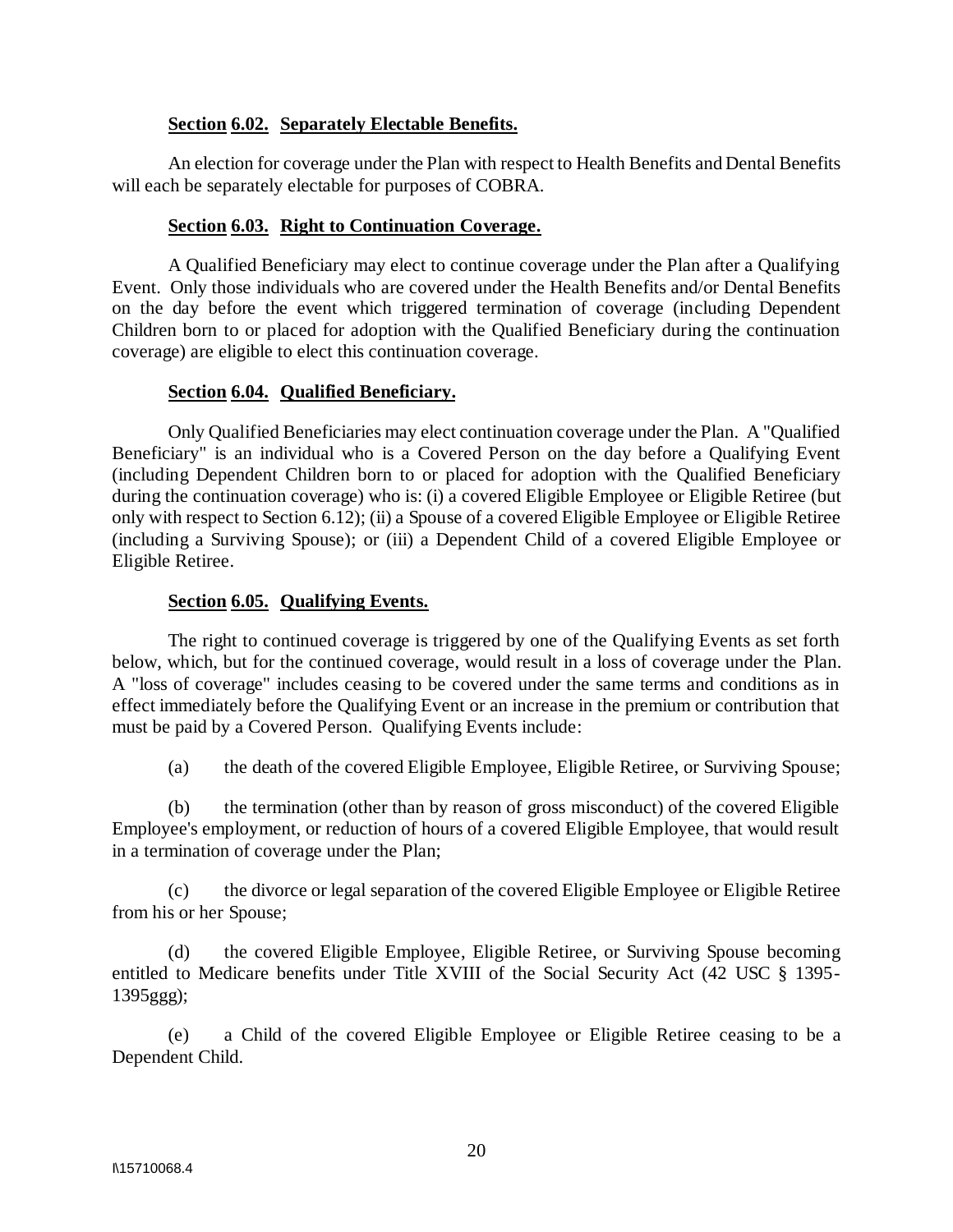### **Section 6.02. Separately Electable Benefits.**

An election for coverage under the Plan with respect to Health Benefits and Dental Benefits will each be separately electable for purposes of COBRA.

### **Section 6.03. Right to Continuation Coverage.**

A Qualified Beneficiary may elect to continue coverage under the Plan after a Qualifying Event. Only those individuals who are covered under the Health Benefits and/or Dental Benefits on the day before the event which triggered termination of coverage (including Dependent Children born to or placed for adoption with the Qualified Beneficiary during the continuation coverage) are eligible to elect this continuation coverage.

### **Section 6.04. Qualified Beneficiary.**

Only Qualified Beneficiaries may elect continuation coverage under the Plan. A "Qualified Beneficiary" is an individual who is a Covered Person on the day before a Qualifying Event (including Dependent Children born to or placed for adoption with the Qualified Beneficiary during the continuation coverage) who is: (i) a covered Eligible Employee or Eligible Retiree (but only with respect to Section 6.12); (ii) a Spouse of a covered Eligible Employee or Eligible Retiree (including a Surviving Spouse); or (iii) a Dependent Child of a covered Eligible Employee or Eligible Retiree.

### **Section 6.05. Qualifying Events.**

The right to continued coverage is triggered by one of the Qualifying Events as set forth below, which, but for the continued coverage, would result in a loss of coverage under the Plan. A "loss of coverage" includes ceasing to be covered under the same terms and conditions as in effect immediately before the Qualifying Event or an increase in the premium or contribution that must be paid by a Covered Person. Qualifying Events include:

(a) the death of the covered Eligible Employee, Eligible Retiree, or Surviving Spouse;

(b) the termination (other than by reason of gross misconduct) of the covered Eligible Employee's employment, or reduction of hours of a covered Eligible Employee, that would result in a termination of coverage under the Plan;

(c) the divorce or legal separation of the covered Eligible Employee or Eligible Retiree from his or her Spouse;

(d) the covered Eligible Employee, Eligible Retiree, or Surviving Spouse becoming entitled to Medicare benefits under Title XVIII of the Social Security Act (42 USC § 1395-1395ggg);

(e) a Child of the covered Eligible Employee or Eligible Retiree ceasing to be a Dependent Child.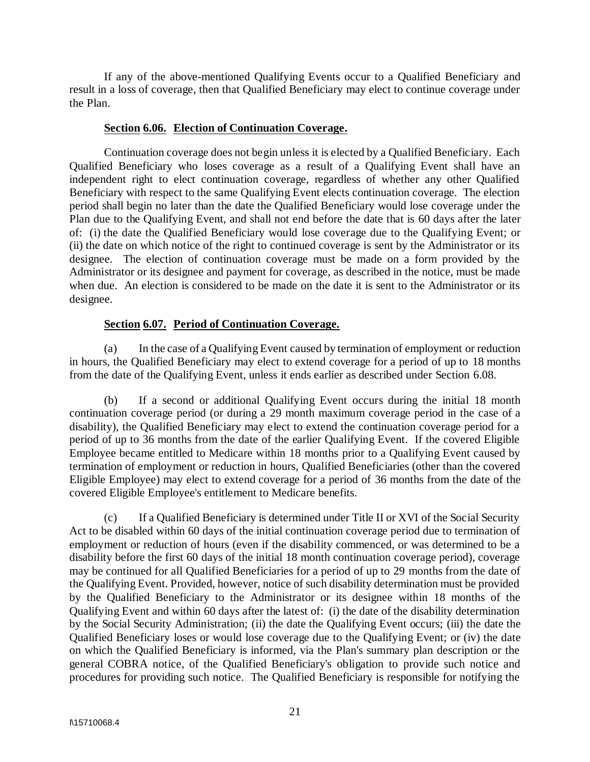If any of the above-mentioned Qualifying Events occur to a Qualified Beneficiary and result in a loss of coverage, then that Qualified Beneficiary may elect to continue coverage under the Plan.

### **Section 6.06. Election of Continuation Coverage.**

Continuation coverage does not begin unless it is elected by a Qualified Beneficiary. Each Qualified Beneficiary who loses coverage as a result of a Qualifying Event shall have an independent right to elect continuation coverage, regardless of whether any other Qualified Beneficiary with respect to the same Qualifying Event elects continuation coverage. The election period shall begin no later than the date the Qualified Beneficiary would lose coverage under the Plan due to the Qualifying Event, and shall not end before the date that is 60 days after the later of: (i) the date the Qualified Beneficiary would lose coverage due to the Qualifying Event; or (ii) the date on which notice of the right to continued coverage is sent by the Administrator or its designee. The election of continuation coverage must be made on a form provided by the Administrator or its designee and payment for coverage, as described in the notice, must be made when due. An election is considered to be made on the date it is sent to the Administrator or its designee.

### **Section 6.07. Period of Continuation Coverage.**

(a) In the case of a Qualifying Event caused by termination of employment or reduction in hours, the Qualified Beneficiary may elect to extend coverage for a period of up to 18 months from the date of the Qualifying Event, unless it ends earlier as described under Section 6.08.

(b) If a second or additional Qualifying Event occurs during the initial 18 month continuation coverage period (or during a 29 month maximum coverage period in the case of a disability), the Qualified Beneficiary may elect to extend the continuation coverage period for a period of up to 36 months from the date of the earlier Qualifying Event. If the covered Eligible Employee became entitled to Medicare within 18 months prior to a Qualifying Event caused by termination of employment or reduction in hours, Qualified Beneficiaries (other than the covered Eligible Employee) may elect to extend coverage for a period of 36 months from the date of the covered Eligible Employee's entitlement to Medicare benefits.

(c) If a Qualified Beneficiary is determined under Title II or XVI of the Social Security Act to be disabled within 60 days of the initial continuation coverage period due to termination of employment or reduction of hours (even if the disability commenced, or was determined to be a disability before the first 60 days of the initial 18 month continuation coverage period), coverage may be continued for all Qualified Beneficiaries for a period of up to 29 months from the date of the Qualifying Event. Provided, however, notice of such disability determination must be provided by the Qualified Beneficiary to the Administrator or its designee within 18 months of the Qualifying Event and within 60 days after the latest of: (i) the date of the disability determination by the Social Security Administration; (ii) the date the Qualifying Event occurs; (iii) the date the Qualified Beneficiary loses or would lose coverage due to the Qualifying Event; or (iv) the date on which the Qualified Beneficiary is informed, via the Plan's summary plan description or the general COBRA notice, of the Qualified Beneficiary's obligation to provide such notice and procedures for providing such notice. The Qualified Beneficiary is responsible for notifying the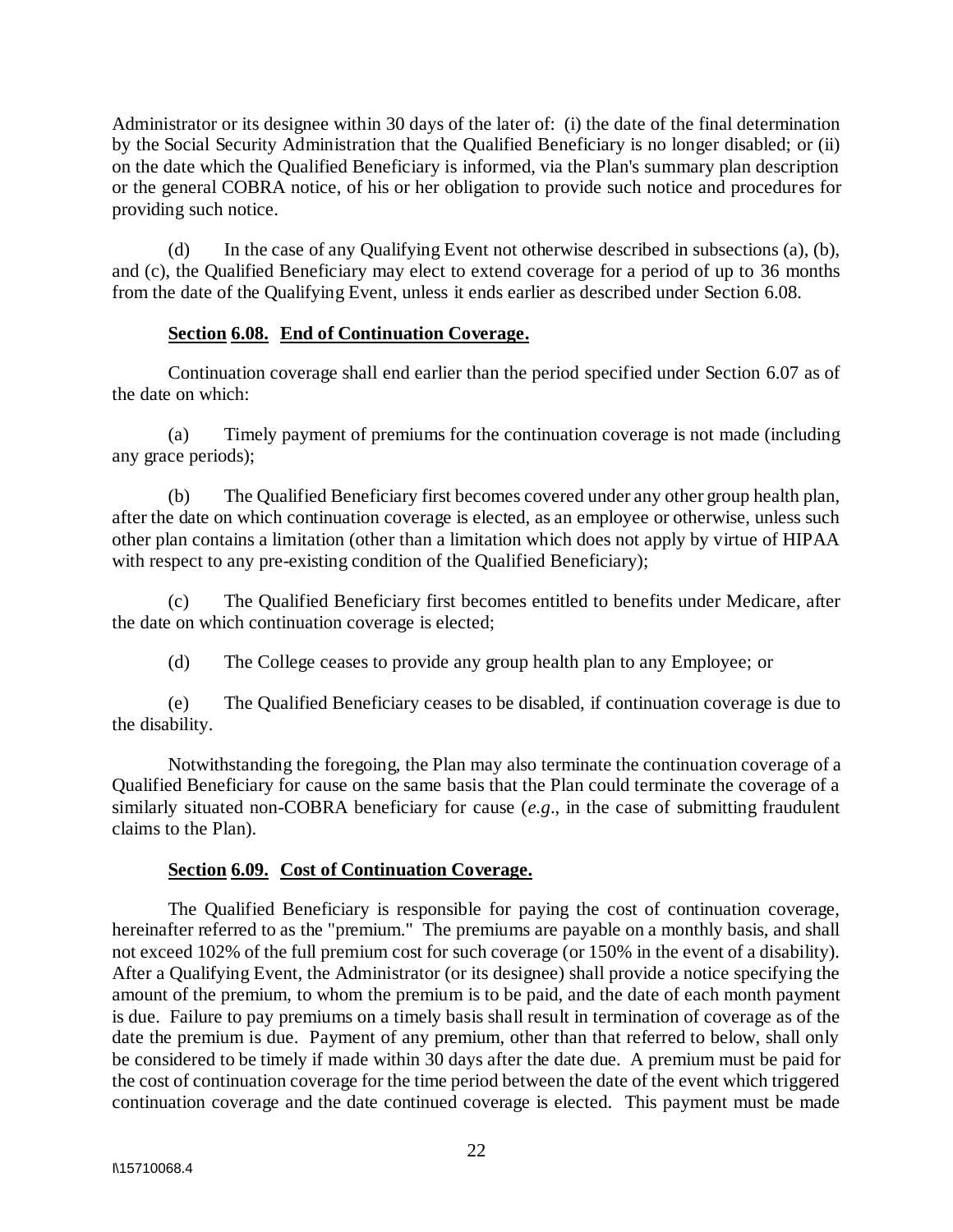Administrator or its designee within 30 days of the later of: (i) the date of the final determination by the Social Security Administration that the Qualified Beneficiary is no longer disabled; or (ii) on the date which the Qualified Beneficiary is informed, via the Plan's summary plan description or the general COBRA notice, of his or her obligation to provide such notice and procedures for providing such notice.

(d) In the case of any Qualifying Event not otherwise described in subsections (a), (b), and (c), the Qualified Beneficiary may elect to extend coverage for a period of up to 36 months from the date of the Qualifying Event, unless it ends earlier as described under Section 6.08.

### Section 6.08. End of Continuation Coverage.

Continuation coverage shall end earlier than the period specified under Section 6.07 as of the date on which:

(a) Timely payment of premiums for the continuation coverage is not made (including any grace periods);

(b) The Qualified Beneficiary first becomes covered under any other group health plan, after the date on which continuation coverage is elected, as an employee or otherwise, unless such other plan contains a limitation (other than a limitation which does not apply by virtue of HIPAA with respect to any pre-existing condition of the Qualified Beneficiary);

(c) The Qualified Beneficiary first becomes entitled to benefits under Medicare, after the date on which continuation coverage is elected;

(d) The College ceases to provide any group health plan to any Employee; or

(e) The Qualified Beneficiary ceases to be disabled, if continuation coverage is due to the disability.

Notwithstanding the foregoing, the Plan may also terminate the continuation coverage of a Qualified Beneficiary for cause on the same basis that the Plan could terminate the coverage of a similarly situated non-COBRA beneficiary for cause (*e.g*., in the case of submitting fraudulent claims to the Plan).

### Section 6.09. Cost of Continuation Coverage.

The Qualified Beneficiary is responsible for paying the cost of continuation coverage, hereinafter referred to as the "premium." The premiums are payable on a monthly basis, and shall not exceed 102% of the full premium cost for such coverage (or 150% in the event of a disability). After a Qualifying Event, the Administrator (or its designee) shall provide a notice specifying the amount of the premium, to whom the premium is to be paid, and the date of each month payment is due. Failure to pay premiums on a timely basis shall result in termination of coverage as of the date the premium is due. Payment of any premium, other than that referred to below, shall only be considered to be timely if made within 30 days after the date due. A premium must be paid for the cost of continuation coverage for the time period between the date of the event which triggered continuation coverage and the date continued coverage is elected. This payment must be made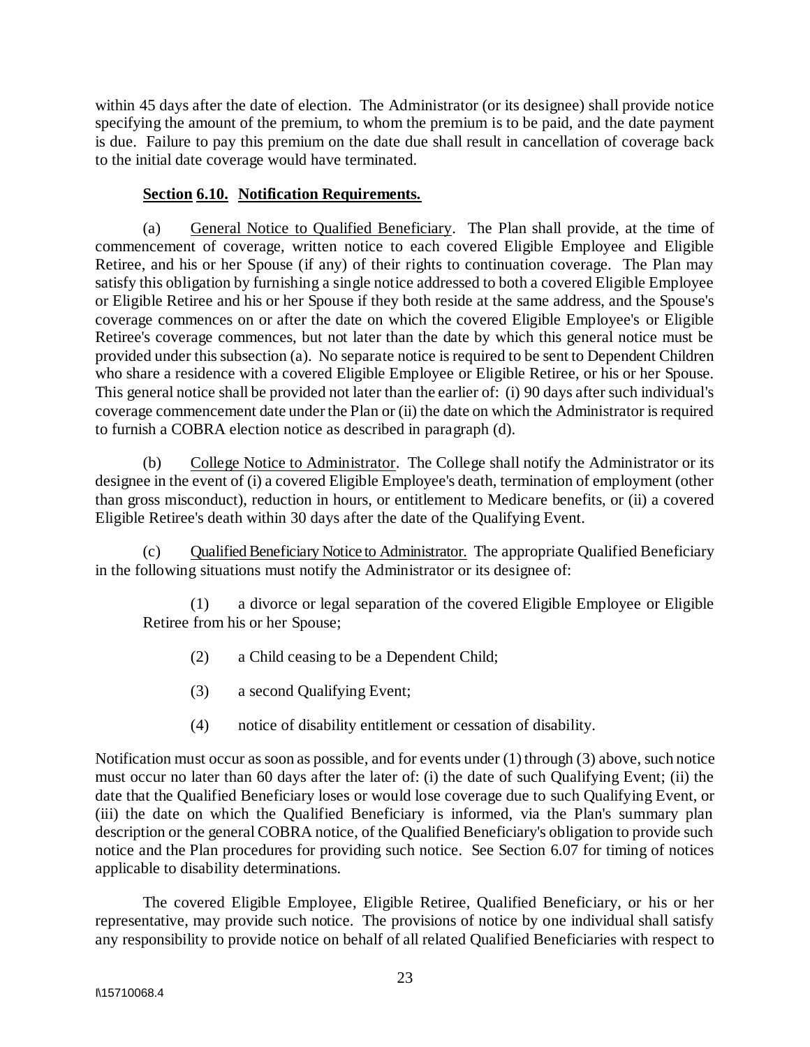within 45 days after the date of election. The Administrator (or its designee) shall provide notice specifying the amount of the premium, to whom the premium is to be paid, and the date payment is due. Failure to pay this premium on the date due shall result in cancellation of coverage back to the initial date coverage would have terminated.

**Section 6.10. Notification Requirements.**

(a) General Notice to Qualified Beneficiary. The Plan shall provide, at the time of commencement of coverage, written notice to each covered Eligible Employee and Eligible Retiree, and his or her Spouse (if any) of their rights to continuation coverage. The Plan may satisfy this obligation by furnishing a single notice addressed to both a covered Eligible Employee or Eligible Retiree and his or her Spouse if they both reside at the same address, and the Spouse's coverage commences on or after the date on which the covered Eligible Employee's or Eligible Retiree's coverage commences, but not later than the date by which this general notice must be provided under this subsection (a). No separate notice is required to be sent to Dependent Children who share a residence with a covered Eligible Employee or Eligible Retiree, or his or her Spouse. This general notice shall be provided not later than the earlier of: (i) 90 days after such individual's coverage commencement date under the Plan or (ii) the date on which the Administrator is required to furnish a COBRA election notice as described in paragraph (d).

(b) College Notice to Administrator. The College shall notify the Administrator or its designee in the event of (i) a covered Eligible Employee's death, termination of employment (other than gross misconduct), reduction in hours, or entitlement to Medicare benefits, or (ii) a covered Eligible Retiree's death within 30 days after the date of the Qualifying Event.

(c) Qualified Beneficiary Notice to Administrator. The appropriate Qualified Beneficiary in the following situations must notify the Administrator or its designee of:

(1) a divorce or legal separation of the covered Eligible Employee or Eligible Retiree from his or her Spouse;

(2) a Child ceasing to be a Dependent Child;

(3) a second Qualifying Event;

(4) notice of disability entitlement or cessation of disability.

Notification must occur as soon as possible, and for events under (1) through (3) above, such notice must occur no later than 60 days after the later of: (i) the date of such Qualifying Event; (ii) the date that the Qualified Beneficiary loses or would lose coverage due to such Qualifying Event, or (iii) the date on which the Qualified Beneficiary is informed, via the Plan's summary plan description or the general COBRA notice, of the Qualified Beneficiary's obligation to provide such notice and the Plan procedures for providing such notice. See Section 6.07 for timing of notices applicable to disability determinations.

The covered Eligible Employee, Eligible Retiree, Qualified Beneficiary, or his or her representative, may provide such notice. The provisions of notice by one individual shall satisfy any responsibility to provide notice on behalf of all related Qualified Beneficiaries with respect to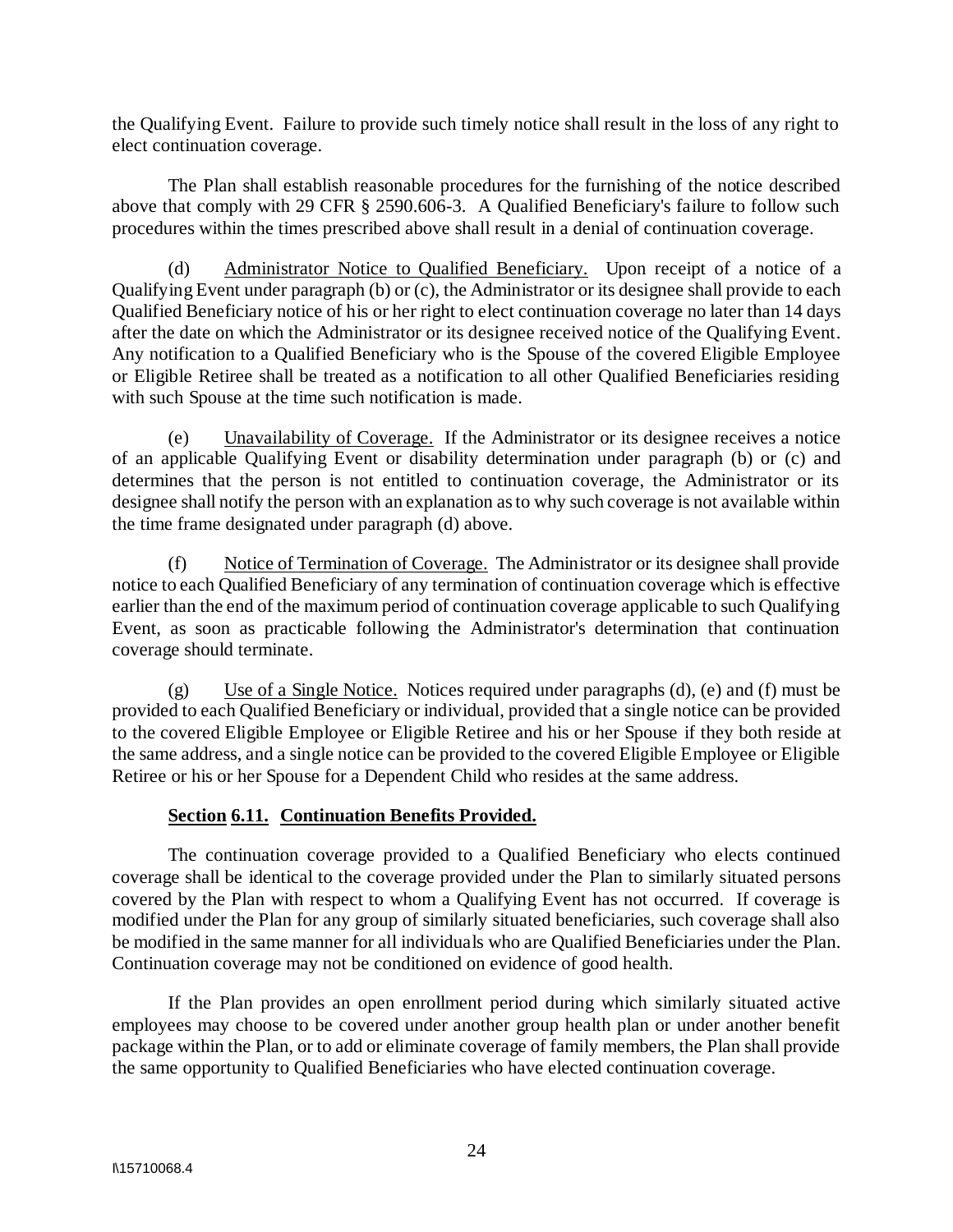the Qualifying Event. Failure to provide such timely notice shall result in the loss of any right to elect continuation coverage.

The Plan shall establish reasonable procedures for the furnishing of the notice described above that comply with 29 CFR § 2590.606-3. A Qualified Beneficiary's failure to follow such procedures within the times prescribed above shall result in a denial of continuation coverage.

(d) Administrator Notice to Qualified Beneficiary. Upon receipt of a notice of a Qualifying Event under paragraph (b) or (c), the Administrator or its designee shall provide to each Qualified Beneficiary notice of his or her right to elect continuation coverage no later than 14 days after the date on which the Administrator or its designee received notice of the Qualifying Event. Any notification to a Qualified Beneficiary who is the Spouse of the covered Eligible Employee or Eligible Retiree shall be treated as a notification to all other Qualified Beneficiaries residing with such Spouse at the time such notification is made.

(e) Unavailability of Coverage. If the Administrator or its designee receives a notice of an applicable Qualifying Event or disability determination under paragraph (b) or (c) and determines that the person is not entitled to continuation coverage, the Administrator or its designee shall notify the person with an explanation as to why such coverage is not available within the time frame designated under paragraph (d) above.

(f) Notice of Termination of Coverage. The Administrator or its designee shall provide notice to each Qualified Beneficiary of any termination of continuation coverage which is effective earlier than the end of the maximum period of continuation coverage applicable to such Qualifying Event, as soon as practicable following the Administrator's determination that continuation coverage should terminate.

(g) Use of a Single Notice. Notices required under paragraphs (d), (e) and (f) must be provided to each Qualified Beneficiary or individual, provided that a single notice can be provided to the covered Eligible Employee or Eligible Retiree and his or her Spouse if they both reside at the same address, and a single notice can be provided to the covered Eligible Employee or Eligible Retiree or his or her Spouse for a Dependent Child who resides at the same address.

### Section 6.11. Continuation Benefits Provided.

The continuation coverage provided to a Qualified Beneficiary who elects continued coverage shall be identical to the coverage provided under the Plan to similarly situated persons covered by the Plan with respect to whom a Qualifying Event has not occurred. If coverage is modified under the Plan for any group of similarly situated beneficiaries, such coverage shall also be modified in the same manner for all individuals who are Qualified Beneficiaries under the Plan. Continuation coverage may not be conditioned on evidence of good health.

If the Plan provides an open enrollment period during which similarly situated active employees may choose to be covered under another group health plan or under another benefit package within the Plan, or to add or eliminate coverage of family members, the Plan shall provide the same opportunity to Qualified Beneficiaries who have elected continuation coverage.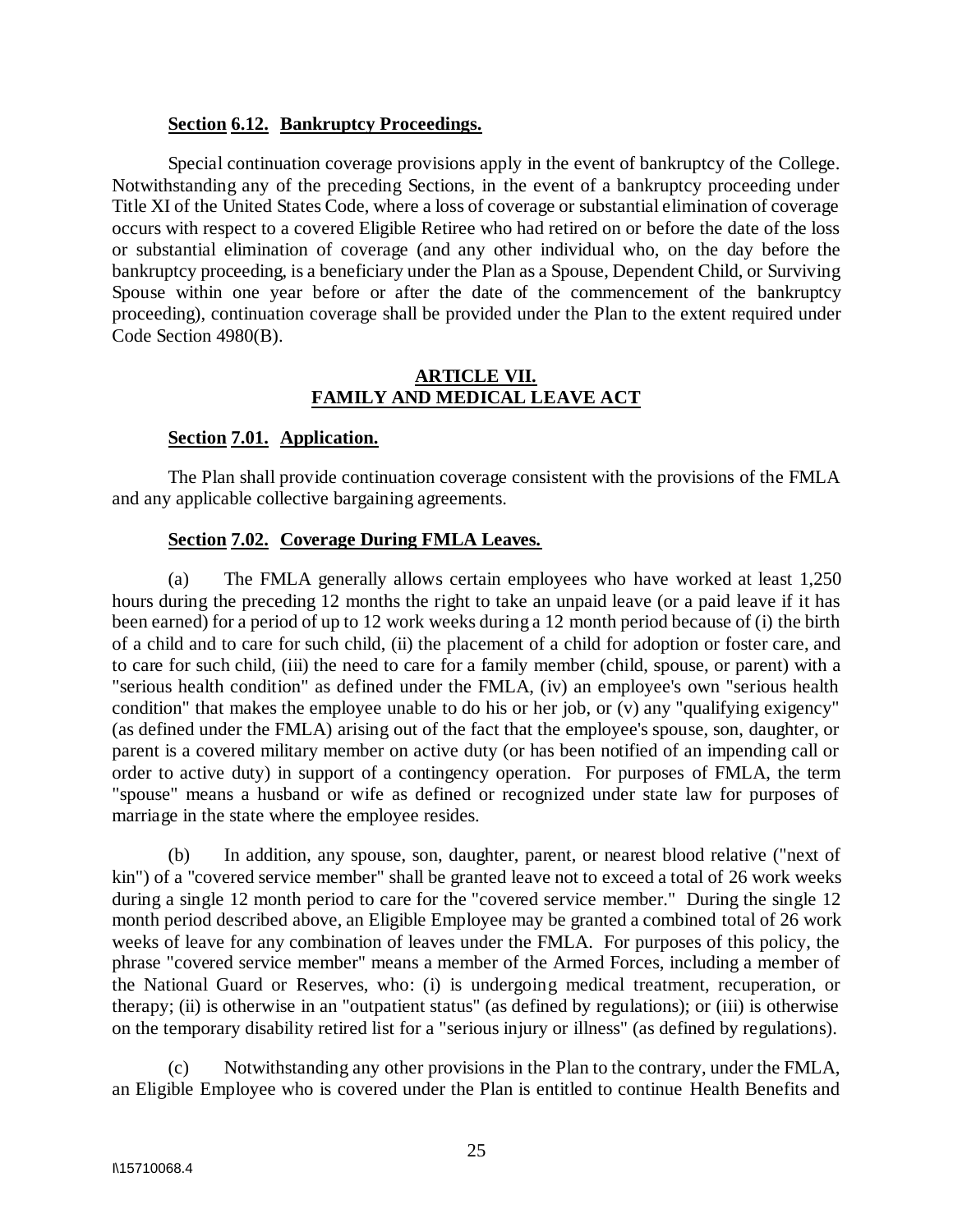**Section 6.12. Bankruptcy Proceedings.**

Special continuation coverage provisions apply in the event of bankruptcy of the College. Notwithstanding any of the preceding Sections, in the event of a bankruptcy proceeding under Title XI of the United States Code, where a loss of coverage or substantial elimination of coverage occurs with respect to a covered Eligible Retiree who had retired on or before the date of the loss or substantial elimination of coverage (and any other individual who, on the day before the bankruptcy proceeding, is a beneficiary under the Plan as a Spouse, Dependent Child, or Surviving Spouse within one year before or after the date of the commencement of the bankruptcy proceeding), continuation coverage shall be provided under the Plan to the extent required under Code Section 4980(B).

## ARTICLE VII. FAMILY AND MEDICAL LEAVE ACT

**Section 7.01. Application.**

The Plan shall provide continuation coverage consistent with the provisions of the FMLA and any applicable collective bargaining agreements.

**Section 7.02. Coverage During FMLA Leaves.**

(a) The FMLA generally allows certain employees who have worked at least 1,250 hours during the preceding 12 months the right to take an unpaid leave (or a paid leave if it has been earned) for a period of up to 12 work weeks during a 12 month period because of (i) the birth of a child and to care for such child, (ii) the placement of a child for adoption or foster care, and to care for such child, (iii) the need to care for a family member (child, spouse, or parent) with a "serious health condition" as defined under the FMLA, (iv) an employee's own "serious health condition" that makes the employee unable to do his or her job, or (v) any "qualifying exigency" (as defined under the FMLA) arising out of the fact that the employee's spouse, son, daughter, or parent is a covered military member on active duty (or has been notified of an impending call or order to active duty) in support of a contingency operation. For purposes of FMLA, the term "spouse" means a husband or wife as defined or recognized under state law for purposes of marriage in the state where the employee resides.

(b) In addition, any spouse, son, daughter, parent, or nearest blood relative ("next of kin") of a "covered service member" shall be granted leave not to exceed a total of 26 work weeks during a single 12 month period to care for the "covered service member." During the single 12 month period described above, an Eligible Employee may be granted a combined total of 26 work weeks of leave for any combination of leaves under the FMLA. For purposes of this policy, the phrase "covered service member" means a member of the Armed Forces, including a member of the National Guard or Reserves, who: (i) is undergoing medical treatment, recuperation, or therapy; (ii) is otherwise in an "outpatient status" (as defined by regulations); or (iii) is otherwise on the temporary disability retired list for a "serious injury or illness" (as defined by regulations).

(c) Notwithstanding any other provisions in the Plan to the contrary, under the FMLA, an Eligible Employee who is covered under the Plan is entitled to continue Health Benefits and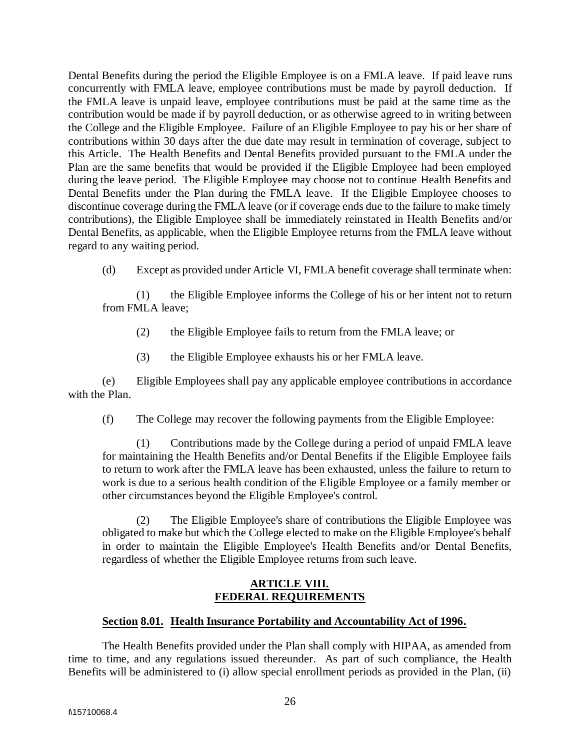Dental Benefits during the period the Eligible Employee is on a FMLA leave. If paid leave runs concurrently with FMLA leave, employee contributions must be made by payroll deduction. If the FMLA leave is unpaid leave, employee contributions must be paid at the same time as the contribution would be made if by payroll deduction, or as otherwise agreed to in writing between the College and the Eligible Employee. Failure of an Eligible Employee to pay his or her share of contributions within 30 days after the due date may result in termination of coverage, subject to this Article. The Health Benefits and Dental Benefits provided pursuant to the FMLA under the Plan are the same benefits that would be provided if the Eligible Employee had been employed during the leave period. The Eligible Employee may choose not to continue Health Benefits and Dental Benefits under the Plan during the FMLA leave. If the Eligible Employee chooses to discontinue coverage during the FMLA leave (or if coverage ends due to the failure to make timely contributions), the Eligible Employee shall be immediately reinstated in Health Benefits and/or Dental Benefits, as applicable, when the Eligible Employee returns from the FMLA leave without regard to any waiting period.

(d) Except as provided under Article VI, FMLA benefit coverage shall terminate when:

(1) the Eligible Employee informs the College of his or her intent not to return from FMLA leave;

(2) the Eligible Employee fails to return from the FMLA leave; or

(3) the Eligible Employee exhausts his or her FMLA leave.

(e) Eligible Employees shall pay any applicable employee contributions in accordance with the Plan.

(f) The College may recover the following payments from the Eligible Employee:

(1) Contributions made by the College during a period of unpaid FMLA leave for maintaining the Health Benefits and/or Dental Benefits if the Eligible Employee fails to return to work after the FMLA leave has been exhausted, unless the failure to return to work is due to a serious health condition of the Eligible Employee or a family member or other circumstances beyond the Eligible Employee's control.

(2) The Eligible Employee's share of contributions the Eligible Employee was obligated to make but which the College elected to make on the Eligible Employee's behalf in order to maintain the Eligible Employee's Health Benefits and/or Dental Benefits, regardless of whether the Eligible Employee returns from such leave.

## ARTICLE VIII. FEDERAL REQUIREMENTS

### Section 8.01. Health Insurance Portability and Accountability Act of 1996.

The Health Benefits provided under the Plan shall comply with HIPAA, as amended from time to time, and any regulations issued thereunder. As part of such compliance, the Health Benefits will be administered to (i) allow special enrollment periods as provided in the Plan, (ii)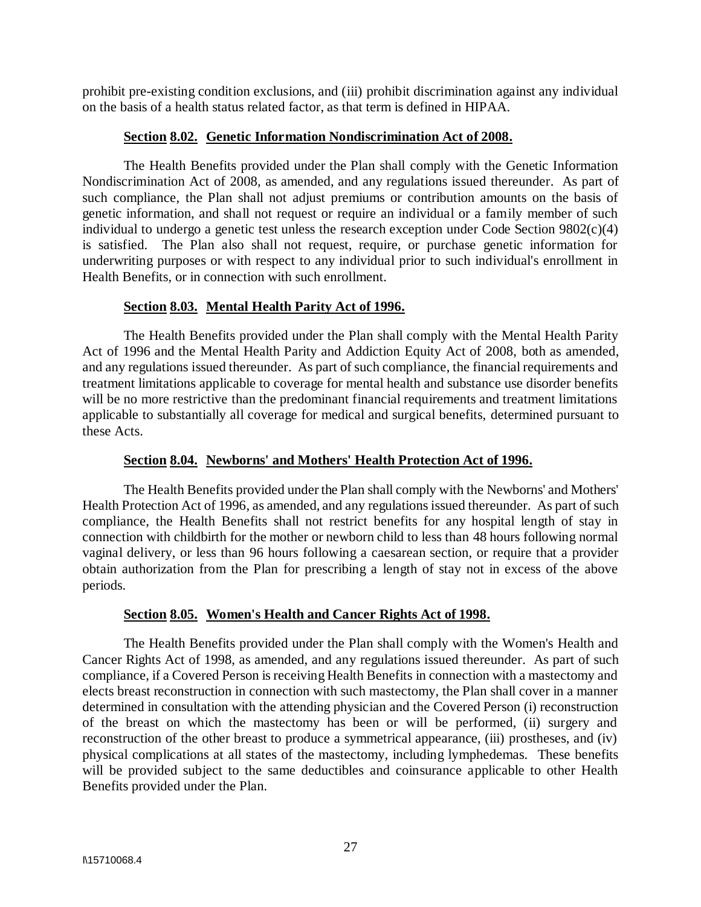prohibit pre-existing condition exclusions, and (iii) prohibit discrimination against any individual on the basis of a health status related factor, as that term is defined in HIPAA.

### **Section 8.02. Genetic Information Nondiscrimination Act of 2008.**

The Health Benefits provided under the Plan shall comply with the Genetic Information Nondiscrimination Act of 2008, as amended, and any regulations issued thereunder. As part of such compliance, the Plan shall not adjust premiums or contribution amounts on the basis of genetic information, and shall not request or require an individual or a family member of such individual to undergo a genetic test unless the research exception under Code Section 9802(c)(4) is satisfied. The Plan also shall not request, require, or purchase genetic information for underwriting purposes or with respect to any individual prior to such individual's enrollment in Health Benefits, or in connection with such enrollment.

### **Section 8.03. Mental Health Parity Act of 1996.**

The Health Benefits provided under the Plan shall comply with the Mental Health Parity Act of 1996 and the Mental Health Parity and Addiction Equity Act of 2008, both as amended, and any regulations issued thereunder. As part of such compliance, the financial requirements and treatment limitations applicable to coverage for mental health and substance use disorder benefits will be no more restrictive than the predominant financial requirements and treatment limitations applicable to substantially all coverage for medical and surgical benefits, determined pursuant to these Acts.

### **Section 8.04. Newborns' and Mothers' Health Protection Act of 1996.**

The Health Benefits provided under the Plan shall comply with the Newborns' and Mothers' Health Protection Act of 1996, as amended, and any regulations issued thereunder. As part of such compliance, the Health Benefits shall not restrict benefits for any hospital length of stay in connection with childbirth for the mother or newborn child to less than 48 hours following normal vaginal delivery, or less than 96 hours following a caesarean section, or require that a provider obtain authorization from the Plan for prescribing a length of stay not in excess of the above periods.

### **Section 8.05. Women's Health and Cancer Rights Act of 1998.**

The Health Benefits provided under the Plan shall comply with the Women's Health and Cancer Rights Act of 1998, as amended, and any regulations issued thereunder. As part of such compliance, if a Covered Person is receiving Health Benefits in connection with a mastectomy and elects breast reconstruction in connection with such mastectomy, the Plan shall cover in a manner determined in consultation with the attending physician and the Covered Person (i) reconstruction of the breast on which the mastectomy has been or will be performed, (ii) surgery and reconstruction of the other breast to produce a symmetrical appearance, (iii) prostheses, and (iv) physical complications at all states of the mastectomy, including lymphedemas. These benefits will be provided subject to the same deductibles and coinsurance applicable to other Health Benefits provided under the Plan.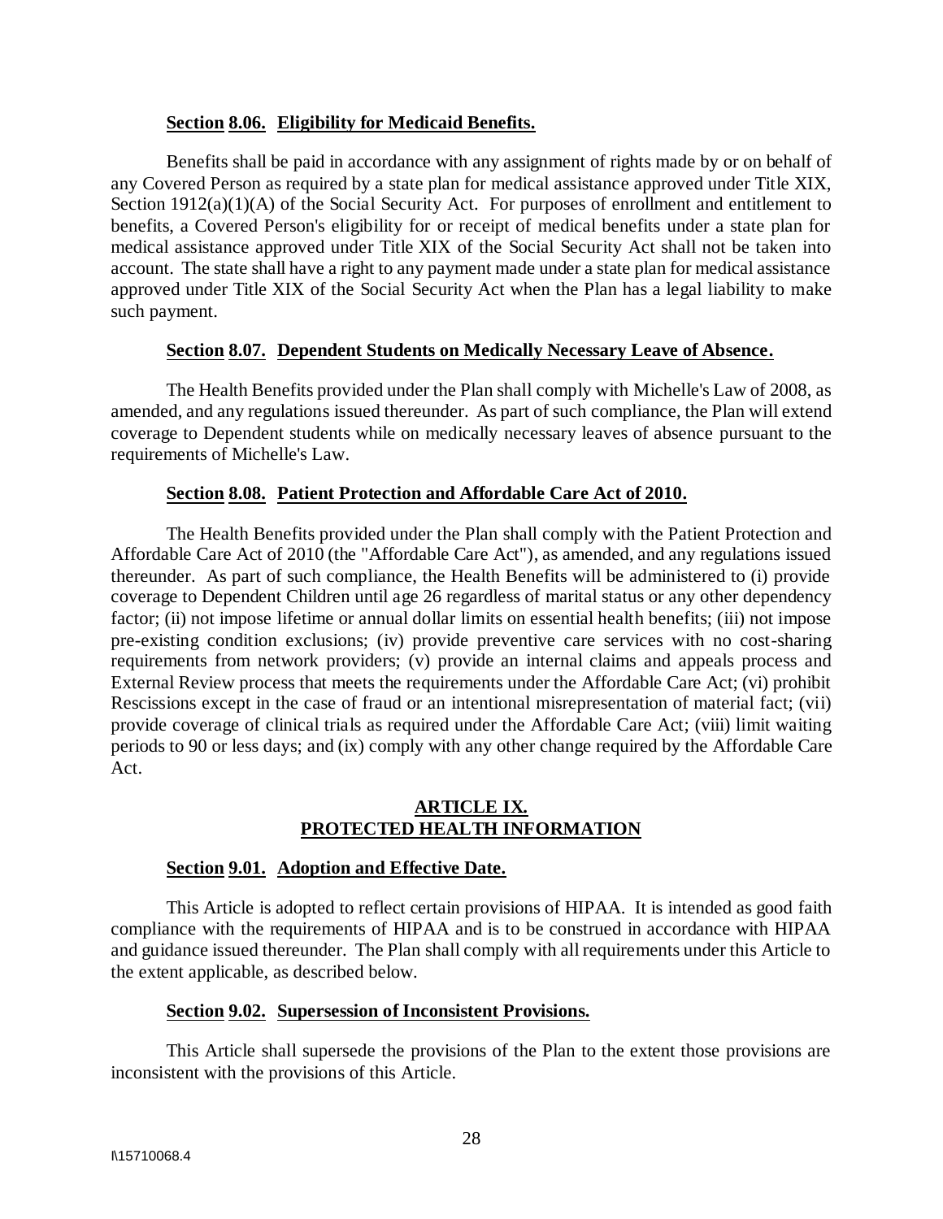**Section 8.06. Eligibility for Medicaid Benefits.**

Benefits shall be paid in accordance with any assignment of rights made by or on behalf of any Covered Person as required by a state plan for medical assistance approved under Title XIX, Section 1912(a)(1)(A) of the Social Security Act. For purposes of enrollment and entitlement to benefits, a Covered Person's eligibility for or receipt of medical benefits under a state plan for medical assistance approved under Title XIX of the Social Security Act shall not be taken into account. The state shall have a right to any payment made under a state plan for medical assistance approved under Title XIX of the Social Security Act when the Plan has a legal liability to make such payment.

**Section 8.07. Dependent Students on Medically Necessary Leave of Absence.**

The Health Benefits provided under the Plan shall comply with Michelle's Law of 2008, as amended, and any regulations issued thereunder. As part of such compliance, the Plan will extend coverage to Dependent students while on medically necessary leaves of absence pursuant to the requirements of Michelle's Law.

**Section 8.08. Patient Protection and Affordable Care Act of 2010.**

The Health Benefits provided under the Plan shall comply with the Patient Protection and Affordable Care Act of 2010 (the "Affordable Care Act"), as amended, and any regulations issued thereunder. As part of such compliance, the Health Benefits will be administered to (i) provide coverage to Dependent Children until age 26 regardless of marital status or any other dependency factor; (ii) not impose lifetime or annual dollar limits on essential health benefits; (iii) not impose pre-existing condition exclusions; (iv) provide preventive care services with no cost-sharing requirements from network providers; (v) provide an internal claims and appeals process and External Review process that meets the requirements under the Affordable Care Act; (vi) prohibit Rescissions except in the case of fraud or an intentional misrepresentation of material fact; (vii) provide coverage of clinical trials as required under the Affordable Care Act; (viii) limit waiting periods to 90 or less days; and (ix) comply with any other change required by the Affordable Care Act.

## ARTICLE IX. PROTECTED HEALTH INFORMATION

**Section 9.01. Adoption and Effective Date.**

This Article is adopted to reflect certain provisions of HIPAA. It is intended as good faith compliance with the requirements of HIPAA and is to be construed in accordance with HIPAA and guidance issued thereunder. The Plan shall comply with all requirements under this Article to the extent applicable, as described below.

**Section 9.02. Supersession of Inconsistent Provisions.**

This Article shall supersede the provisions of the Plan to the extent those provisions are inconsistent with the provisions of this Article.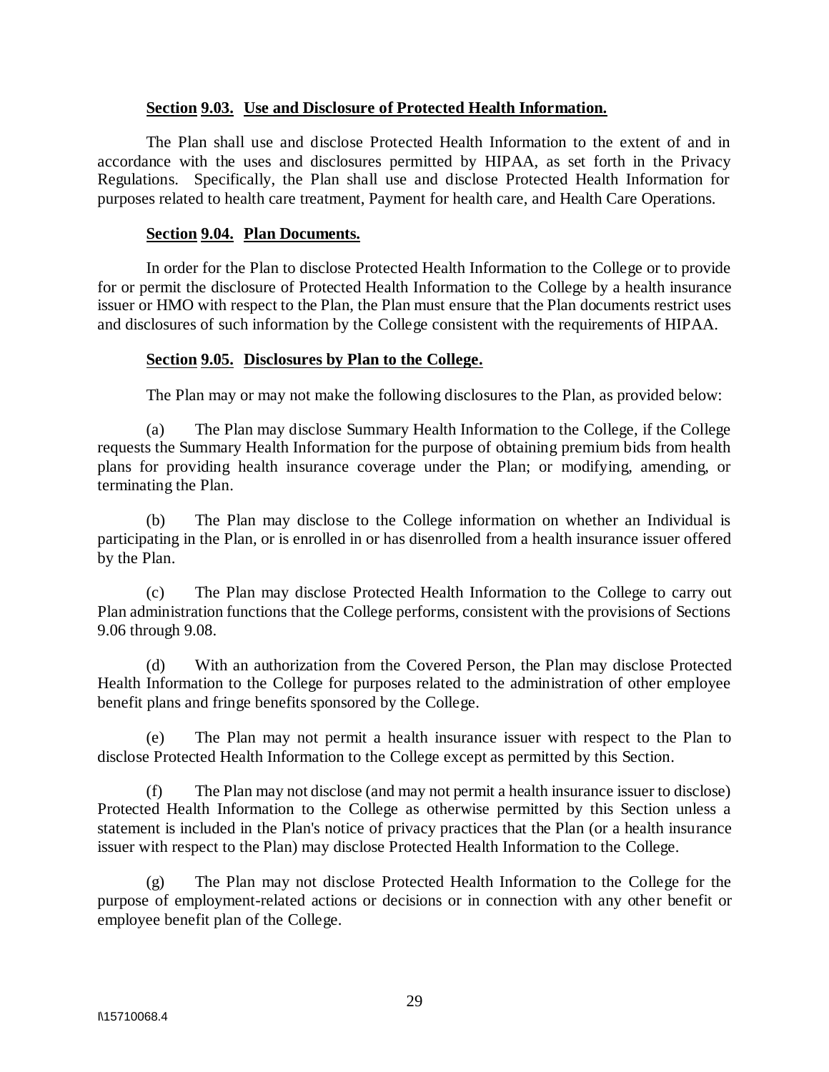**Section 9.03. Use and Disclosure of Protected Health Information.**

The Plan shall use and disclose Protected Health Information to the extent of and in accordance with the uses and disclosures permitted by HIPAA, as set forth in the Privacy Regulations. Specifically, the Plan shall use and disclose Protected Health Information for purposes related to health care treatment, Payment for health care, and Health Care Operations.

**Section 9.04. Plan Documents.**

In order for the Plan to disclose Protected Health Information to the College or to provide for or permit the disclosure of Protected Health Information to the College by a health insurance issuer or HMO with respect to the Plan, the Plan must ensure that the Plan documents restrict uses and disclosures of such information by the College consistent with the requirements of HIPAA.

**Section 9.05. Disclosures by Plan to the College.**

The Plan may or may not make the following disclosures to the Plan, as provided below:

(a) The Plan may disclose Summary Health Information to the College, if the College requests the Summary Health Information for the purpose of obtaining premium bids from health plans for providing health insurance coverage under the Plan; or modifying, amending, or terminating the Plan.

(b) The Plan may disclose to the College information on whether an Individual is participating in the Plan, or is enrolled in or has disenrolled from a health insurance issuer offered by the Plan.

(c) The Plan may disclose Protected Health Information to the College to carry out Plan administration functions that the College performs, consistent with the provisions of Sections 9.06 through 9.08.

(d) With an authorization from the Covered Person, the Plan may disclose Protected Health Information to the College for purposes related to the administration of other employee benefit plans and fringe benefits sponsored by the College.

(e) The Plan may not permit a health insurance issuer with respect to the Plan to disclose Protected Health Information to the College except as permitted by this Section.

(f) The Plan may not disclose (and may not permit a health insurance issuer to disclose) Protected Health Information to the College as otherwise permitted by this Section unless a statement is included in the Plan's notice of privacy practices that the Plan (or a health insurance issuer with respect to the Plan) may disclose Protected Health Information to the College.

(g) The Plan may not disclose Protected Health Information to the College for the purpose of employment-related actions or decisions or in connection with any other benefit or employee benefit plan of the College.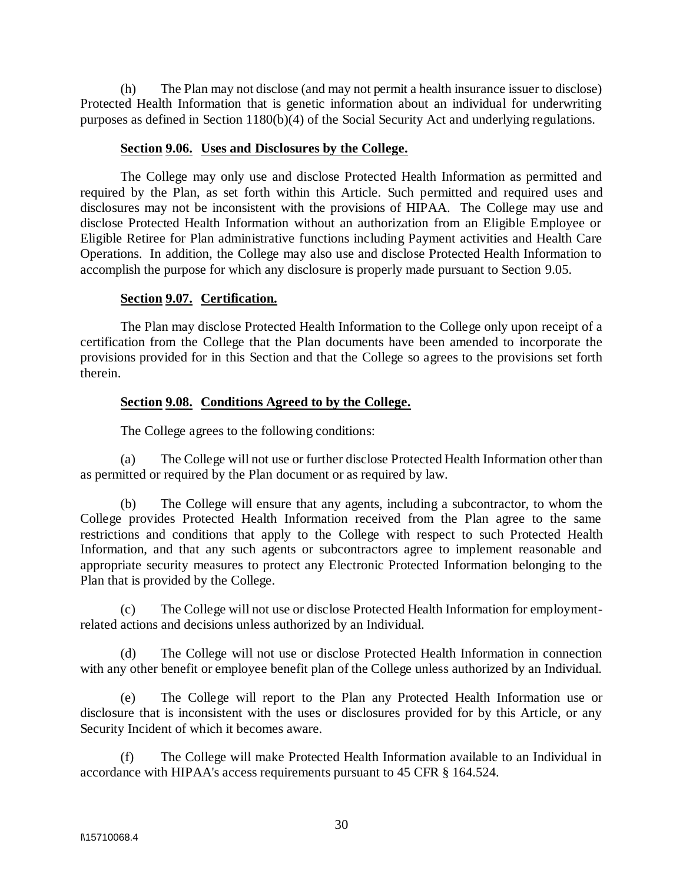(h) The Plan may not disclose (and may not permit a health insurance issuer to disclose) Protected Health Information that is genetic information about an individual for underwriting purposes as defined in Section 1180(b)(4) of the Social Security Act and underlying regulations.

### Section 9.06. Uses and Disclosures by the College.

The College may only use and disclose Protected Health Information as permitted and required by the Plan, as set forth within this Article. Such permitted and required uses and disclosures may not be inconsistent with the provisions of HIPAA. The College may use and disclose Protected Health Information without an authorization from an Eligible Employee or Eligible Retiree for Plan administrative functions including Payment activities and Health Care Operations. In addition, the College may also use and disclose Protected Health Information to accomplish the purpose for which any disclosure is properly made pursuant to Section 9.05.

### Section 9.07. Certification.

The Plan may disclose Protected Health Information to the College only upon receipt of a certification from the College that the Plan documents have been amended to incorporate the provisions provided for in this Section and that the College so agrees to the provisions set forth therein.

### Section 9.08. Conditions Agreed to by the College.

The College agrees to the following conditions:

(a) The College will not use or further disclose Protected Health Information other than as permitted or required by the Plan document or as required by law.

(b) The College will ensure that any agents, including a subcontractor, to whom the College provides Protected Health Information received from the Plan agree to the same restrictions and conditions that apply to the College with respect to such Protected Health Information, and that any such agents or subcontractors agree to implement reasonable and appropriate security measures to protect any Electronic Protected Information belonging to the Plan that is provided by the College.

(c) The College will not use or disclose Protected Health Information for employment-related actions and decisions unless authorized by an Individual.

(d) The College will not use or disclose Protected Health Information in connection with any other benefit or employee benefit plan of the College unless authorized by an Individual.

(e) The College will report to the Plan any Protected Health Information use or disclosure that is inconsistent with the uses or disclosures provided for by this Article, or any Security Incident of which it becomes aware.

(f) The College will make Protected Health Information available to an Individual in accordance with HIPAA's access requirements pursuant to 45 CFR § 164.524.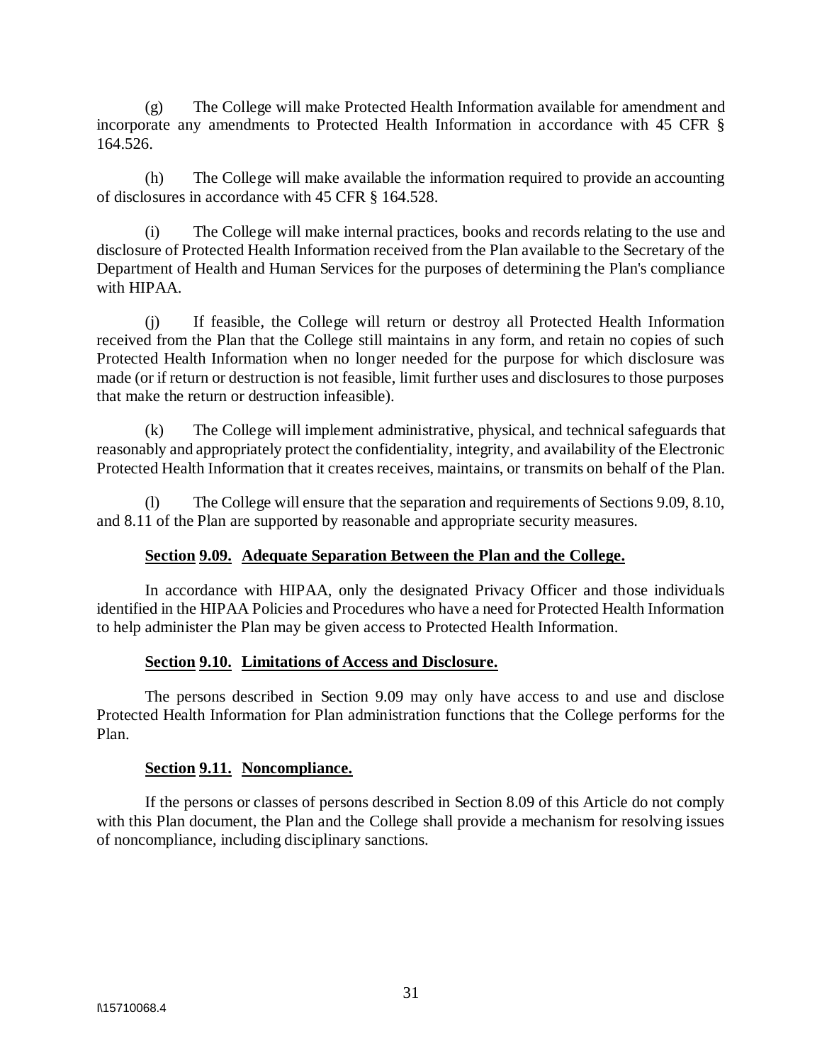(g) The College will make Protected Health Information available for amendment and incorporate any amendments to Protected Health Information in accordance with 45 CFR § 164.526.

(h) The College will make available the information required to provide an accounting of disclosures in accordance with 45 CFR § 164.528.

(i) The College will make internal practices, books and records relating to the use and disclosure of Protected Health Information received from the Plan available to the Secretary of the Department of Health and Human Services for the purposes of determining the Plan's compliance with HIPAA.

(j) If feasible, the College will return or destroy all Protected Health Information received from the Plan that the College still maintains in any form, and retain no copies of such Protected Health Information when no longer needed for the purpose for which disclosure was made (or if return or destruction is not feasible, limit further uses and disclosures to those purposes that make the return or destruction infeasible).

(k) The College will implement administrative, physical, and technical safeguards that reasonably and appropriately protect the confidentiality, integrity, and availability of the Electronic Protected Health Information that it creates receives, maintains, or transmits on behalf of the Plan.

(l) The College will ensure that the separation and requirements of Sections 9.09, 8.10, and 8.11 of the Plan are supported by reasonable and appropriate security measures.

**Section 9.09. Adequate Separation Between the Plan and the College.**

In accordance with HIPAA, only the designated Privacy Officer and those individuals identified in the HIPAA Policies and Procedures who have a need for Protected Health Information to help administer the Plan may be given access to Protected Health Information.

**Section 9.10. Limitations of Access and Disclosure.**

The persons described in Section 9.09 may only have access to and use and disclose Protected Health Information for Plan administration functions that the College performs for the Plan.

**Section 9.11. Noncompliance.**

If the persons or classes of persons described in Section 8.09 of this Article do not comply with this Plan document, the Plan and the College shall provide a mechanism for resolving issues of noncompliance, including disciplinary sanctions.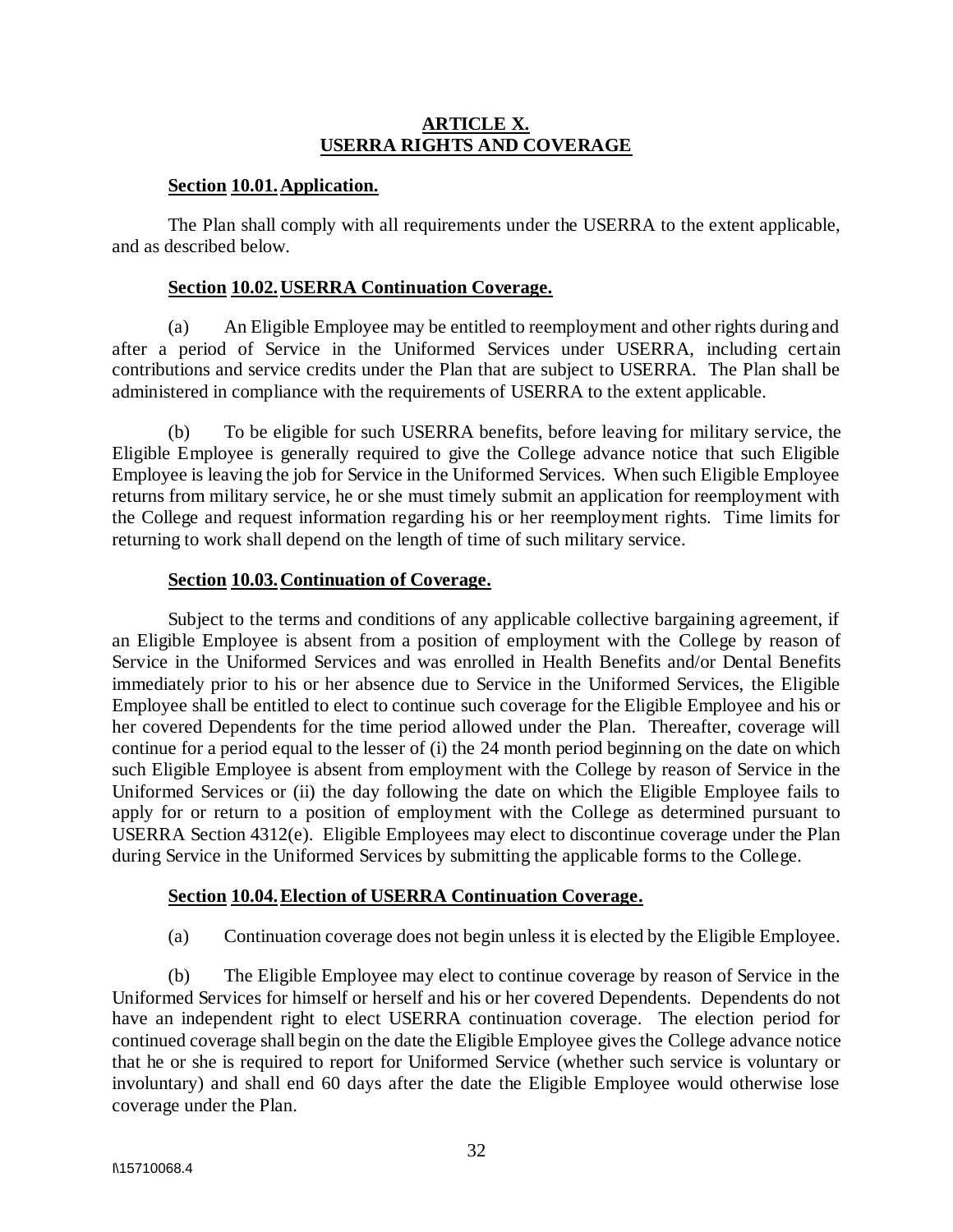## ARTICLE X.
## USERRA RIGHTS AND COVERAGE

### Section 10.01. Application.

The Plan shall comply with all requirements under the USERRA to the extent applicable, and as described below.

### Section 10.02. USERRA Continuation Coverage.

(a) An Eligible Employee may be entitled to reemployment and other rights during and after a period of Service in the Uniformed Services under USERRA, including certain contributions and service credits under the Plan that are subject to USERRA. The Plan shall be administered in compliance with the requirements of USERRA to the extent applicable.

(b) To be eligible for such USERRA benefits, before leaving for military service, the Eligible Employee is generally required to give the College advance notice that such Eligible Employee is leaving the job for Service in the Uniformed Services. When such Eligible Employee returns from military service, he or she must timely submit an application for reemployment with the College and request information regarding his or her reemployment rights. Time limits for returning to work shall depend on the length of time of such military service.

### Section 10.03. Continuation of Coverage.

Subject to the terms and conditions of any applicable collective bargaining agreement, if an Eligible Employee is absent from a position of employment with the College by reason of Service in the Uniformed Services and was enrolled in Health Benefits and/or Dental Benefits immediately prior to his or her absence due to Service in the Uniformed Services, the Eligible Employee shall be entitled to elect to continue such coverage for the Eligible Employee and his or her covered Dependents for the time period allowed under the Plan. Thereafter, coverage will continue for a period equal to the lesser of (i) the 24 month period beginning on the date on which such Eligible Employee is absent from employment with the College by reason of Service in the Uniformed Services or (ii) the day following the date on which the Eligible Employee fails to apply for or return to a position of employment with the College as determined pursuant to USERRA Section 4312(e). Eligible Employees may elect to discontinue coverage under the Plan during Service in the Uniformed Services by submitting the applicable forms to the College.

### Section 10.04. Election of USERRA Continuation Coverage.

(a) Continuation coverage does not begin unless it is elected by the Eligible Employee.

(b) The Eligible Employee may elect to continue coverage by reason of Service in the Uniformed Services for himself or herself and his or her covered Dependents. Dependents do not have an independent right to elect USERRA continuation coverage. The election period for continued coverage shall begin on the date the Eligible Employee gives the College advance notice that he or she is required to report for Uniformed Service (whether such service is voluntary or involuntary) and shall end 60 days after the date the Eligible Employee would otherwise lose coverage under the Plan.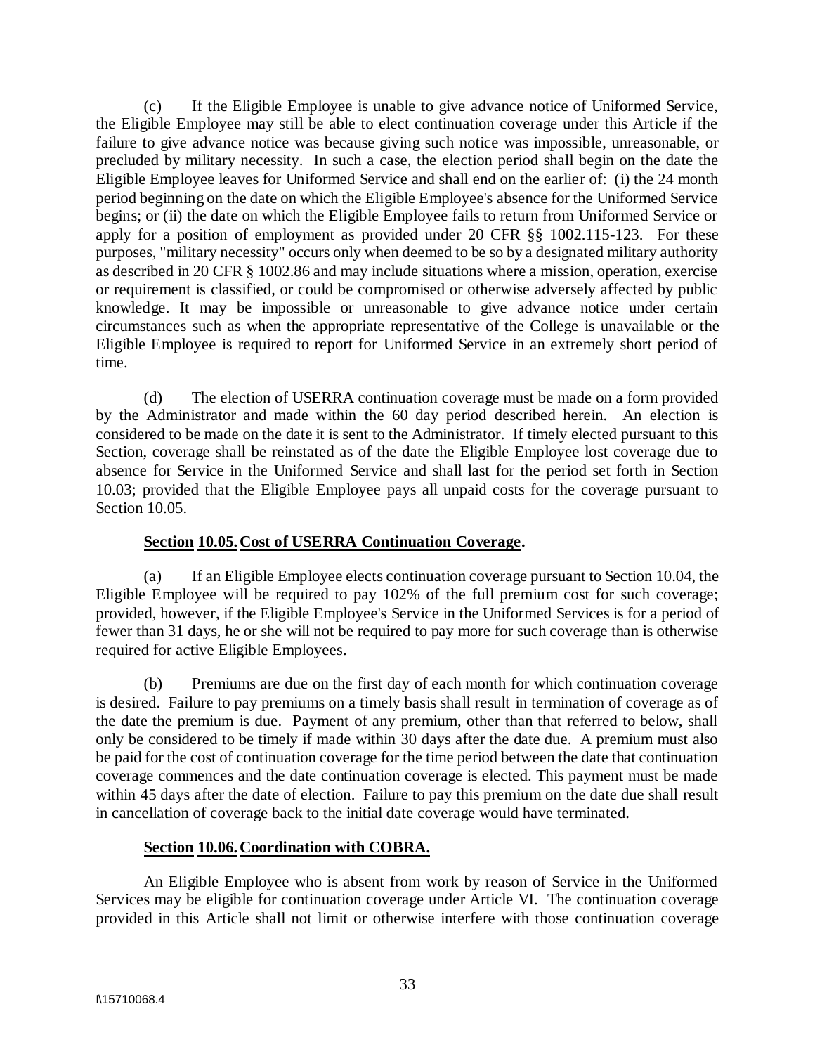(c) If the Eligible Employee is unable to give advance notice of Uniformed Service, the Eligible Employee may still be able to elect continuation coverage under this Article if the failure to give advance notice was because giving such notice was impossible, unreasonable, or precluded by military necessity. In such a case, the election period shall begin on the date the Eligible Employee leaves for Uniformed Service and shall end on the earlier of: (i) the 24 month period beginning on the date on which the Eligible Employee's absence for the Uniformed Service begins; or (ii) the date on which the Eligible Employee fails to return from Uniformed Service or apply for a position of employment as provided under 20 CFR §§ 1002.115-123. For these purposes, "military necessity" occurs only when deemed to be so by a designated military authority as described in 20 CFR § 1002.86 and may include situations where a mission, operation, exercise or requirement is classified, or could be compromised or otherwise adversely affected by public knowledge. It may be impossible or unreasonable to give advance notice under certain circumstances such as when the appropriate representative of the College is unavailable or the Eligible Employee is required to report for Uniformed Service in an extremely short period of time.

(d) The election of USERRA continuation coverage must be made on a form provided by the Administrator and made within the 60 day period described herein. An election is considered to be made on the date it is sent to the Administrator. If timely elected pursuant to this Section, coverage shall be reinstated as of the date the Eligible Employee lost coverage due to absence for Service in the Uniformed Service and shall last for the period set forth in Section 10.03; provided that the Eligible Employee pays all unpaid costs for the coverage pursuant to Section 10.05.

**Section 10.05. Cost of USERRA Continuation Coverage.**

(a) If an Eligible Employee elects continuation coverage pursuant to Section 10.04, the Eligible Employee will be required to pay 102% of the full premium cost for such coverage; provided, however, if the Eligible Employee's Service in the Uniformed Services is for a period of fewer than 31 days, he or she will not be required to pay more for such coverage than is otherwise required for active Eligible Employees.

(b) Premiums are due on the first day of each month for which continuation coverage is desired. Failure to pay premiums on a timely basis shall result in termination of coverage as of the date the premium is due. Payment of any premium, other than that referred to below, shall only be considered to be timely if made within 30 days after the date due. A premium must also be paid for the cost of continuation coverage for the time period between the date that continuation coverage commences and the date continuation coverage is elected. This payment must be made within 45 days after the date of election. Failure to pay this premium on the date due shall result in cancellation of coverage back to the initial date coverage would have terminated.

**Section 10.06. Coordination with COBRA.**

An Eligible Employee who is absent from work by reason of Service in the Uniformed Services may be eligible for continuation coverage under Article VI. The continuation coverage provided in this Article shall not limit or otherwise interfere with those continuation coverage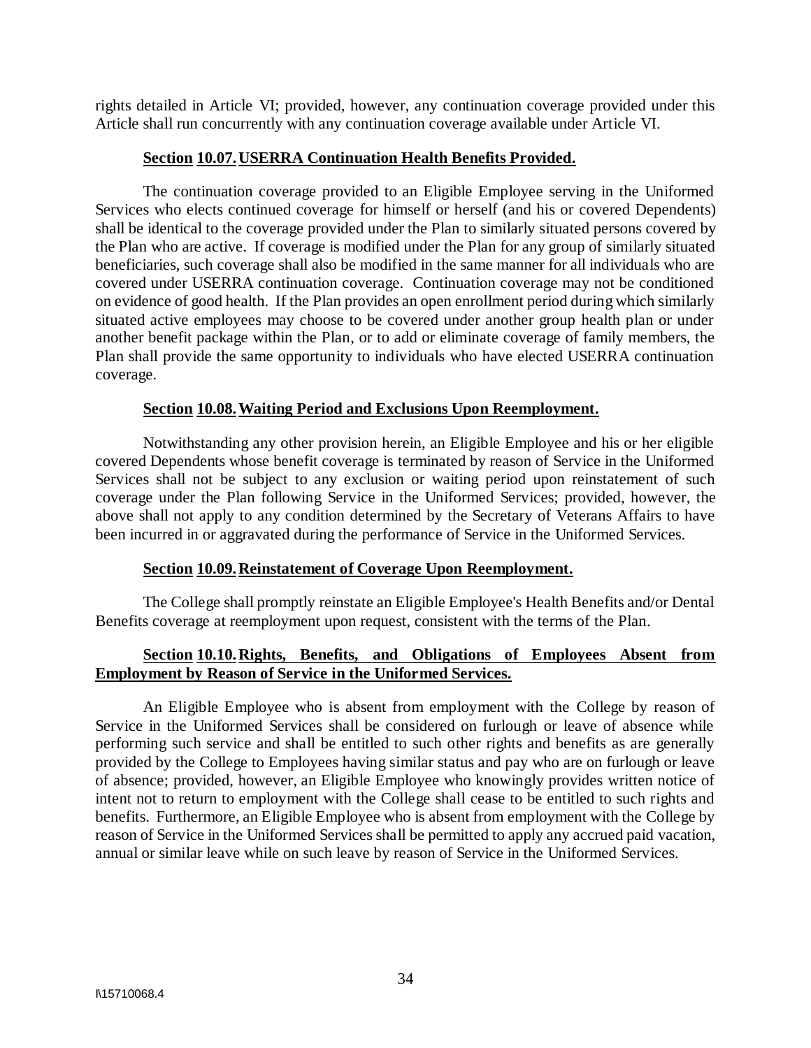rights detailed in Article VI; provided, however, any continuation coverage provided under this Article shall run concurrently with any continuation coverage available under Article VI.

### **Section 10.07. USERRA Continuation Health Benefits Provided.**

The continuation coverage provided to an Eligible Employee serving in the Uniformed Services who elects continued coverage for himself or herself (and his or covered Dependents) shall be identical to the coverage provided under the Plan to similarly situated persons covered by the Plan who are active. If coverage is modified under the Plan for any group of similarly situated beneficiaries, such coverage shall also be modified in the same manner for all individuals who are covered under USERRA continuation coverage. Continuation coverage may not be conditioned on evidence of good health. If the Plan provides an open enrollment period during which similarly situated active employees may choose to be covered under another group health plan or under another benefit package within the Plan, or to add or eliminate coverage of family members, the Plan shall provide the same opportunity to individuals who have elected USERRA continuation coverage.

### **Section 10.08. Waiting Period and Exclusions Upon Reemployment.**

Notwithstanding any other provision herein, an Eligible Employee and his or her eligible covered Dependents whose benefit coverage is terminated by reason of Service in the Uniformed Services shall not be subject to any exclusion or waiting period upon reinstatement of such coverage under the Plan following Service in the Uniformed Services; provided, however, the above shall not apply to any condition determined by the Secretary of Veterans Affairs to have been incurred in or aggravated during the performance of Service in the Uniformed Services.

### **Section 10.09. Reinstatement of Coverage Upon Reemployment.**

The College shall promptly reinstate an Eligible Employee's Health Benefits and/or Dental Benefits coverage at reemployment upon request, consistent with the terms of the Plan.

### **Section 10.10. Rights, Benefits, and Obligations of Employees Absent from Employment by Reason of Service in the Uniformed Services.**

An Eligible Employee who is absent from employment with the College by reason of Service in the Uniformed Services shall be considered on furlough or leave of absence while performing such service and shall be entitled to such other rights and benefits as are generally provided by the College to Employees having similar status and pay who are on furlough or leave of absence; provided, however, an Eligible Employee who knowingly provides written notice of intent not to return to employment with the College shall cease to be entitled to such rights and benefits. Furthermore, an Eligible Employee who is absent from employment with the College by reason of Service in the Uniformed Services shall be permitted to apply any accrued paid vacation, annual or similar leave while on such leave by reason of Service in the Uniformed Services.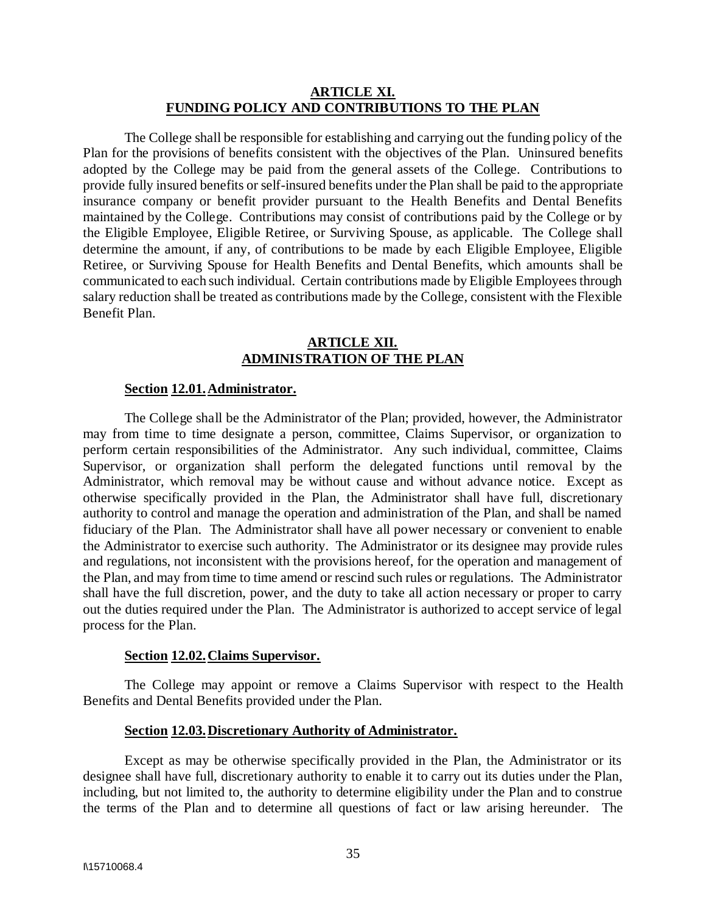## ARTICLE XI.
## FUNDING POLICY AND CONTRIBUTIONS TO THE PLAN

The College shall be responsible for establishing and carrying out the funding policy of the Plan for the provisions of benefits consistent with the objectives of the Plan. Uninsured benefits adopted by the College may be paid from the general assets of the College. Contributions to provide fully insured benefits or self-insured benefits under the Plan shall be paid to the appropriate insurance company or benefit provider pursuant to the Health Benefits and Dental Benefits maintained by the College. Contributions may consist of contributions paid by the College or by the Eligible Employee, Eligible Retiree, or Surviving Spouse, as applicable. The College shall determine the amount, if any, of contributions to be made by each Eligible Employee, Eligible Retiree, or Surviving Spouse for Health Benefits and Dental Benefits, which amounts shall be communicated to each such individual. Certain contributions made by Eligible Employees through salary reduction shall be treated as contributions made by the College, consistent with the Flexible Benefit Plan.

## ARTICLE XII.
## ADMINISTRATION OF THE PLAN

### Section 12.01. Administrator.

The College shall be the Administrator of the Plan; provided, however, the Administrator may from time to time designate a person, committee, Claims Supervisor, or organization to perform certain responsibilities of the Administrator. Any such individual, committee, Claims Supervisor, or organization shall perform the delegated functions until removal by the Administrator, which removal may be without cause and without advance notice. Except as otherwise specifically provided in the Plan, the Administrator shall have full, discretionary authority to control and manage the operation and administration of the Plan, and shall be named fiduciary of the Plan. The Administrator shall have all power necessary or convenient to enable the Administrator to exercise such authority. The Administrator or its designee may provide rules and regulations, not inconsistent with the provisions hereof, for the operation and management of the Plan, and may from time to time amend or rescind such rules or regulations. The Administrator shall have the full discretion, power, and the duty to take all action necessary or proper to carry out the duties required under the Plan. The Administrator is authorized to accept service of legal process for the Plan.

### Section 12.02. Claims Supervisor.

The College may appoint or remove a Claims Supervisor with respect to the Health Benefits and Dental Benefits provided under the Plan.

### Section 12.03. Discretionary Authority of Administrator.

Except as may be otherwise specifically provided in the Plan, the Administrator or its designee shall have full, discretionary authority to enable it to carry out its duties under the Plan, including, but not limited to, the authority to determine eligibility under the Plan and to construe the terms of the Plan and to determine all questions of fact or law arising hereunder. The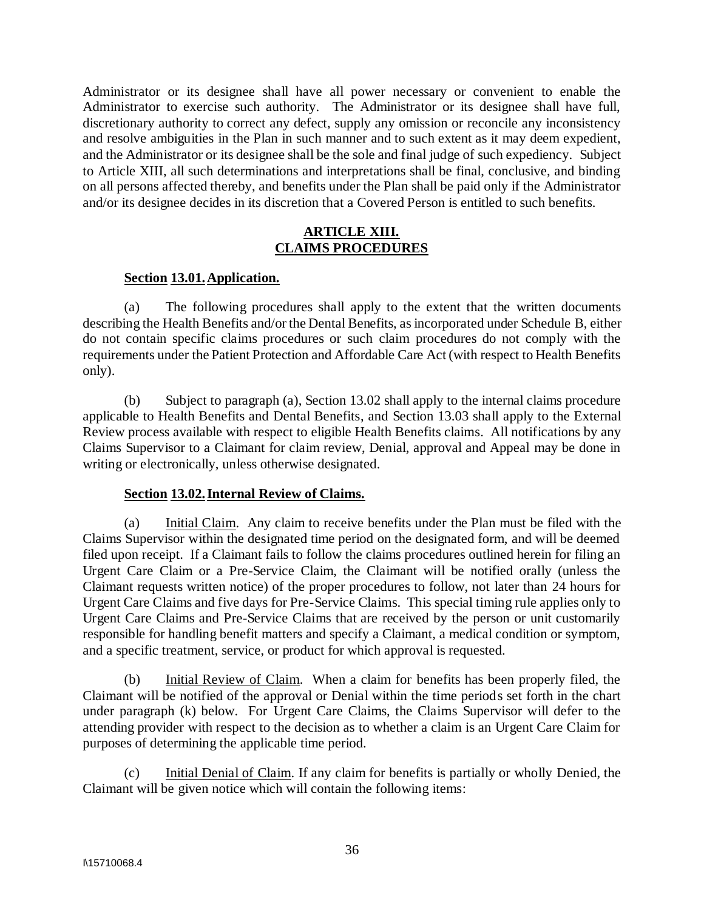Administrator or its designee shall have all power necessary or convenient to enable the Administrator to exercise such authority. The Administrator or its designee shall have full, discretionary authority to correct any defect, supply any omission or reconcile any inconsistency and resolve ambiguities in the Plan in such manner and to such extent as it may deem expedient, and the Administrator or its designee shall be the sole and final judge of such expediency. Subject to Article XIII, all such determinations and interpretations shall be final, conclusive, and binding on all persons affected thereby, and benefits under the Plan shall be paid only if the Administrator and/or its designee decides in its discretion that a Covered Person is entitled to such benefits.

## ARTICLE XIII.
## CLAIMS PROCEDURES

### Section 13.01. Application.

(a) The following procedures shall apply to the extent that the written documents describing the Health Benefits and/or the Dental Benefits, as incorporated under Schedule B, either do not contain specific claims procedures or such claim procedures do not comply with the requirements under the Patient Protection and Affordable Care Act (with respect to Health Benefits only).

(b) Subject to paragraph (a), Section 13.02 shall apply to the internal claims procedure applicable to Health Benefits and Dental Benefits, and Section 13.03 shall apply to the External Review process available with respect to eligible Health Benefits claims. All notifications by any Claims Supervisor to a Claimant for claim review, Denial, approval and Appeal may be done in writing or electronically, unless otherwise designated.

### Section 13.02. Internal Review of Claims.

(a) Initial Claim. Any claim to receive benefits under the Plan must be filed with the Claims Supervisor within the designated time period on the designated form, and will be deemed filed upon receipt. If a Claimant fails to follow the claims procedures outlined herein for filing an Urgent Care Claim or a Pre-Service Claim, the Claimant will be notified orally (unless the Claimant requests written notice) of the proper procedures to follow, not later than 24 hours for Urgent Care Claims and five days for Pre-Service Claims. This special timing rule applies only to Urgent Care Claims and Pre-Service Claims that are received by the person or unit customarily responsible for handling benefit matters and specify a Claimant, a medical condition or symptom, and a specific treatment, service, or product for which approval is requested.

(b) Initial Review of Claim. When a claim for benefits has been properly filed, the Claimant will be notified of the approval or Denial within the time periods set forth in the chart under paragraph (k) below. For Urgent Care Claims, the Claims Supervisor will defer to the attending provider with respect to the decision as to whether a claim is an Urgent Care Claim for purposes of determining the applicable time period.

(c) Initial Denial of Claim. If any claim for benefits is partially or wholly Denied, the Claimant will be given notice which will contain the following items: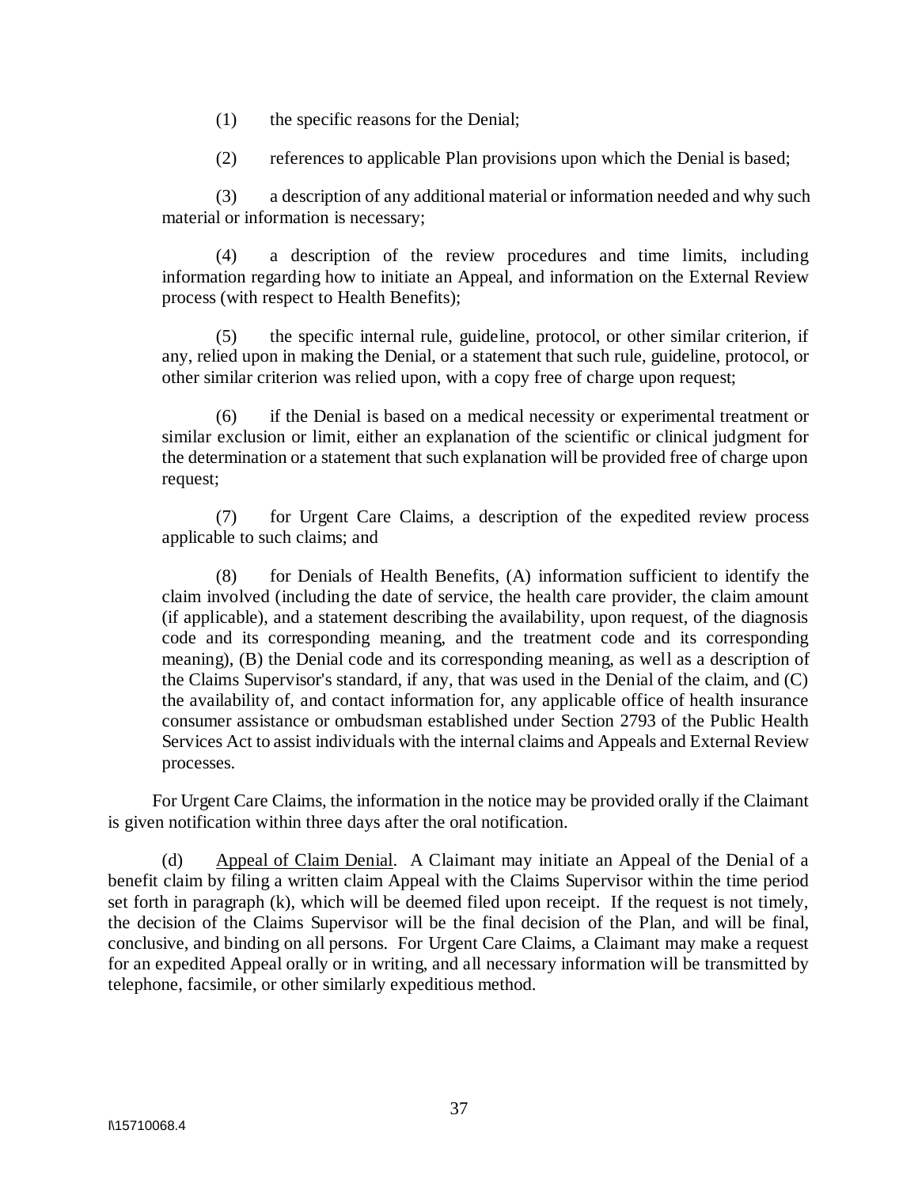(1) the specific reasons for the Denial;

(2) references to applicable Plan provisions upon which the Denial is based;

(3) a description of any additional material or information needed and why such material or information is necessary;

(4) a description of the review procedures and time limits, including information regarding how to initiate an Appeal, and information on the External Review process (with respect to Health Benefits);

(5) the specific internal rule, guideline, protocol, or other similar criterion, if any, relied upon in making the Denial, or a statement that such rule, guideline, protocol, or other similar criterion was relied upon, with a copy free of charge upon request;

(6) if the Denial is based on a medical necessity or experimental treatment or similar exclusion or limit, either an explanation of the scientific or clinical judgment for the determination or a statement that such explanation will be provided free of charge upon request;

(7) for Urgent Care Claims, a description of the expedited review process applicable to such claims; and

(8) for Denials of Health Benefits, (A) information sufficient to identify the claim involved (including the date of service, the health care provider, the claim amount (if applicable), and a statement describing the availability, upon request, of the diagnosis code and its corresponding meaning, and the treatment code and its corresponding meaning), (B) the Denial code and its corresponding meaning, as well as a description of the Claims Supervisor's standard, if any, that was used in the Denial of the claim, and (C) the availability of, and contact information for, any applicable office of health insurance consumer assistance or ombudsman established under Section 2793 of the Public Health Services Act to assist individuals with the internal claims and Appeals and External Review processes.

For Urgent Care Claims, the information in the notice may be provided orally if the Claimant is given notification within three days after the oral notification.

(d) Appeal of Claim Denial. A Claimant may initiate an Appeal of the Denial of a benefit claim by filing a written claim Appeal with the Claims Supervisor within the time period set forth in paragraph (k), which will be deemed filed upon receipt. If the request is not timely, the decision of the Claims Supervisor will be the final decision of the Plan, and will be final, conclusive, and binding on all persons. For Urgent Care Claims, a Claimant may make a request for an expedited Appeal orally or in writing, and all necessary information will be transmitted by telephone, facsimile, or other similarly expeditious method.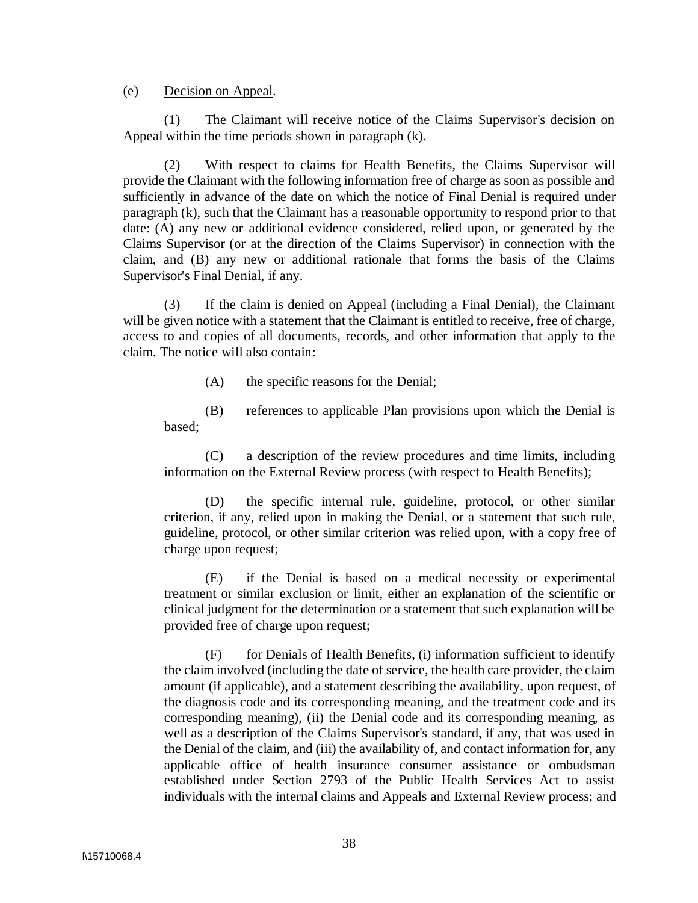(e) Decision on Appeal.

(1) The Claimant will receive notice of the Claims Supervisor's decision on Appeal within the time periods shown in paragraph (k).

(2) With respect to claims for Health Benefits, the Claims Supervisor will provide the Claimant with the following information free of charge as soon as possible and sufficiently in advance of the date on which the notice of Final Denial is required under paragraph (k), such that the Claimant has a reasonable opportunity to respond prior to that date: (A) any new or additional evidence considered, relied upon, or generated by the Claims Supervisor (or at the direction of the Claims Supervisor) in connection with the claim, and (B) any new or additional rationale that forms the basis of the Claims Supervisor's Final Denial, if any.

(3) If the claim is denied on Appeal (including a Final Denial), the Claimant will be given notice with a statement that the Claimant is entitled to receive, free of charge, access to and copies of all documents, records, and other information that apply to the claim. The notice will also contain:

(A) the specific reasons for the Denial;

(B) references to applicable Plan provisions upon which the Denial is based;

(C) a description of the review procedures and time limits, including information on the External Review process (with respect to Health Benefits);

(D) the specific internal rule, guideline, protocol, or other similar criterion, if any, relied upon in making the Denial, or a statement that such rule, guideline, protocol, or other similar criterion was relied upon, with a copy free of charge upon request;

(E) if the Denial is based on a medical necessity or experimental treatment or similar exclusion or limit, either an explanation of the scientific or clinical judgment for the determination or a statement that such explanation will be provided free of charge upon request;

(F) for Denials of Health Benefits, (i) information sufficient to identify the claim involved (including the date of service, the health care provider, the claim amount (if applicable), and a statement describing the availability, upon request, of the diagnosis code and its corresponding meaning, and the treatment code and its corresponding meaning), (ii) the Denial code and its corresponding meaning, as well as a description of the Claims Supervisor's standard, if any, that was used in the Denial of the claim, and (iii) the availability of, and contact information for, any applicable office of health insurance consumer assistance or ombudsman established under Section 2793 of the Public Health Services Act to assist individuals with the internal claims and Appeals and External Review process; and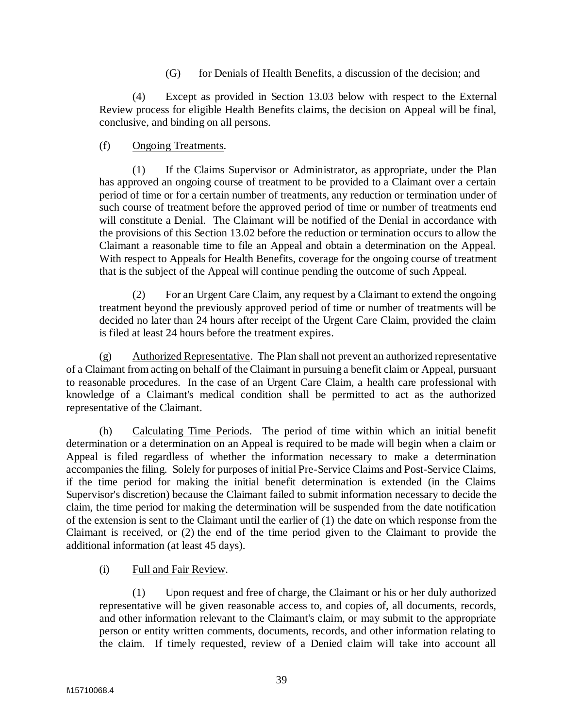(G) for Denials of Health Benefits, a discussion of the decision; and

(4) Except as provided in Section 13.03 below with respect to the External Review process for eligible Health Benefits claims, the decision on Appeal will be final, conclusive, and binding on all persons.

(f) Ongoing Treatments.

(1) If the Claims Supervisor or Administrator, as appropriate, under the Plan has approved an ongoing course of treatment to be provided to a Claimant over a certain period of time or for a certain number of treatments, any reduction or termination under of such course of treatment before the approved period of time or number of treatments end will constitute a Denial. The Claimant will be notified of the Denial in accordance with the provisions of this Section 13.02 before the reduction or termination occurs to allow the Claimant a reasonable time to file an Appeal and obtain a determination on the Appeal. With respect to Appeals for Health Benefits, coverage for the ongoing course of treatment that is the subject of the Appeal will continue pending the outcome of such Appeal.

(2) For an Urgent Care Claim, any request by a Claimant to extend the ongoing treatment beyond the previously approved period of time or number of treatments will be decided no later than 24 hours after receipt of the Urgent Care Claim, provided the claim is filed at least 24 hours before the treatment expires.

(g) Authorized Representative. The Plan shall not prevent an authorized representative of a Claimant from acting on behalf of the Claimant in pursuing a benefit claim or Appeal, pursuant to reasonable procedures. In the case of an Urgent Care Claim, a health care professional with knowledge of a Claimant's medical condition shall be permitted to act as the authorized representative of the Claimant.

(h) Calculating Time Periods. The period of time within which an initial benefit determination or a determination on an Appeal is required to be made will begin when a claim or Appeal is filed regardless of whether the information necessary to make a determination accompanies the filing. Solely for purposes of initial Pre-Service Claims and Post-Service Claims, if the time period for making the initial benefit determination is extended (in the Claims Supervisor's discretion) because the Claimant failed to submit information necessary to decide the claim, the time period for making the determination will be suspended from the date notification of the extension is sent to the Claimant until the earlier of (1) the date on which response from the Claimant is received, or (2) the end of the time period given to the Claimant to provide the additional information (at least 45 days).

(i) Full and Fair Review.

(1) Upon request and free of charge, the Claimant or his or her duly authorized representative will be given reasonable access to, and copies of, all documents, records, and other information relevant to the Claimant's claim, or may submit to the appropriate person or entity written comments, documents, records, and other information relating to the claim. If timely requested, review of a Denied claim will take into account all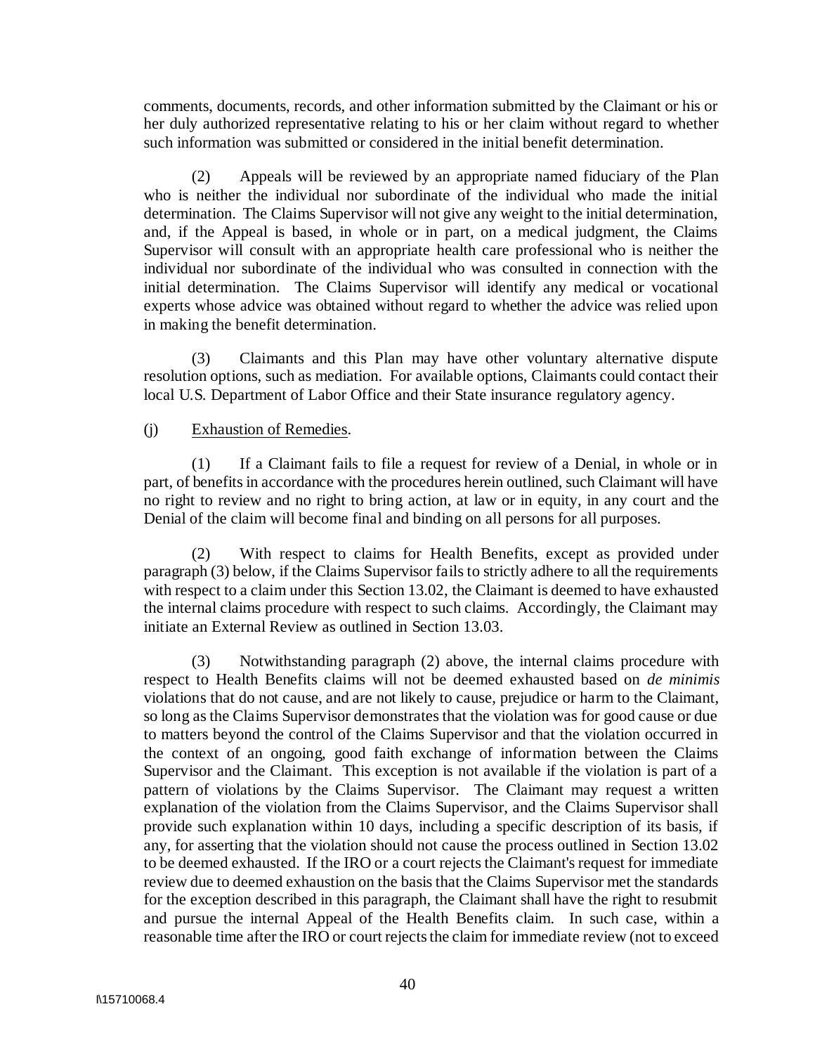comments, documents, records, and other information submitted by the Claimant or his or her duly authorized representative relating to his or her claim without regard to whether such information was submitted or considered in the initial benefit determination.

(2) Appeals will be reviewed by an appropriate named fiduciary of the Plan who is neither the individual nor subordinate of the individual who made the initial determination. The Claims Supervisor will not give any weight to the initial determination, and, if the Appeal is based, in whole or in part, on a medical judgment, the Claims Supervisor will consult with an appropriate health care professional who is neither the individual nor subordinate of the individual who was consulted in connection with the initial determination. The Claims Supervisor will identify any medical or vocational experts whose advice was obtained without regard to whether the advice was relied upon in making the benefit determination.

(3) Claimants and this Plan may have other voluntary alternative dispute resolution options, such as mediation. For available options, Claimants could contact their local U.S. Department of Labor Office and their State insurance regulatory agency.

(j) Exhaustion of Remedies.

(1) If a Claimant fails to file a request for review of a Denial, in whole or in part, of benefits in accordance with the procedures herein outlined, such Claimant will have no right to review and no right to bring action, at law or in equity, in any court and the Denial of the claim will become final and binding on all persons for all purposes.

(2) With respect to claims for Health Benefits, except as provided under paragraph (3) below, if the Claims Supervisor fails to strictly adhere to all the requirements with respect to a claim under this Section 13.02, the Claimant is deemed to have exhausted the internal claims procedure with respect to such claims. Accordingly, the Claimant may initiate an External Review as outlined in Section 13.03.

(3) Notwithstanding paragraph (2) above, the internal claims procedure with respect to Health Benefits claims will not be deemed exhausted based on *de minimis* violations that do not cause, and are not likely to cause, prejudice or harm to the Claimant, so long as the Claims Supervisor demonstrates that the violation was for good cause or due to matters beyond the control of the Claims Supervisor and that the violation occurred in the context of an ongoing, good faith exchange of information between the Claims Supervisor and the Claimant. This exception is not available if the violation is part of a pattern of violations by the Claims Supervisor. The Claimant may request a written explanation of the violation from the Claims Supervisor, and the Claims Supervisor shall provide such explanation within 10 days, including a specific description of its basis, if any, for asserting that the violation should not cause the process outlined in Section 13.02 to be deemed exhausted. If the IRO or a court rejects the Claimant's request for immediate review due to deemed exhaustion on the basis that the Claims Supervisor met the standards for the exception described in this paragraph, the Claimant shall have the right to resubmit and pursue the internal Appeal of the Health Benefits claim. In such case, within a reasonable time after the IRO or court rejects the claim for immediate review (not to exceed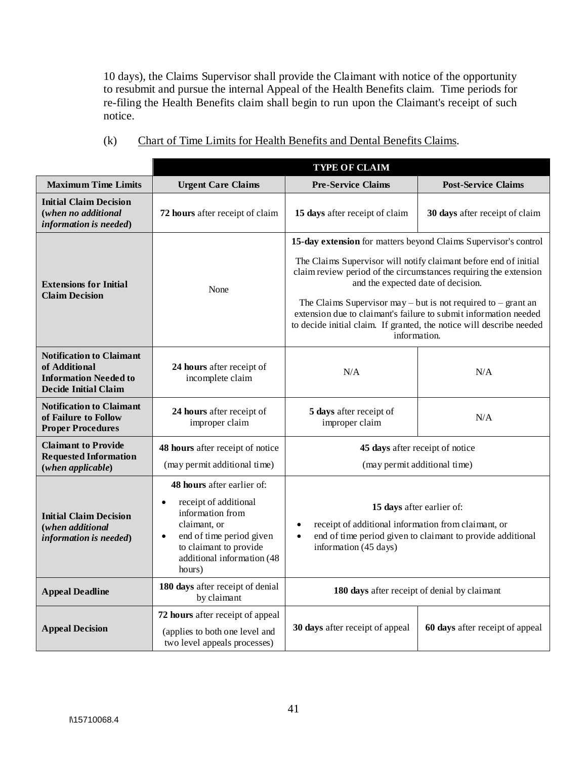10 days), the Claims Supervisor shall provide the Claimant with notice of the opportunity to resubmit and pursue the internal Appeal of the Health Benefits claim. Time periods for re-filing the Health Benefits claim shall begin to run upon the Claimant's receipt of such notice.

(k) Chart of Time Limits for Health Benefits and Dental Benefits Claims.

| | **TYPE OF CLAIM** | | |
|---|---|---|---|
| **Maximum Time Limits** | **Urgent Care Claims** | **Pre-Service Claims** | **Post-Service Claims** |
| **Initial Claim Decision (*when no additional information is needed*)** | **72 hours** after receipt of claim | **15 days** after receipt of claim | **30 days** after receipt of claim |
| **Extensions for Initial Claim Decision** | None | **15-day extension** for matters beyond Claims Supervisor's control<br><br>The Claims Supervisor will notify claimant before end of initial claim review period of the circumstances requiring the extension and the expected date of decision.<br><br>The Claims Supervisor may – but is not required to – grant an extension due to claimant's failure to submit information needed to decide initial claim. If granted, the notice will describe needed information. | |
| **Notification to Claimant of Additional Information Needed to Decide Initial Claim** | **24 hours** after receipt of incomplete claim | N/A | N/A |
| **Notification to Claimant of Failure to Follow Proper Procedures** | **24 hours** after receipt of improper claim | **5 days** after receipt of improper claim | N/A |
| **Claimant to Provide Requested Information (*when applicable*)** | **48 hours** after receipt of notice<br>(may permit additional time) | **45 days** after receipt of notice<br>(may permit additional time) | |
| **Initial Claim Decision (*when additional information is needed*)** | **48 hours** after earlier of:<br>• receipt of additional information from claimant, or<br>• end of time period given to claimant to provide additional information (48 hours) | **15 days** after earlier of:<br>• receipt of additional information from claimant, or<br>• end of time period given to claimant to provide additional information (45 days) | |
| **Appeal Deadline** | **180 days** after receipt of denial by claimant | **180 days** after receipt of denial by claimant | |
| **Appeal Decision** | **72 hours** after receipt of appeal<br>(applies to both one level and two level appeals processes) | **30 days** after receipt of appeal | **60 days** after receipt of appeal |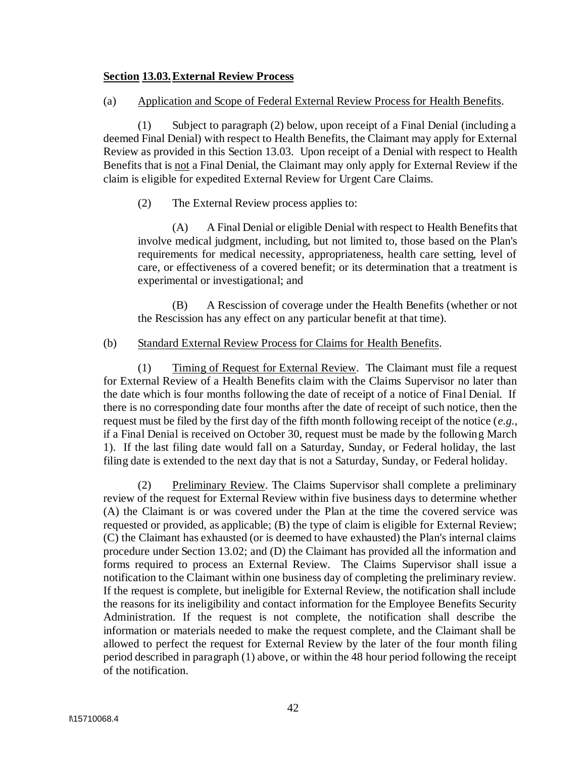**Section 13.03. External Review Process**

(a) Application and Scope of Federal External Review Process for Health Benefits.

(1) Subject to paragraph (2) below, upon receipt of a Final Denial (including a deemed Final Denial) with respect to Health Benefits, the Claimant may apply for External Review as provided in this Section 13.03. Upon receipt of a Denial with respect to Health Benefits that is not a Final Denial, the Claimant may only apply for External Review if the claim is eligible for expedited External Review for Urgent Care Claims.

(2) The External Review process applies to:

(A) A Final Denial or eligible Denial with respect to Health Benefits that involve medical judgment, including, but not limited to, those based on the Plan's requirements for medical necessity, appropriateness, health care setting, level of care, or effectiveness of a covered benefit; or its determination that a treatment is experimental or investigational; and

(B) A Rescission of coverage under the Health Benefits (whether or not the Rescission has any effect on any particular benefit at that time).

(b) Standard External Review Process for Claims for Health Benefits.

(1) Timing of Request for External Review. The Claimant must file a request for External Review of a Health Benefits claim with the Claims Supervisor no later than the date which is four months following the date of receipt of a notice of Final Denial. If there is no corresponding date four months after the date of receipt of such notice, then the request must be filed by the first day of the fifth month following receipt of the notice (*e.g.*, if a Final Denial is received on October 30, request must be made by the following March 1). If the last filing date would fall on a Saturday, Sunday, or Federal holiday, the last filing date is extended to the next day that is not a Saturday, Sunday, or Federal holiday.

(2) Preliminary Review. The Claims Supervisor shall complete a preliminary review of the request for External Review within five business days to determine whether (A) the Claimant is or was covered under the Plan at the time the covered service was requested or provided, as applicable; (B) the type of claim is eligible for External Review; (C) the Claimant has exhausted (or is deemed to have exhausted) the Plan's internal claims procedure under Section 13.02; and (D) the Claimant has provided all the information and forms required to process an External Review. The Claims Supervisor shall issue a notification to the Claimant within one business day of completing the preliminary review. If the request is complete, but ineligible for External Review, the notification shall include the reasons for its ineligibility and contact information for the Employee Benefits Security Administration. If the request is not complete, the notification shall describe the information or materials needed to make the request complete, and the Claimant shall be allowed to perfect the request for External Review by the later of the four month filing period described in paragraph (1) above, or within the 48 hour period following the receipt of the notification.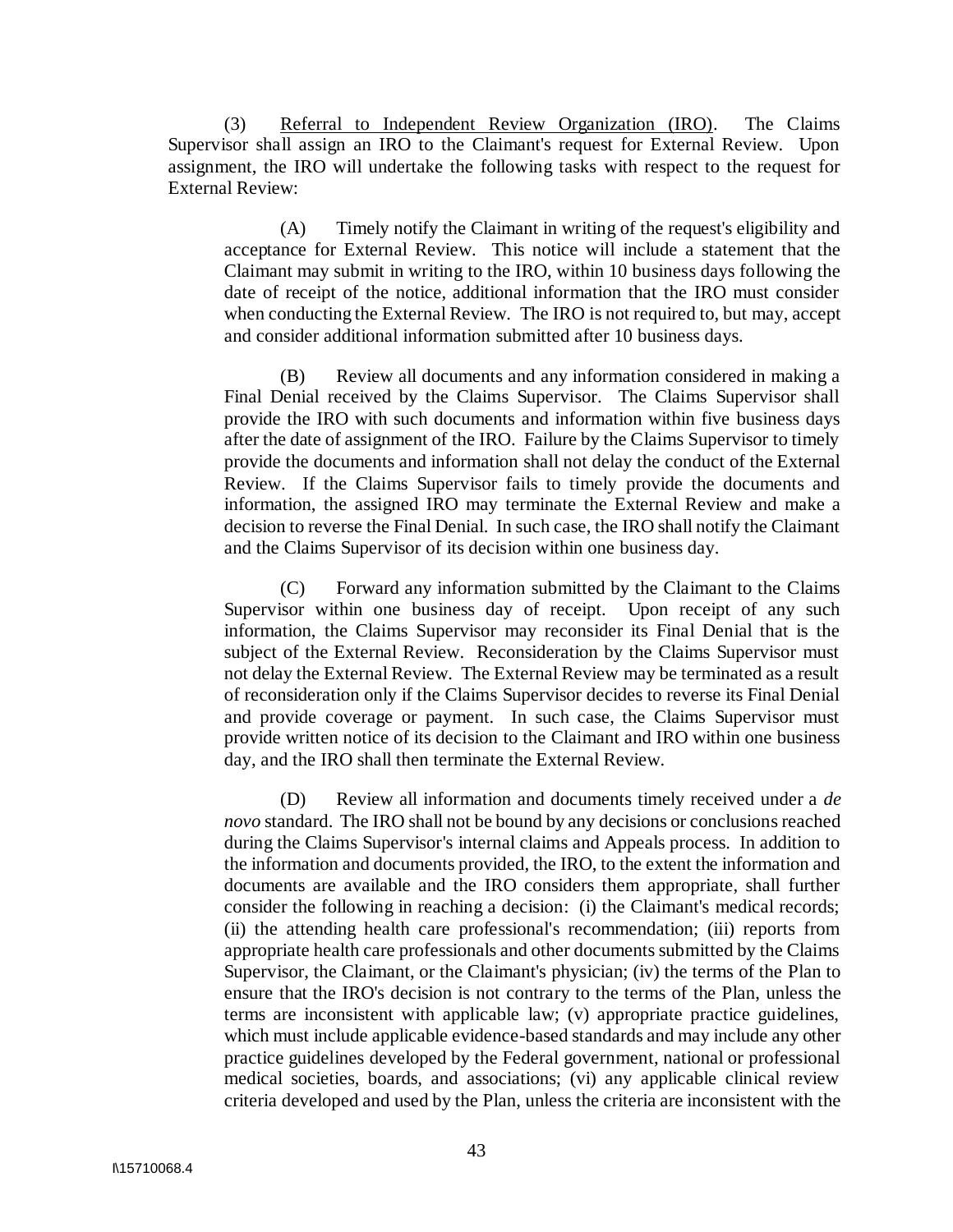(3) Referral to Independent Review Organization (IRO). The Claims Supervisor shall assign an IRO to the Claimant's request for External Review. Upon assignment, the IRO will undertake the following tasks with respect to the request for External Review:

(A) Timely notify the Claimant in writing of the request's eligibility and acceptance for External Review. This notice will include a statement that the Claimant may submit in writing to the IRO, within 10 business days following the date of receipt of the notice, additional information that the IRO must consider when conducting the External Review. The IRO is not required to, but may, accept and consider additional information submitted after 10 business days.

(B) Review all documents and any information considered in making a Final Denial received by the Claims Supervisor. The Claims Supervisor shall provide the IRO with such documents and information within five business days after the date of assignment of the IRO. Failure by the Claims Supervisor to timely provide the documents and information shall not delay the conduct of the External Review. If the Claims Supervisor fails to timely provide the documents and information, the assigned IRO may terminate the External Review and make a decision to reverse the Final Denial. In such case, the IRO shall notify the Claimant and the Claims Supervisor of its decision within one business day.

(C) Forward any information submitted by the Claimant to the Claims Supervisor within one business day of receipt. Upon receipt of any such information, the Claims Supervisor may reconsider its Final Denial that is the subject of the External Review. Reconsideration by the Claims Supervisor must not delay the External Review. The External Review may be terminated as a result of reconsideration only if the Claims Supervisor decides to reverse its Final Denial and provide coverage or payment. In such case, the Claims Supervisor must provide written notice of its decision to the Claimant and IRO within one business day, and the IRO shall then terminate the External Review.

(D) Review all information and documents timely received under a *de novo* standard. The IRO shall not be bound by any decisions or conclusions reached during the Claims Supervisor's internal claims and Appeals process. In addition to the information and documents provided, the IRO, to the extent the information and documents are available and the IRO considers them appropriate, shall further consider the following in reaching a decision: (i) the Claimant's medical records; (ii) the attending health care professional's recommendation; (iii) reports from appropriate health care professionals and other documents submitted by the Claims Supervisor, the Claimant, or the Claimant's physician; (iv) the terms of the Plan to ensure that the IRO's decision is not contrary to the terms of the Plan, unless the terms are inconsistent with applicable law; (v) appropriate practice guidelines, which must include applicable evidence-based standards and may include any other practice guidelines developed by the Federal government, national or professional medical societies, boards, and associations; (vi) any applicable clinical review criteria developed and used by the Plan, unless the criteria are inconsistent with the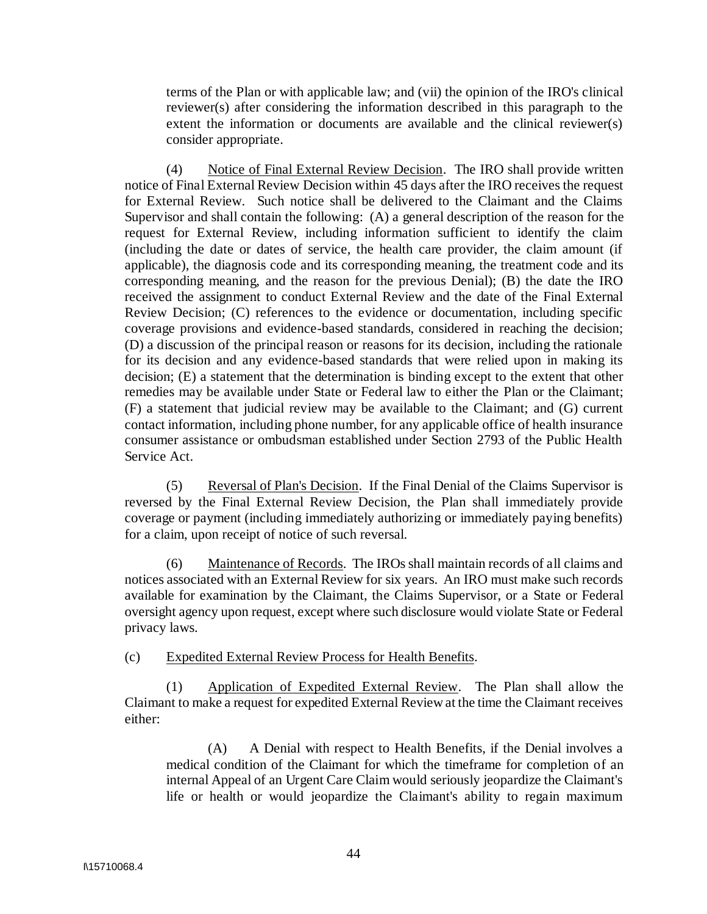terms of the Plan or with applicable law; and (vii) the opinion of the IRO's clinical reviewer(s) after considering the information described in this paragraph to the extent the information or documents are available and the clinical reviewer(s) consider appropriate.

(4) Notice of Final External Review Decision. The IRO shall provide written notice of Final External Review Decision within 45 days after the IRO receives the request for External Review. Such notice shall be delivered to the Claimant and the Claims Supervisor and shall contain the following: (A) a general description of the reason for the request for External Review, including information sufficient to identify the claim (including the date or dates of service, the health care provider, the claim amount (if applicable), the diagnosis code and its corresponding meaning, the treatment code and its corresponding meaning, and the reason for the previous Denial); (B) the date the IRO received the assignment to conduct External Review and the date of the Final External Review Decision; (C) references to the evidence or documentation, including specific coverage provisions and evidence-based standards, considered in reaching the decision; (D) a discussion of the principal reason or reasons for its decision, including the rationale for its decision and any evidence-based standards that were relied upon in making its decision; (E) a statement that the determination is binding except to the extent that other remedies may be available under State or Federal law to either the Plan or the Claimant; (F) a statement that judicial review may be available to the Claimant; and (G) current contact information, including phone number, for any applicable office of health insurance consumer assistance or ombudsman established under Section 2793 of the Public Health Service Act.

(5) Reversal of Plan's Decision. If the Final Denial of the Claims Supervisor is reversed by the Final External Review Decision, the Plan shall immediately provide coverage or payment (including immediately authorizing or immediately paying benefits) for a claim, upon receipt of notice of such reversal.

(6) Maintenance of Records. The IROs shall maintain records of all claims and notices associated with an External Review for six years. An IRO must make such records available for examination by the Claimant, the Claims Supervisor, or a State or Federal oversight agency upon request, except where such disclosure would violate State or Federal privacy laws.

(c) Expedited External Review Process for Health Benefits.

(1) Application of Expedited External Review. The Plan shall allow the Claimant to make a request for expedited External Review at the time the Claimant receives either:

(A) A Denial with respect to Health Benefits, if the Denial involves a medical condition of the Claimant for which the timeframe for completion of an internal Appeal of an Urgent Care Claim would seriously jeopardize the Claimant's life or health or would jeopardize the Claimant's ability to regain maximum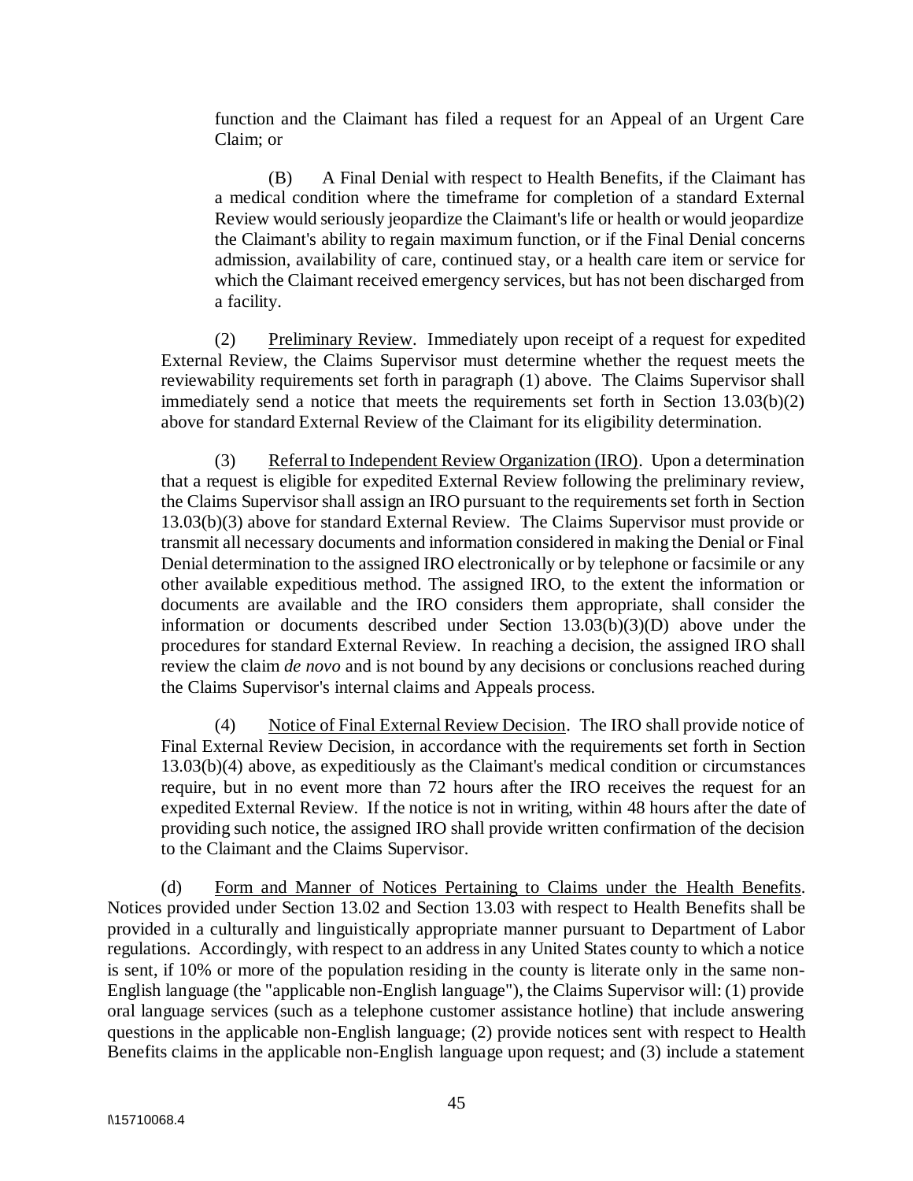function and the Claimant has filed a request for an Appeal of an Urgent Care Claim; or

(B) A Final Denial with respect to Health Benefits, if the Claimant has a medical condition where the timeframe for completion of a standard External Review would seriously jeopardize the Claimant's life or health or would jeopardize the Claimant's ability to regain maximum function, or if the Final Denial concerns admission, availability of care, continued stay, or a health care item or service for which the Claimant received emergency services, but has not been discharged from a facility.

(2) Preliminary Review. Immediately upon receipt of a request for expedited External Review, the Claims Supervisor must determine whether the request meets the reviewability requirements set forth in paragraph (1) above. The Claims Supervisor shall immediately send a notice that meets the requirements set forth in Section 13.03(b)(2) above for standard External Review of the Claimant for its eligibility determination.

(3) Referral to Independent Review Organization (IRO). Upon a determination that a request is eligible for expedited External Review following the preliminary review, the Claims Supervisor shall assign an IRO pursuant to the requirements set forth in Section 13.03(b)(3) above for standard External Review. The Claims Supervisor must provide or transmit all necessary documents and information considered in making the Denial or Final Denial determination to the assigned IRO electronically or by telephone or facsimile or any other available expeditious method. The assigned IRO, to the extent the information or documents are available and the IRO considers them appropriate, shall consider the information or documents described under Section 13.03(b)(3)(D) above under the procedures for standard External Review. In reaching a decision, the assigned IRO shall review the claim *de novo* and is not bound by any decisions or conclusions reached during the Claims Supervisor's internal claims and Appeals process.

(4) Notice of Final External Review Decision. The IRO shall provide notice of Final External Review Decision, in accordance with the requirements set forth in Section 13.03(b)(4) above, as expeditiously as the Claimant's medical condition or circumstances require, but in no event more than 72 hours after the IRO receives the request for an expedited External Review. If the notice is not in writing, within 48 hours after the date of providing such notice, the assigned IRO shall provide written confirmation of the decision to the Claimant and the Claims Supervisor.

(d) Form and Manner of Notices Pertaining to Claims under the Health Benefits. Notices provided under Section 13.02 and Section 13.03 with respect to Health Benefits shall be provided in a culturally and linguistically appropriate manner pursuant to Department of Labor regulations. Accordingly, with respect to an address in any United States county to which a notice is sent, if 10% or more of the population residing in the county is literate only in the same non-English language (the "applicable non-English language"), the Claims Supervisor will: (1) provide oral language services (such as a telephone customer assistance hotline) that include answering questions in the applicable non-English language; (2) provide notices sent with respect to Health Benefits claims in the applicable non-English language upon request; and (3) include a statement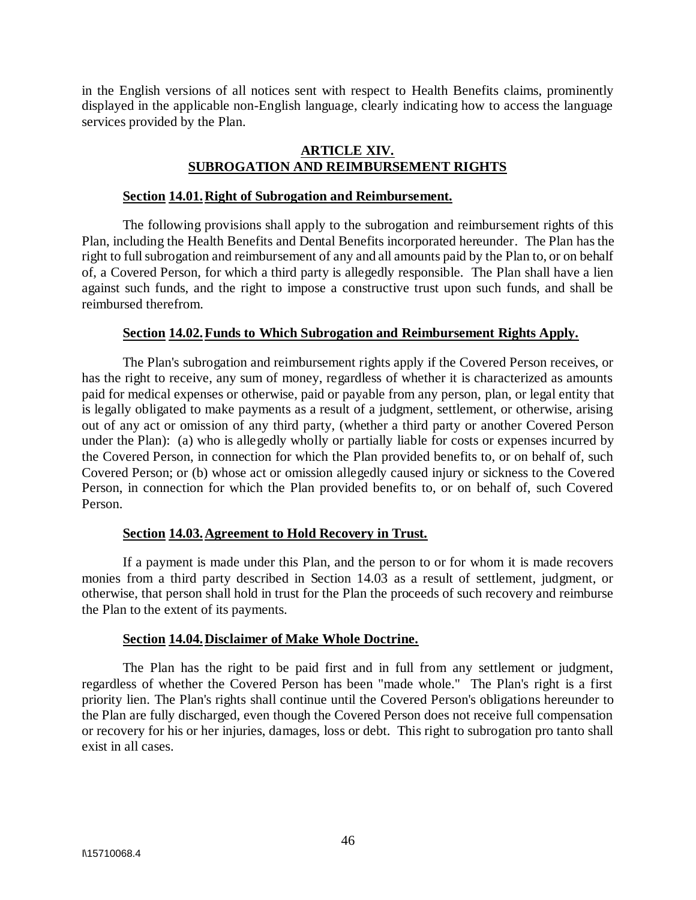in the English versions of all notices sent with respect to Health Benefits claims, prominently displayed in the applicable non-English language, clearly indicating how to access the language services provided by the Plan.

## ARTICLE XIV.
## SUBROGATION AND REIMBURSEMENT RIGHTS

### Section 14.01. Right of Subrogation and Reimbursement.

The following provisions shall apply to the subrogation and reimbursement rights of this Plan, including the Health Benefits and Dental Benefits incorporated hereunder. The Plan has the right to full subrogation and reimbursement of any and all amounts paid by the Plan to, or on behalf of, a Covered Person, for which a third party is allegedly responsible. The Plan shall have a lien against such funds, and the right to impose a constructive trust upon such funds, and shall be reimbursed therefrom.

### Section 14.02. Funds to Which Subrogation and Reimbursement Rights Apply.

The Plan's subrogation and reimbursement rights apply if the Covered Person receives, or has the right to receive, any sum of money, regardless of whether it is characterized as amounts paid for medical expenses or otherwise, paid or payable from any person, plan, or legal entity that is legally obligated to make payments as a result of a judgment, settlement, or otherwise, arising out of any act or omission of any third party, (whether a third party or another Covered Person under the Plan): (a) who is allegedly wholly or partially liable for costs or expenses incurred by the Covered Person, in connection for which the Plan provided benefits to, or on behalf of, such Covered Person; or (b) whose act or omission allegedly caused injury or sickness to the Covered Person, in connection for which the Plan provided benefits to, or on behalf of, such Covered Person.

### Section 14.03. Agreement to Hold Recovery in Trust.

If a payment is made under this Plan, and the person to or for whom it is made recovers monies from a third party described in Section 14.03 as a result of settlement, judgment, or otherwise, that person shall hold in trust for the Plan the proceeds of such recovery and reimburse the Plan to the extent of its payments.

### Section 14.04. Disclaimer of Make Whole Doctrine.

The Plan has the right to be paid first and in full from any settlement or judgment, regardless of whether the Covered Person has been "made whole." The Plan's right is a first priority lien. The Plan's rights shall continue until the Covered Person's obligations hereunder to the Plan are fully discharged, even though the Covered Person does not receive full compensation or recovery for his or her injuries, damages, loss or debt. This right to subrogation pro tanto shall exist in all cases.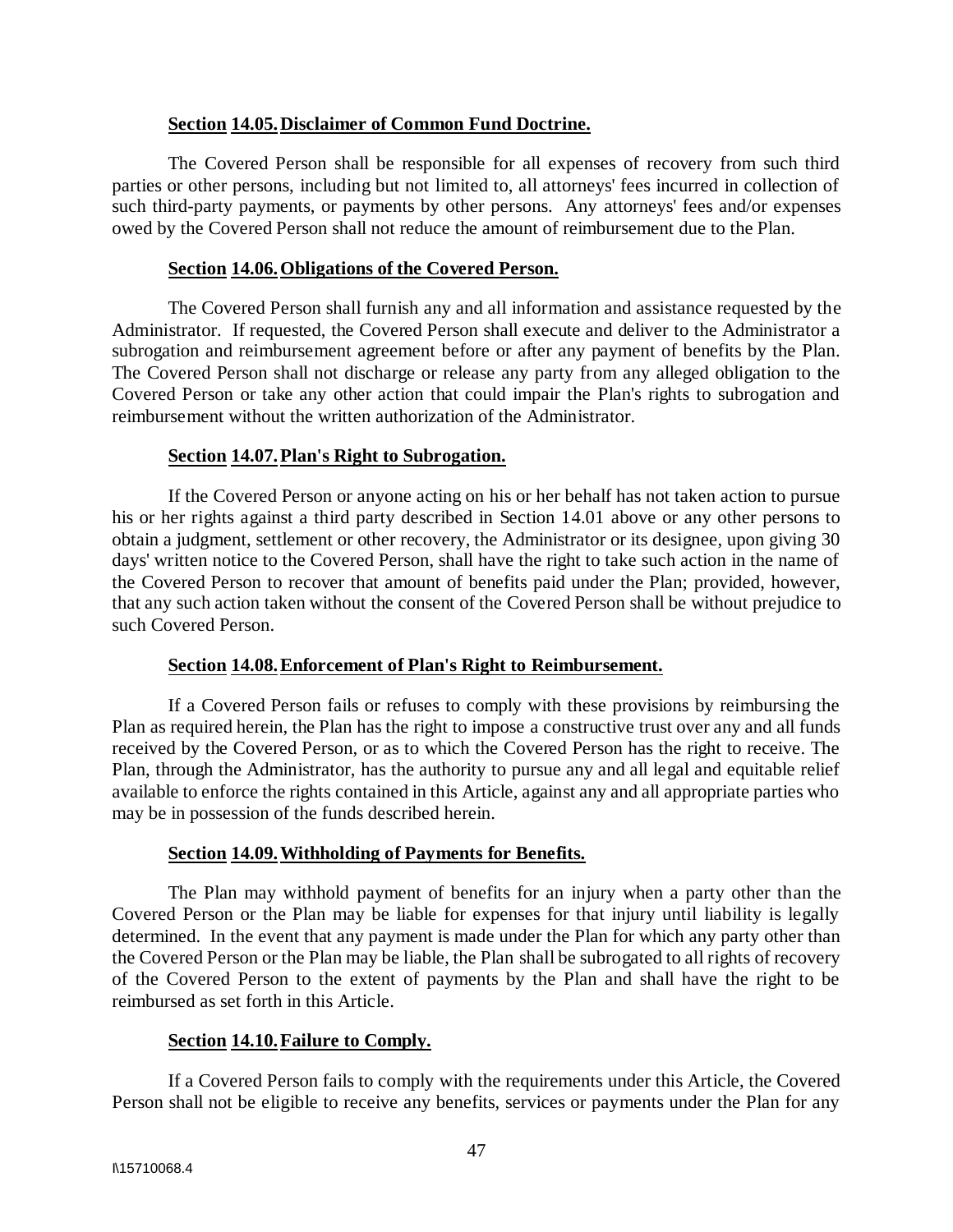### **Section 14.05. Disclaimer of Common Fund Doctrine.**

The Covered Person shall be responsible for all expenses of recovery from such third parties or other persons, including but not limited to, all attorneys' fees incurred in collection of such third-party payments, or payments by other persons. Any attorneys' fees and/or expenses owed by the Covered Person shall not reduce the amount of reimbursement due to the Plan.

### **Section 14.06. Obligations of the Covered Person.**

The Covered Person shall furnish any and all information and assistance requested by the Administrator. If requested, the Covered Person shall execute and deliver to the Administrator a subrogation and reimbursement agreement before or after any payment of benefits by the Plan. The Covered Person shall not discharge or release any party from any alleged obligation to the Covered Person or take any other action that could impair the Plan's rights to subrogation and reimbursement without the written authorization of the Administrator.

### **Section 14.07. Plan's Right to Subrogation.**

If the Covered Person or anyone acting on his or her behalf has not taken action to pursue his or her rights against a third party described in Section 14.01 above or any other persons to obtain a judgment, settlement or other recovery, the Administrator or its designee, upon giving 30 days' written notice to the Covered Person, shall have the right to take such action in the name of the Covered Person to recover that amount of benefits paid under the Plan; provided, however, that any such action taken without the consent of the Covered Person shall be without prejudice to such Covered Person.

### **Section 14.08. Enforcement of Plan's Right to Reimbursement.**

If a Covered Person fails or refuses to comply with these provisions by reimbursing the Plan as required herein, the Plan has the right to impose a constructive trust over any and all funds received by the Covered Person, or as to which the Covered Person has the right to receive. The Plan, through the Administrator, has the authority to pursue any and all legal and equitable relief available to enforce the rights contained in this Article, against any and all appropriate parties who may be in possession of the funds described herein.

### **Section 14.09. Withholding of Payments for Benefits.**

The Plan may withhold payment of benefits for an injury when a party other than the Covered Person or the Plan may be liable for expenses for that injury until liability is legally determined. In the event that any payment is made under the Plan for which any party other than the Covered Person or the Plan may be liable, the Plan shall be subrogated to all rights of recovery of the Covered Person to the extent of payments by the Plan and shall have the right to be reimbursed as set forth in this Article.

### **Section 14.10. Failure to Comply.**

If a Covered Person fails to comply with the requirements under this Article, the Covered Person shall not be eligible to receive any benefits, services or payments under the Plan for any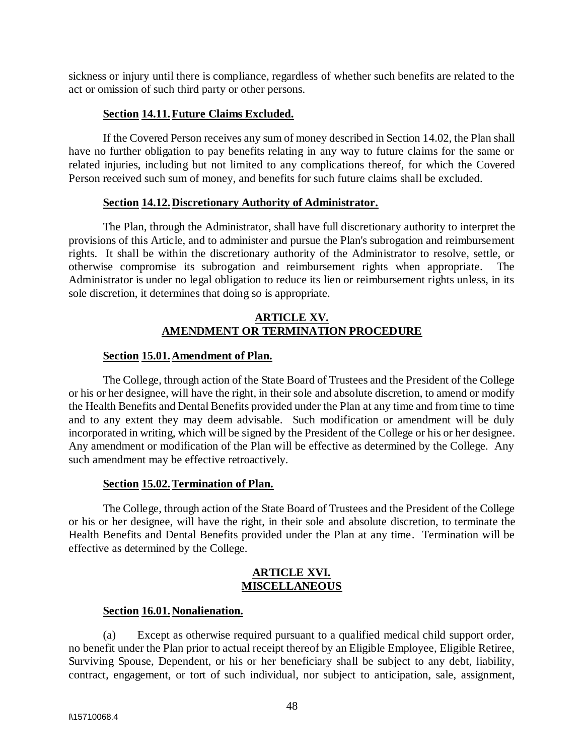sickness or injury until there is compliance, regardless of whether such benefits are related to the act or omission of such third party or other persons.

**Section 14.11. Future Claims Excluded.**

If the Covered Person receives any sum of money described in Section 14.02, the Plan shall have no further obligation to pay benefits relating in any way to future claims for the same or related injuries, including but not limited to any complications thereof, for which the Covered Person received such sum of money, and benefits for such future claims shall be excluded.

**Section 14.12. Discretionary Authority of Administrator.**

The Plan, through the Administrator, shall have full discretionary authority to interpret the provisions of this Article, and to administer and pursue the Plan's subrogation and reimbursement rights. It shall be within the discretionary authority of the Administrator to resolve, settle, or otherwise compromise its subrogation and reimbursement rights when appropriate. The Administrator is under no legal obligation to reduce its lien or reimbursement rights unless, in its sole discretion, it determines that doing so is appropriate.

## ARTICLE XV.
## AMENDMENT OR TERMINATION PROCEDURE

**Section 15.01. Amendment of Plan.**

The College, through action of the State Board of Trustees and the President of the College or his or her designee, will have the right, in their sole and absolute discretion, to amend or modify the Health Benefits and Dental Benefits provided under the Plan at any time and from time to time and to any extent they may deem advisable. Such modification or amendment will be duly incorporated in writing, which will be signed by the President of the College or his or her designee. Any amendment or modification of the Plan will be effective as determined by the College. Any such amendment may be effective retroactively.

**Section 15.02. Termination of Plan.**

The College, through action of the State Board of Trustees and the President of the College or his or her designee, will have the right, in their sole and absolute discretion, to terminate the Health Benefits and Dental Benefits provided under the Plan at any time. Termination will be effective as determined by the College.

## ARTICLE XVI.
## MISCELLANEOUS

**Section 16.01. Nonalienation.**

(a) Except as otherwise required pursuant to a qualified medical child support order, no benefit under the Plan prior to actual receipt thereof by an Eligible Employee, Eligible Retiree, Surviving Spouse, Dependent, or his or her beneficiary shall be subject to any debt, liability, contract, engagement, or tort of such individual, nor subject to anticipation, sale, assignment,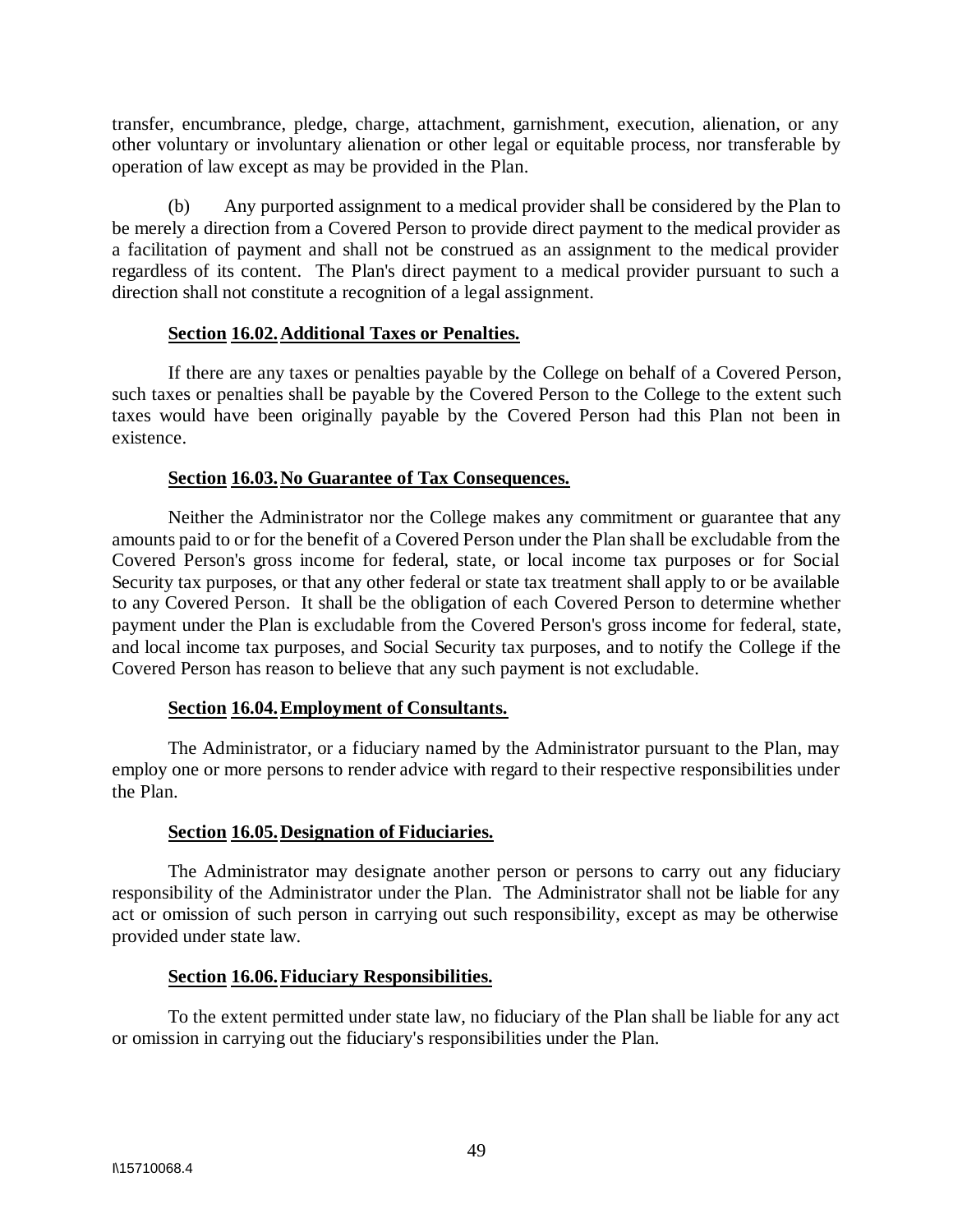transfer, encumbrance, pledge, charge, attachment, garnishment, execution, alienation, or any other voluntary or involuntary alienation or other legal or equitable process, nor transferable by operation of law except as may be provided in the Plan.

(b) Any purported assignment to a medical provider shall be considered by the Plan to be merely a direction from a Covered Person to provide direct payment to the medical provider as a facilitation of payment and shall not be construed as an assignment to the medical provider regardless of its content. The Plan's direct payment to a medical provider pursuant to such a direction shall not constitute a recognition of a legal assignment.

**Section 16.02. Additional Taxes or Penalties.**

If there are any taxes or penalties payable by the College on behalf of a Covered Person, such taxes or penalties shall be payable by the Covered Person to the College to the extent such taxes would have been originally payable by the Covered Person had this Plan not been in existence.

**Section 16.03. No Guarantee of Tax Consequences.**

Neither the Administrator nor the College makes any commitment or guarantee that any amounts paid to or for the benefit of a Covered Person under the Plan shall be excludable from the Covered Person's gross income for federal, state, or local income tax purposes or for Social Security tax purposes, or that any other federal or state tax treatment shall apply to or be available to any Covered Person. It shall be the obligation of each Covered Person to determine whether payment under the Plan is excludable from the Covered Person's gross income for federal, state, and local income tax purposes, and Social Security tax purposes, and to notify the College if the Covered Person has reason to believe that any such payment is not excludable.

**Section 16.04. Employment of Consultants.**

The Administrator, or a fiduciary named by the Administrator pursuant to the Plan, may employ one or more persons to render advice with regard to their respective responsibilities under the Plan.

**Section 16.05. Designation of Fiduciaries.**

The Administrator may designate another person or persons to carry out any fiduciary responsibility of the Administrator under the Plan. The Administrator shall not be liable for any act or omission of such person in carrying out such responsibility, except as may be otherwise provided under state law.

**Section 16.06. Fiduciary Responsibilities.**

To the extent permitted under state law, no fiduciary of the Plan shall be liable for any act or omission in carrying out the fiduciary's responsibilities under the Plan.

I\15710068.4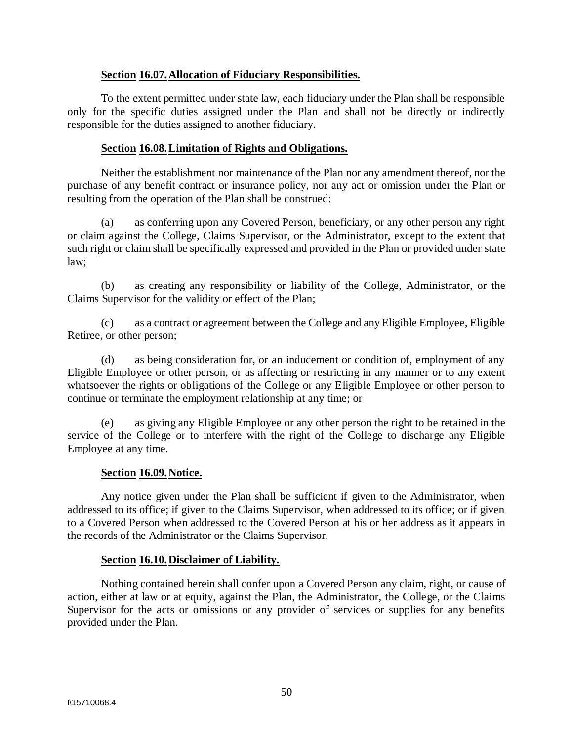**Section 16.07. Allocation of Fiduciary Responsibilities.**

To the extent permitted under state law, each fiduciary under the Plan shall be responsible only for the specific duties assigned under the Plan and shall not be directly or indirectly responsible for the duties assigned to another fiduciary.

**Section 16.08. Limitation of Rights and Obligations.**

Neither the establishment nor maintenance of the Plan nor any amendment thereof, nor the purchase of any benefit contract or insurance policy, nor any act or omission under the Plan or resulting from the operation of the Plan shall be construed:

(a) as conferring upon any Covered Person, beneficiary, or any other person any right or claim against the College, Claims Supervisor, or the Administrator, except to the extent that such right or claim shall be specifically expressed and provided in the Plan or provided under state law;

(b) as creating any responsibility or liability of the College, Administrator, or the Claims Supervisor for the validity or effect of the Plan;

(c) as a contract or agreement between the College and any Eligible Employee, Eligible Retiree, or other person;

(d) as being consideration for, or an inducement or condition of, employment of any Eligible Employee or other person, or as affecting or restricting in any manner or to any extent whatsoever the rights or obligations of the College or any Eligible Employee or other person to continue or terminate the employment relationship at any time; or

(e) as giving any Eligible Employee or any other person the right to be retained in the service of the College or to interfere with the right of the College to discharge any Eligible Employee at any time.

**Section 16.09. Notice.**

Any notice given under the Plan shall be sufficient if given to the Administrator, when addressed to its office; if given to the Claims Supervisor, when addressed to its office; or if given to a Covered Person when addressed to the Covered Person at his or her address as it appears in the records of the Administrator or the Claims Supervisor.

**Section 16.10. Disclaimer of Liability.**

Nothing contained herein shall confer upon a Covered Person any claim, right, or cause of action, either at law or at equity, against the Plan, the Administrator, the College, or the Claims Supervisor for the acts or omissions or any provider of services or supplies for any benefits provided under the Plan.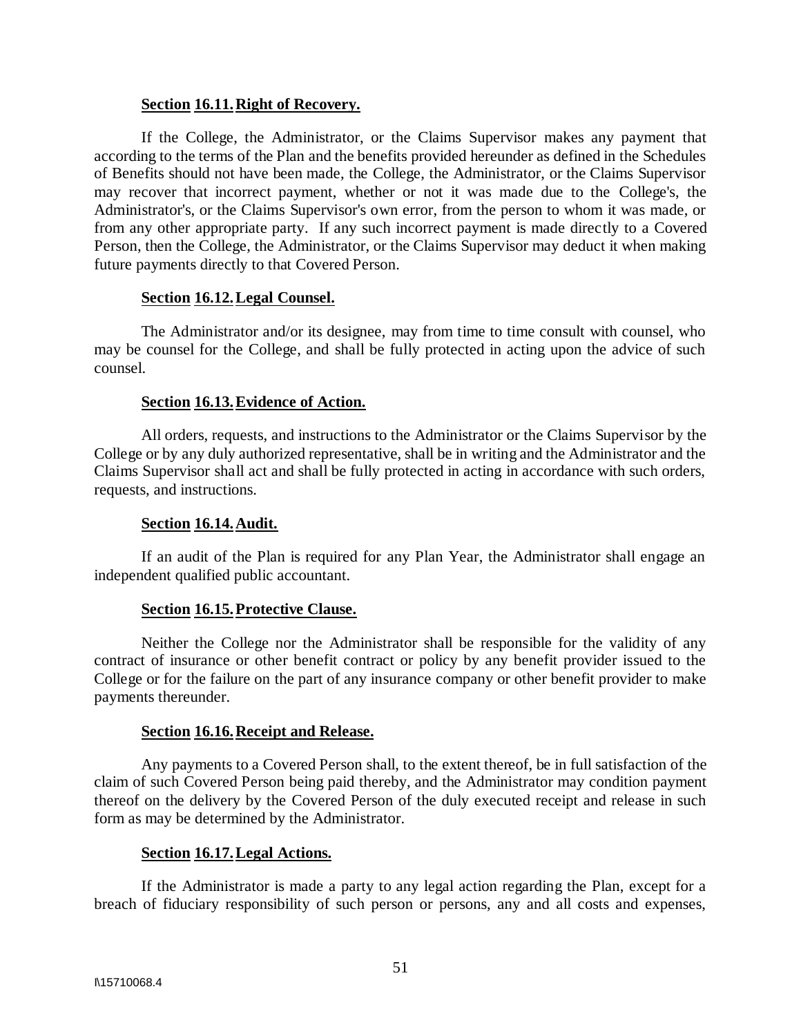### **Section 16.11. Right of Recovery.**

If the College, the Administrator, or the Claims Supervisor makes any payment that according to the terms of the Plan and the benefits provided hereunder as defined in the Schedules of Benefits should not have been made, the College, the Administrator, or the Claims Supervisor may recover that incorrect payment, whether or not it was made due to the College's, the Administrator's, or the Claims Supervisor's own error, from the person to whom it was made, or from any other appropriate party. If any such incorrect payment is made directly to a Covered Person, then the College, the Administrator, or the Claims Supervisor may deduct it when making future payments directly to that Covered Person.

### **Section 16.12. Legal Counsel.**

The Administrator and/or its designee, may from time to time consult with counsel, who may be counsel for the College, and shall be fully protected in acting upon the advice of such counsel.

### **Section 16.13. Evidence of Action.**

All orders, requests, and instructions to the Administrator or the Claims Supervisor by the College or by any duly authorized representative, shall be in writing and the Administrator and the Claims Supervisor shall act and shall be fully protected in acting in accordance with such orders, requests, and instructions.

### **Section 16.14. Audit.**

If an audit of the Plan is required for any Plan Year, the Administrator shall engage an independent qualified public accountant.

### **Section 16.15. Protective Clause.**

Neither the College nor the Administrator shall be responsible for the validity of any contract of insurance or other benefit contract or policy by any benefit provider issued to the College or for the failure on the part of any insurance company or other benefit provider to make payments thereunder.

### **Section 16.16. Receipt and Release.**

Any payments to a Covered Person shall, to the extent thereof, be in full satisfaction of the claim of such Covered Person being paid thereby, and the Administrator may condition payment thereof on the delivery by the Covered Person of the duly executed receipt and release in such form as may be determined by the Administrator.

### **Section 16.17. Legal Actions.**

If the Administrator is made a party to any legal action regarding the Plan, except for a breach of fiduciary responsibility of such person or persons, any and all costs and expenses,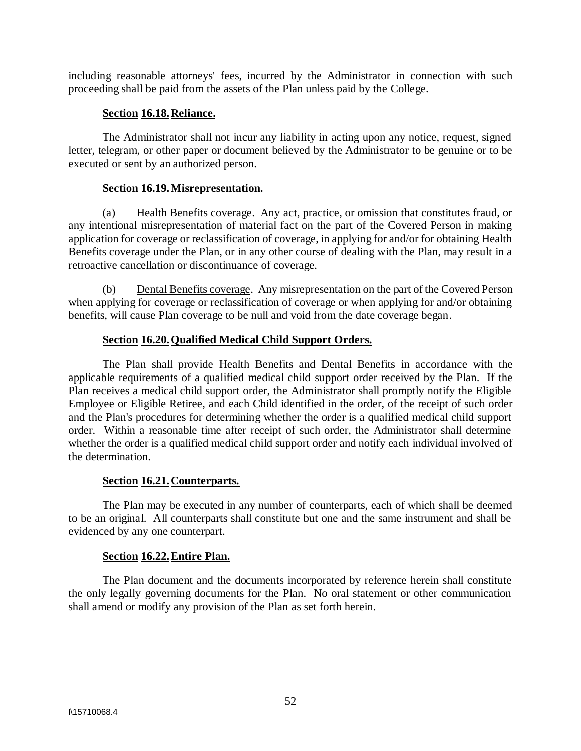including reasonable attorneys' fees, incurred by the Administrator in connection with such proceeding shall be paid from the assets of the Plan unless paid by the College.

### **Section 16.18. Reliance.**

The Administrator shall not incur any liability in acting upon any notice, request, signed letter, telegram, or other paper or document believed by the Administrator to be genuine or to be executed or sent by an authorized person.

### **Section 16.19. Misrepresentation.**

(a) Health Benefits coverage. Any act, practice, or omission that constitutes fraud, or any intentional misrepresentation of material fact on the part of the Covered Person in making application for coverage or reclassification of coverage, in applying for and/or for obtaining Health Benefits coverage under the Plan, or in any other course of dealing with the Plan, may result in a retroactive cancellation or discontinuance of coverage.

(b) Dental Benefits coverage. Any misrepresentation on the part of the Covered Person when applying for coverage or reclassification of coverage or when applying for and/or obtaining benefits, will cause Plan coverage to be null and void from the date coverage began.

### **Section 16.20. Qualified Medical Child Support Orders.**

The Plan shall provide Health Benefits and Dental Benefits in accordance with the applicable requirements of a qualified medical child support order received by the Plan. If the Plan receives a medical child support order, the Administrator shall promptly notify the Eligible Employee or Eligible Retiree, and each Child identified in the order, of the receipt of such order and the Plan's procedures for determining whether the order is a qualified medical child support order. Within a reasonable time after receipt of such order, the Administrator shall determine whether the order is a qualified medical child support order and notify each individual involved of the determination.

### **Section 16.21. Counterparts.**

The Plan may be executed in any number of counterparts, each of which shall be deemed to be an original. All counterparts shall constitute but one and the same instrument and shall be evidenced by any one counterpart.

### **Section 16.22. Entire Plan.**

The Plan document and the documents incorporated by reference herein shall constitute the only legally governing documents for the Plan. No oral statement or other communication shall amend or modify any provision of the Plan as set forth herein.

I\15710068.4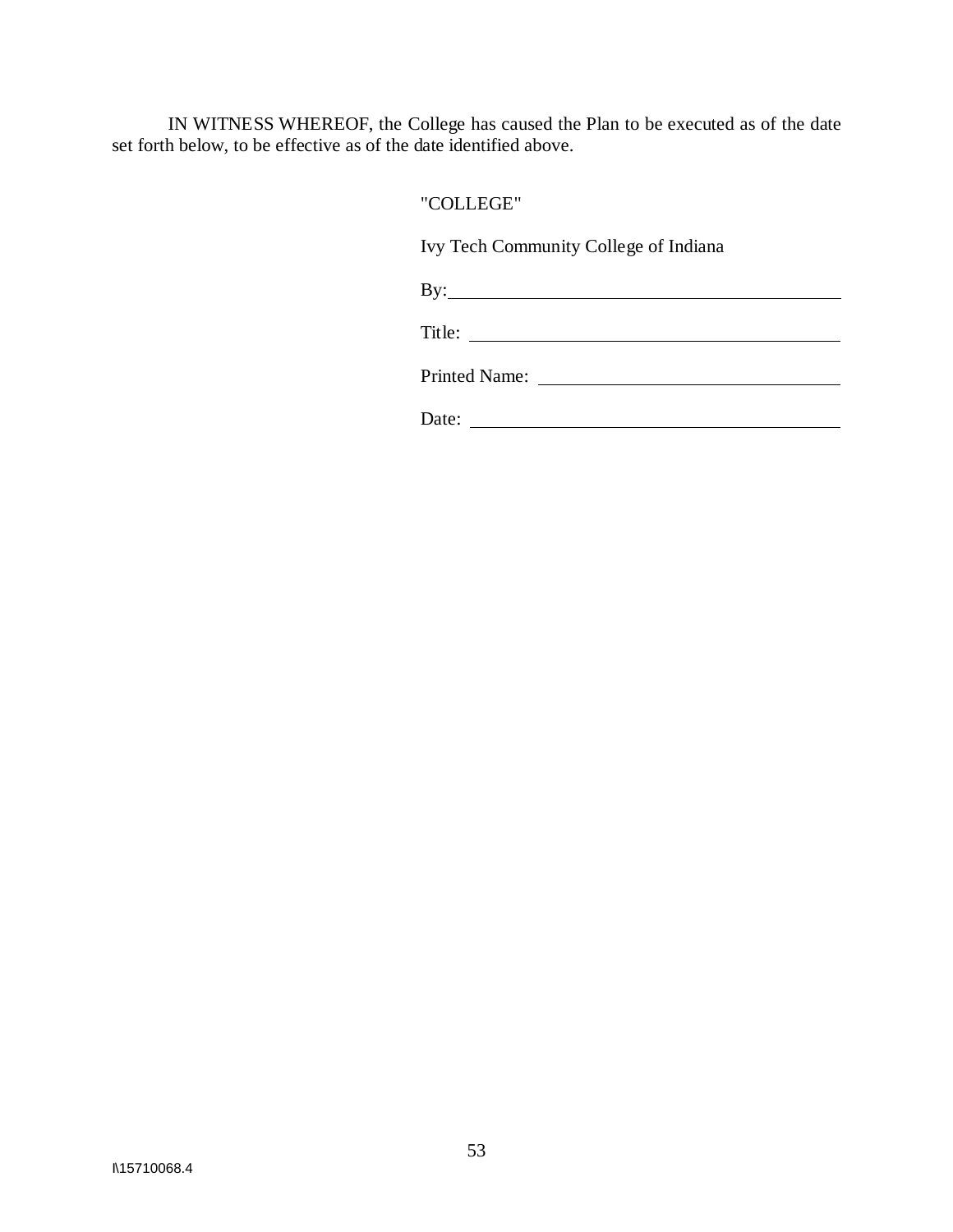IN WITNESS WHEREOF, the College has caused the Plan to be executed as of the date set forth below, to be effective as of the date identified above.

"COLLEGE"

Ivy Tech Community College of Indiana

By: ____________________________________________

Title: __________________________________________

Printed Name: ___________________________________

Date: __________________________________________

I\15710068.4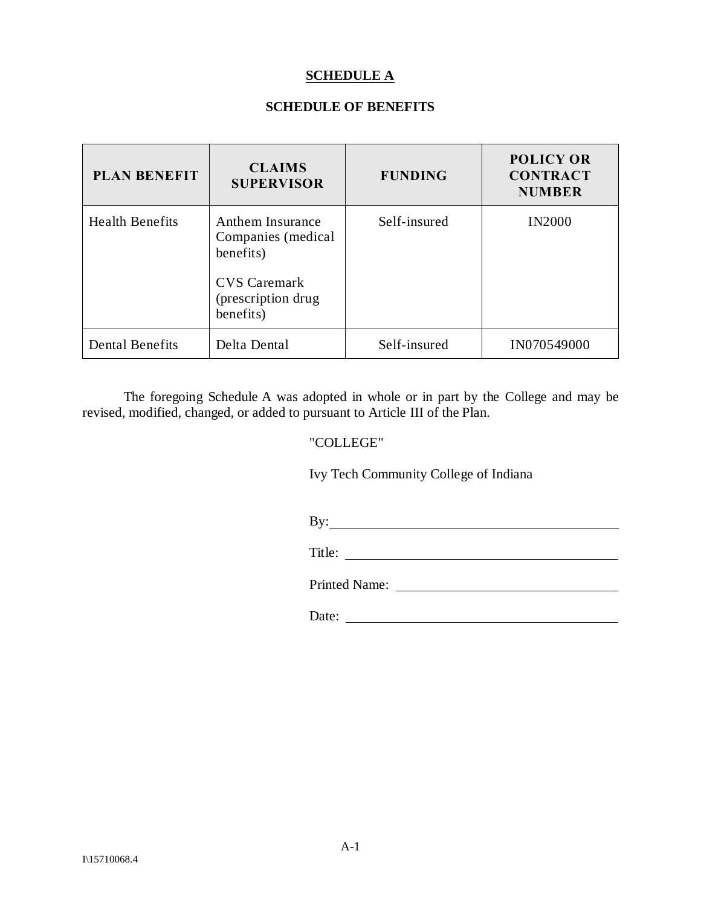## SCHEDULE A

## SCHEDULE OF BENEFITS

| PLAN BENEFIT | CLAIMS SUPERVISOR | FUNDING | POLICY OR CONTRACT NUMBER |
|---|---|---|---|
| Health Benefits | Anthem Insurance Companies (medical benefits)<br><br>CVS Caremark (prescription drug benefits) | Self-insured | IN2000 |
| Dental Benefits | Delta Dental | Self-insured | IN070549000 |

The foregoing Schedule A was adopted in whole or in part by the College and may be revised, modified, changed, or added to pursuant to Article III of the Plan.

"COLLEGE"

Ivy Tech Community College of Indiana

By: ______________________________

Title: ______________________________

Printed Name: ______________________________

Date: ______________________________

I\15710068.4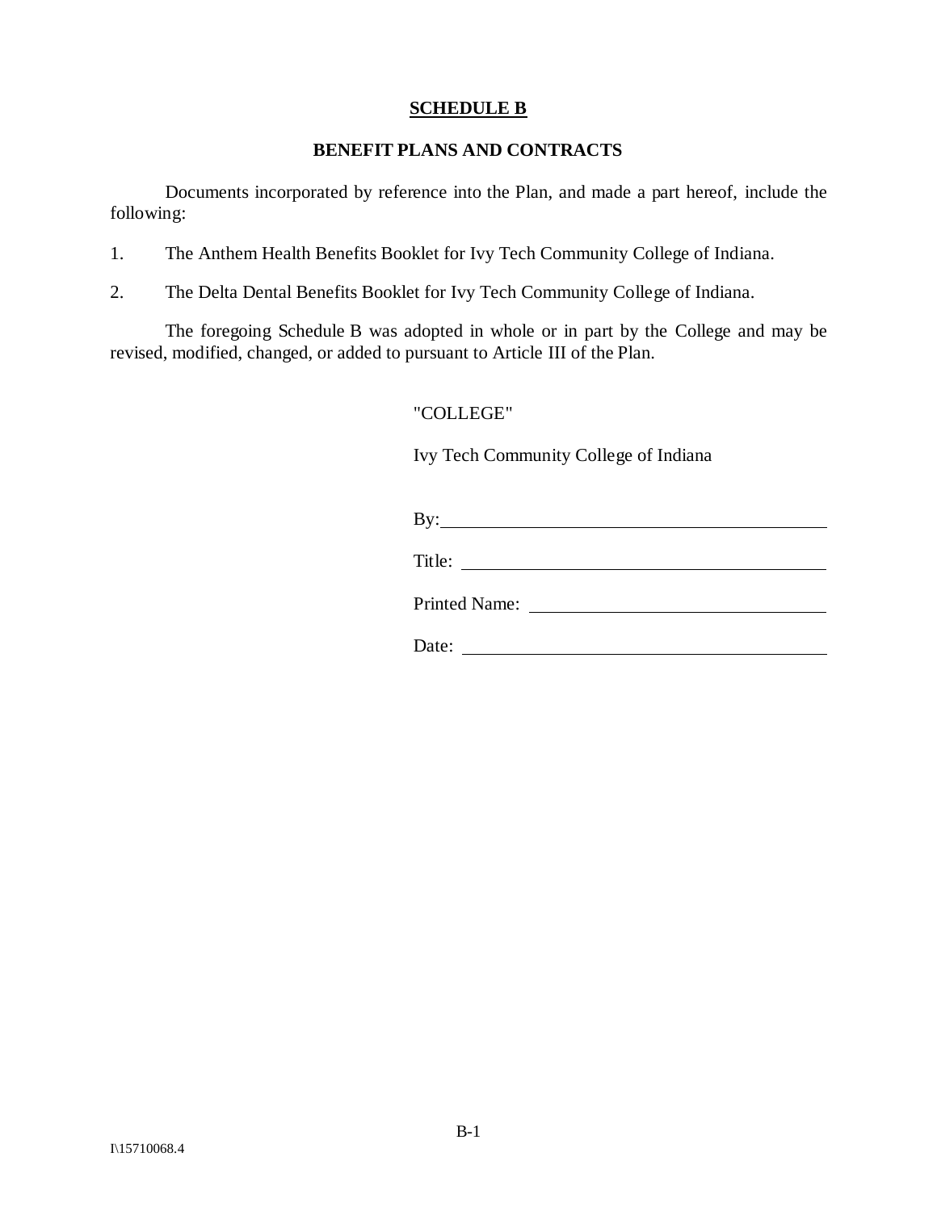## SCHEDULE B

## BENEFIT PLANS AND CONTRACTS

Documents incorporated by reference into the Plan, and made a part hereof, include the following:

1. The Anthem Health Benefits Booklet for Ivy Tech Community College of Indiana.
2. The Delta Dental Benefits Booklet for Ivy Tech Community College of Indiana.

The foregoing Schedule B was adopted in whole or in part by the College and may be revised, modified, changed, or added to pursuant to Article III of the Plan.

"COLLEGE"

Ivy Tech Community College of Indiana

By: ______________________________

Title: ______________________________

Printed Name: ______________________________

Date: ______________________________

I\15710068.4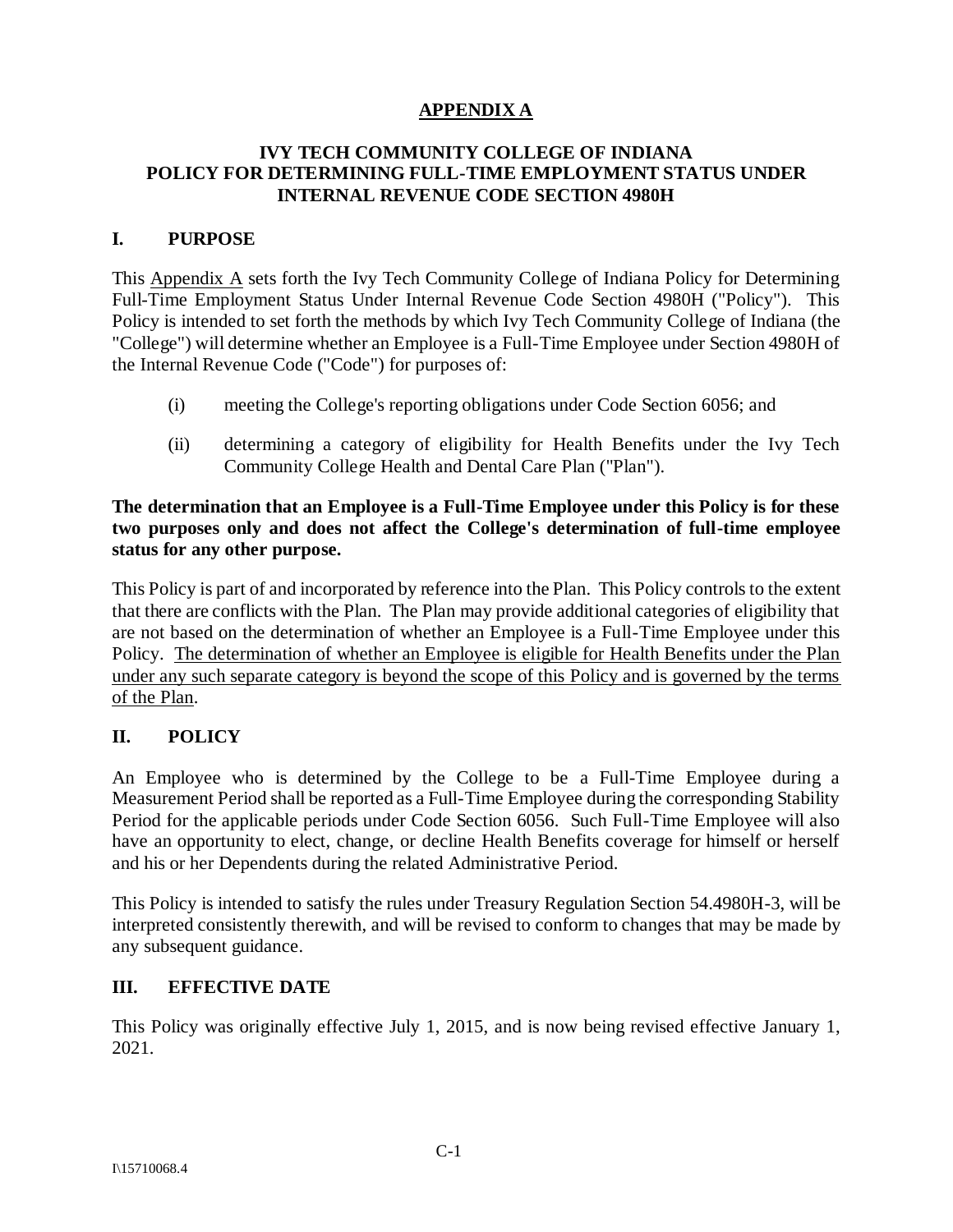# APPENDIX A

## IVY TECH COMMUNITY COLLEGE OF INDIANA POLICY FOR DETERMINING FULL-TIME EMPLOYMENT STATUS UNDER INTERNAL REVENUE CODE SECTION 4980H

### I. PURPOSE

This Appendix A sets forth the Ivy Tech Community College of Indiana Policy for Determining Full-Time Employment Status Under Internal Revenue Code Section 4980H ("Policy"). This Policy is intended to set forth the methods by which Ivy Tech Community College of Indiana (the "College") will determine whether an Employee is a Full-Time Employee under Section 4980H of the Internal Revenue Code ("Code") for purposes of:

(i) meeting the College's reporting obligations under Code Section 6056; and

(ii) determining a category of eligibility for Health Benefits under the Ivy Tech Community College Health and Dental Care Plan ("Plan").

**The determination that an Employee is a Full-Time Employee under this Policy is for these two purposes only and does not affect the College's determination of full-time employee status for any other purpose.**

This Policy is part of and incorporated by reference into the Plan. This Policy controls to the extent that there are conflicts with the Plan. The Plan may provide additional categories of eligibility that are not based on the determination of whether an Employee is a Full-Time Employee under this Policy. The determination of whether an Employee is eligible for Health Benefits under the Plan under any such separate category is beyond the scope of this Policy and is governed by the terms of the Plan.

### II. POLICY

An Employee who is determined by the College to be a Full-Time Employee during a Measurement Period shall be reported as a Full-Time Employee during the corresponding Stability Period for the applicable periods under Code Section 6056. Such Full-Time Employee will also have an opportunity to elect, change, or decline Health Benefits coverage for himself or herself and his or her Dependents during the related Administrative Period.

This Policy is intended to satisfy the rules under Treasury Regulation Section 54.4980H-3, will be interpreted consistently therewith, and will be revised to conform to changes that may be made by any subsequent guidance.

### III. EFFECTIVE DATE

This Policy was originally effective July 1, 2015, and is now being revised effective January 1, 2021.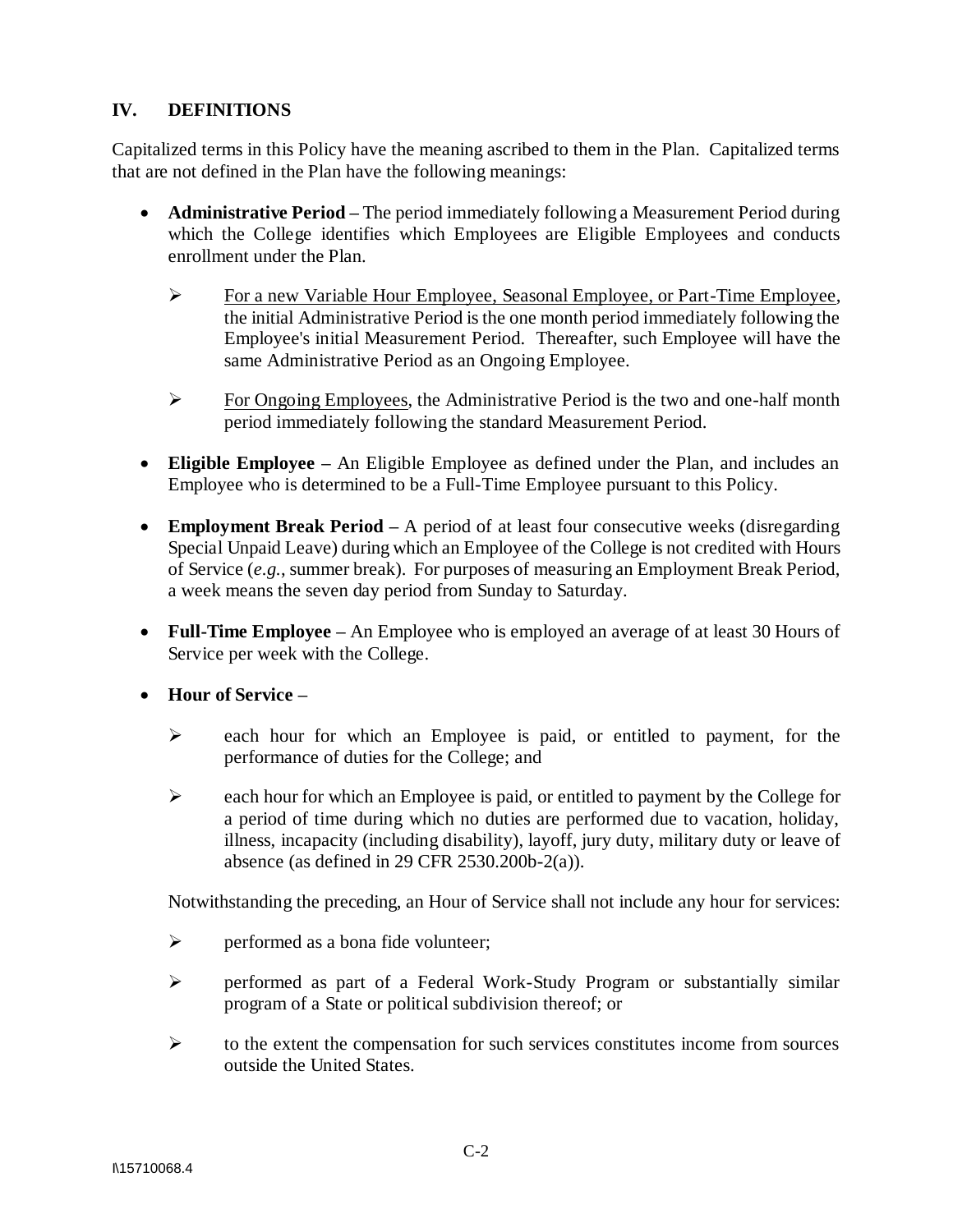## IV. DEFINITIONS

Capitalized terms in this Policy have the meaning ascribed to them in the Plan. Capitalized terms that are not defined in the Plan have the following meanings:

- **Administrative Period** – The period immediately following a Measurement Period during which the College identifies which Employees are Eligible Employees and conducts enrollment under the Plan.

  - For a new Variable Hour Employee, Seasonal Employee, or Part-Time Employee, the initial Administrative Period is the one month period immediately following the Employee's initial Measurement Period. Thereafter, such Employee will have the same Administrative Period as an Ongoing Employee.

  - For Ongoing Employees, the Administrative Period is the two and one-half month period immediately following the standard Measurement Period.

- **Eligible Employee** – An Eligible Employee as defined under the Plan, and includes an Employee who is determined to be a Full-Time Employee pursuant to this Policy.

- **Employment Break Period** – A period of at least four consecutive weeks (disregarding Special Unpaid Leave) during which an Employee of the College is not credited with Hours of Service (*e.g.*, summer break). For purposes of measuring an Employment Break Period, a week means the seven day period from Sunday to Saturday.

- **Full-Time Employee** – An Employee who is employed an average of at least 30 Hours of Service per week with the College.

- **Hour of Service** –

  - each hour for which an Employee is paid, or entitled to payment, for the performance of duties for the College; and

  - each hour for which an Employee is paid, or entitled to payment by the College for a period of time during which no duties are performed due to vacation, holiday, illness, incapacity (including disability), layoff, jury duty, military duty or leave of absence (as defined in 29 CFR 2530.200b-2(a)).

  Notwithstanding the preceding, an Hour of Service shall not include any hour for services:

  - performed as a bona fide volunteer;

  - performed as part of a Federal Work-Study Program or substantially similar program of a State or political subdivision thereof; or

  - to the extent the compensation for such services constitutes income from sources outside the United States.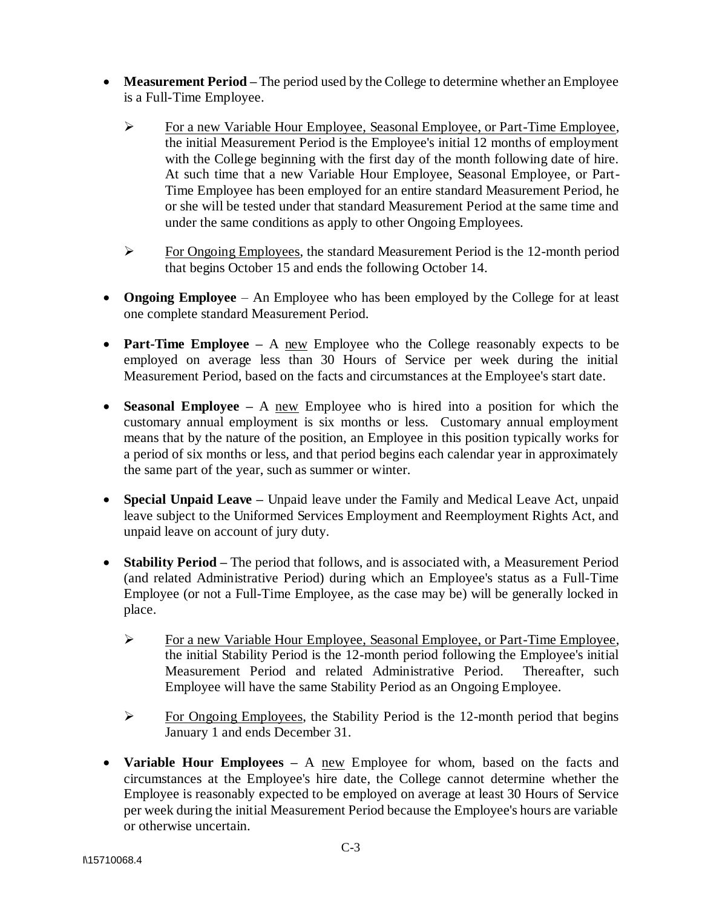- **Measurement Period** – The period used by the College to determine whether an Employee is a Full-Time Employee.

  - For a new Variable Hour Employee, Seasonal Employee, or Part-Time Employee, the initial Measurement Period is the Employee's initial 12 months of employment with the College beginning with the first day of the month following date of hire. At such time that a new Variable Hour Employee, Seasonal Employee, or Part-Time Employee has been employed for an entire standard Measurement Period, he or she will be tested under that standard Measurement Period at the same time and under the same conditions as apply to other Ongoing Employees.

  - For Ongoing Employees, the standard Measurement Period is the 12-month period that begins October 15 and ends the following October 14.

- **Ongoing Employee** – An Employee who has been employed by the College for at least one complete standard Measurement Period.

- **Part-Time Employee** – A new Employee who the College reasonably expects to be employed on average less than 30 Hours of Service per week during the initial Measurement Period, based on the facts and circumstances at the Employee's start date.

- **Seasonal Employee** – A new Employee who is hired into a position for which the customary annual employment is six months or less. Customary annual employment means that by the nature of the position, an Employee in this position typically works for a period of six months or less, and that period begins each calendar year in approximately the same part of the year, such as summer or winter.

- **Special Unpaid Leave** – Unpaid leave under the Family and Medical Leave Act, unpaid leave subject to the Uniformed Services Employment and Reemployment Rights Act, and unpaid leave on account of jury duty.

- **Stability Period** – The period that follows, and is associated with, a Measurement Period (and related Administrative Period) during which an Employee's status as a Full-Time Employee (or not a Full-Time Employee, as the case may be) will be generally locked in place.

  - For a new Variable Hour Employee, Seasonal Employee, or Part-Time Employee, the initial Stability Period is the 12-month period following the Employee's initial Measurement Period and related Administrative Period. Thereafter, such Employee will have the same Stability Period as an Ongoing Employee.

  - For Ongoing Employees, the Stability Period is the 12-month period that begins January 1 and ends December 31.

- **Variable Hour Employees** – A new Employee for whom, based on the facts and circumstances at the Employee's hire date, the College cannot determine whether the Employee is reasonably expected to be employed on average at least 30 Hours of Service per week during the initial Measurement Period because the Employee's hours are variable or otherwise uncertain.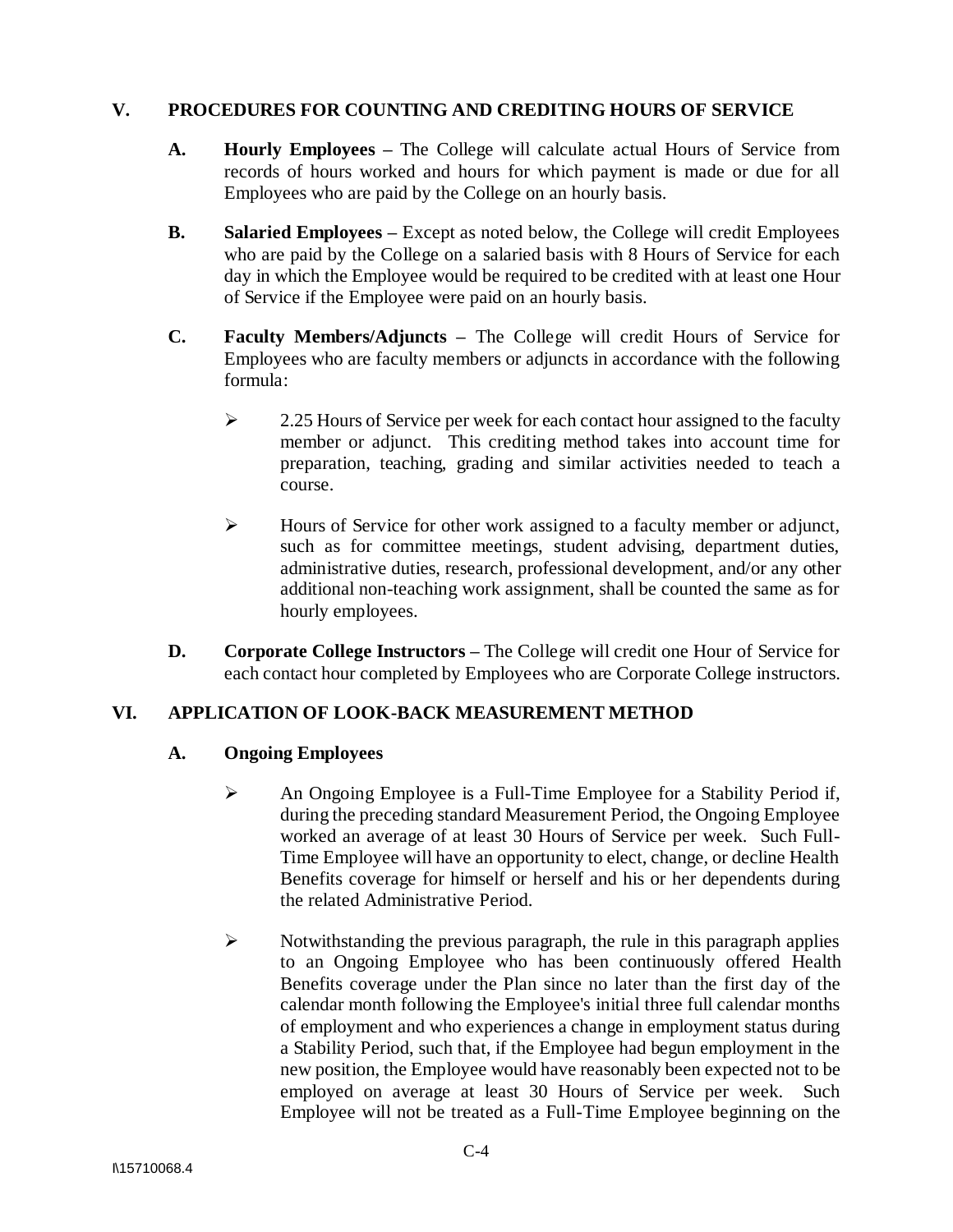## V. PROCEDURES FOR COUNTING AND CREDITING HOURS OF SERVICE

**A. Hourly Employees –** The College will calculate actual Hours of Service from records of hours worked and hours for which payment is made or due for all Employees who are paid by the College on an hourly basis.

**B. Salaried Employees –** Except as noted below, the College will credit Employees who are paid by the College on a salaried basis with 8 Hours of Service for each day in which the Employee would be required to be credited with at least one Hour of Service if the Employee were paid on an hourly basis.

**C. Faculty Members/Adjuncts –** The College will credit Hours of Service for Employees who are faculty members or adjuncts in accordance with the following formula:

- 2.25 Hours of Service per week for each contact hour assigned to the faculty member or adjunct. This crediting method takes into account time for preparation, teaching, grading and similar activities needed to teach a course.
- Hours of Service for other work assigned to a faculty member or adjunct, such as for committee meetings, student advising, department duties, administrative duties, research, professional development, and/or any other additional non-teaching work assignment, shall be counted the same as for hourly employees.

**D. Corporate College Instructors –** The College will credit one Hour of Service for each contact hour completed by Employees who are Corporate College instructors.

## VI. APPLICATION OF LOOK-BACK MEASUREMENT METHOD

### A. Ongoing Employees

- An Ongoing Employee is a Full-Time Employee for a Stability Period if, during the preceding standard Measurement Period, the Ongoing Employee worked an average of at least 30 Hours of Service per week. Such Full-Time Employee will have an opportunity to elect, change, or decline Health Benefits coverage for himself or herself and his or her dependents during the related Administrative Period.
- Notwithstanding the previous paragraph, the rule in this paragraph applies to an Ongoing Employee who has been continuously offered Health Benefits coverage under the Plan since no later than the first day of the calendar month following the Employee's initial three full calendar months of employment and who experiences a change in employment status during a Stability Period, such that, if the Employee had begun employment in the new position, the Employee would have reasonably been expected not to be employed on average at least 30 Hours of Service per week. Such Employee will not be treated as a Full-Time Employee beginning on the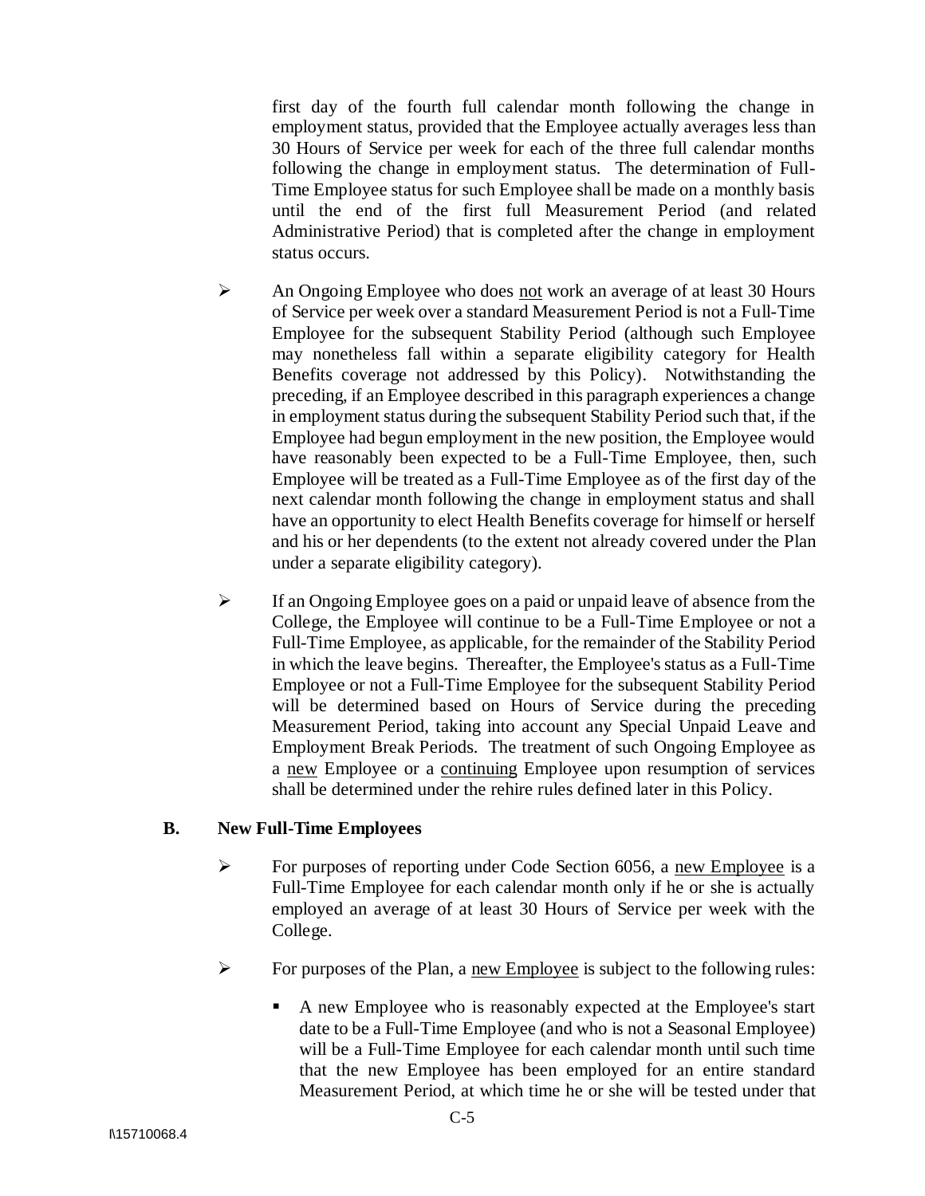first day of the fourth full calendar month following the change in employment status, provided that the Employee actually averages less than 30 Hours of Service per week for each of the three full calendar months following the change in employment status. The determination of Full-Time Employee status for such Employee shall be made on a monthly basis until the end of the first full Measurement Period (and related Administrative Period) that is completed after the change in employment status occurs.

- An Ongoing Employee who does <u>not</u> work an average of at least 30 Hours of Service per week over a standard Measurement Period is not a Full-Time Employee for the subsequent Stability Period (although such Employee may nonetheless fall within a separate eligibility category for Health Benefits coverage not addressed by this Policy). Notwithstanding the preceding, if an Employee described in this paragraph experiences a change in employment status during the subsequent Stability Period such that, if the Employee had begun employment in the new position, the Employee would have reasonably been expected to be a Full-Time Employee, then, such Employee will be treated as a Full-Time Employee as of the first day of the next calendar month following the change in employment status and shall have an opportunity to elect Health Benefits coverage for himself or herself and his or her dependents (to the extent not already covered under the Plan under a separate eligibility category).

- If an Ongoing Employee goes on a paid or unpaid leave of absence from the College, the Employee will continue to be a Full-Time Employee or not a Full-Time Employee, as applicable, for the remainder of the Stability Period in which the leave begins. Thereafter, the Employee's status as a Full-Time Employee or not a Full-Time Employee for the subsequent Stability Period will be determined based on Hours of Service during the preceding Measurement Period, taking into account any Special Unpaid Leave and Employment Break Periods. The treatment of such Ongoing Employee as a <u>new</u> Employee or a <u>continuing</u> Employee upon resumption of services shall be determined under the rehire rules defined later in this Policy.

**B. New Full-Time Employees**

- For purposes of reporting under Code Section 6056, a <u>new Employee</u> is a Full-Time Employee for each calendar month only if he or she is actually employed an average of at least 30 Hours of Service per week with the College.

- For purposes of the Plan, a <u>new Employee</u> is subject to the following rules:

  - A new Employee who is reasonably expected at the Employee's start date to be a Full-Time Employee (and who is not a Seasonal Employee) will be a Full-Time Employee for each calendar month until such time that the new Employee has been employed for an entire standard Measurement Period, at which time he or she will be tested under that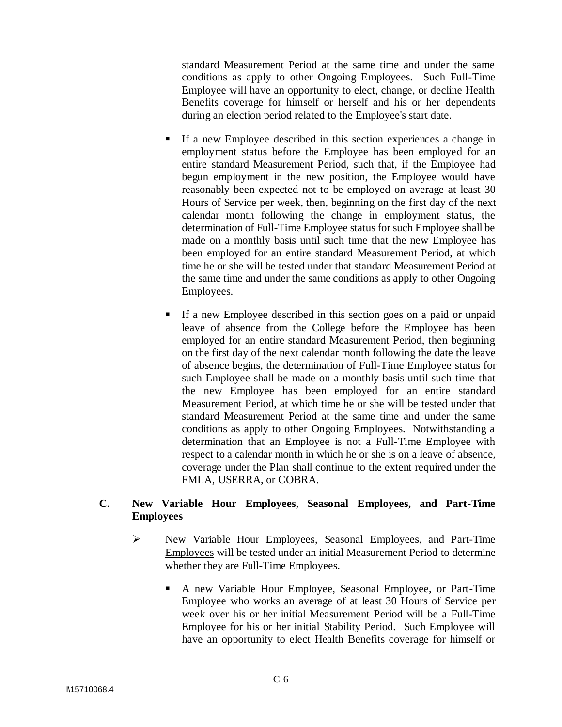standard Measurement Period at the same time and under the same conditions as apply to other Ongoing Employees. Such Full-Time Employee will have an opportunity to elect, change, or decline Health Benefits coverage for himself or herself and his or her dependents during an election period related to the Employee's start date.

- If a new Employee described in this section experiences a change in employment status before the Employee has been employed for an entire standard Measurement Period, such that, if the Employee had begun employment in the new position, the Employee would have reasonably been expected not to be employed on average at least 30 Hours of Service per week, then, beginning on the first day of the next calendar month following the change in employment status, the determination of Full-Time Employee status for such Employee shall be made on a monthly basis until such time that the new Employee has been employed for an entire standard Measurement Period, at which time he or she will be tested under that standard Measurement Period at the same time and under the same conditions as apply to other Ongoing Employees.

- If a new Employee described in this section goes on a paid or unpaid leave of absence from the College before the Employee has been employed for an entire standard Measurement Period, then beginning on the first day of the next calendar month following the date the leave of absence begins, the determination of Full-Time Employee status for such Employee shall be made on a monthly basis until such time that the new Employee has been employed for an entire standard Measurement Period, at which time he or she will be tested under that standard Measurement Period at the same time and under the same conditions as apply to other Ongoing Employees. Notwithstanding a determination that an Employee is not a Full-Time Employee with respect to a calendar month in which he or she is on a leave of absence, coverage under the Plan shall continue to the extent required under the FMLA, USERRA, or COBRA.

### C. New Variable Hour Employees, Seasonal Employees, and Part-Time Employees

- New Variable Hour Employees, Seasonal Employees, and Part-Time Employees will be tested under an initial Measurement Period to determine whether they are Full-Time Employees.

  - A new Variable Hour Employee, Seasonal Employee, or Part-Time Employee who works an average of at least 30 Hours of Service per week over his or her initial Measurement Period will be a Full-Time Employee for his or her initial Stability Period. Such Employee will have an opportunity to elect Health Benefits coverage for himself or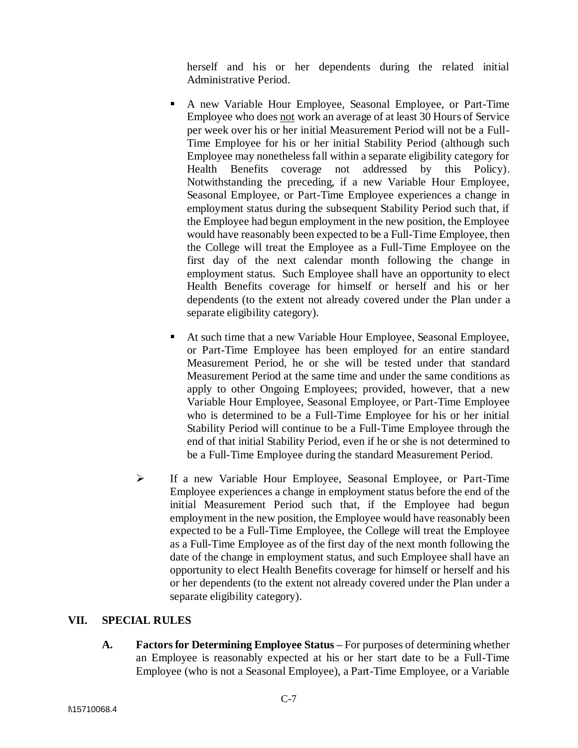herself and his or her dependents during the related initial Administrative Period.

- A new Variable Hour Employee, Seasonal Employee, or Part-Time Employee who does not work an average of at least 30 Hours of Service per week over his or her initial Measurement Period will not be a Full-Time Employee for his or her initial Stability Period (although such Employee may nonetheless fall within a separate eligibility category for Health Benefits coverage not addressed by this Policy). Notwithstanding the preceding, if a new Variable Hour Employee, Seasonal Employee, or Part-Time Employee experiences a change in employment status during the subsequent Stability Period such that, if the Employee had begun employment in the new position, the Employee would have reasonably been expected to be a Full-Time Employee, then the College will treat the Employee as a Full-Time Employee on the first day of the next calendar month following the change in employment status. Such Employee shall have an opportunity to elect Health Benefits coverage for himself or herself and his or her dependents (to the extent not already covered under the Plan under a separate eligibility category).

- At such time that a new Variable Hour Employee, Seasonal Employee, or Part-Time Employee has been employed for an entire standard Measurement Period, he or she will be tested under that standard Measurement Period at the same time and under the same conditions as apply to other Ongoing Employees; provided, however, that a new Variable Hour Employee, Seasonal Employee, or Part-Time Employee who is determined to be a Full-Time Employee for his or her initial Stability Period will continue to be a Full-Time Employee through the end of that initial Stability Period, even if he or she is not determined to be a Full-Time Employee during the standard Measurement Period.

➢ If a new Variable Hour Employee, Seasonal Employee, or Part-Time Employee experiences a change in employment status before the end of the initial Measurement Period such that, if the Employee had begun employment in the new position, the Employee would have reasonably been expected to be a Full-Time Employee, the College will treat the Employee as a Full-Time Employee as of the first day of the next month following the date of the change in employment status, and such Employee shall have an opportunity to elect Health Benefits coverage for himself or herself and his or her dependents (to the extent not already covered under the Plan under a separate eligibility category).

## VII. SPECIAL RULES

**A. Factors for Determining Employee Status –** For purposes of determining whether an Employee is reasonably expected at his or her start date to be a Full-Time Employee (who is not a Seasonal Employee), a Part-Time Employee, or a Variable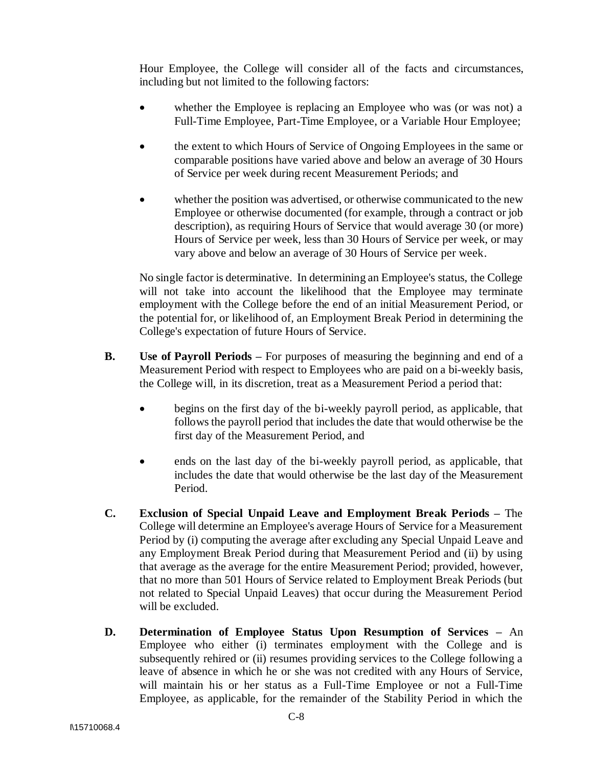Hour Employee, the College will consider all of the facts and circumstances, including but not limited to the following factors:

- whether the Employee is replacing an Employee who was (or was not) a Full-Time Employee, Part-Time Employee, or a Variable Hour Employee;
- the extent to which Hours of Service of Ongoing Employees in the same or comparable positions have varied above and below an average of 30 Hours of Service per week during recent Measurement Periods; and
- whether the position was advertised, or otherwise communicated to the new Employee or otherwise documented (for example, through a contract or job description), as requiring Hours of Service that would average 30 (or more) Hours of Service per week, less than 30 Hours of Service per week, or may vary above and below an average of 30 Hours of Service per week.

No single factor is determinative. In determining an Employee's status, the College will not take into account the likelihood that the Employee may terminate employment with the College before the end of an initial Measurement Period, or the potential for, or likelihood of, an Employment Break Period in determining the College's expectation of future Hours of Service.

**B. Use of Payroll Periods –** For purposes of measuring the beginning and end of a Measurement Period with respect to Employees who are paid on a bi-weekly basis, the College will, in its discretion, treat as a Measurement Period a period that:

- begins on the first day of the bi-weekly payroll period, as applicable, that follows the payroll period that includes the date that would otherwise be the first day of the Measurement Period, and
- ends on the last day of the bi-weekly payroll period, as applicable, that includes the date that would otherwise be the last day of the Measurement Period.

**C. Exclusion of Special Unpaid Leave and Employment Break Periods –** The College will determine an Employee's average Hours of Service for a Measurement Period by (i) computing the average after excluding any Special Unpaid Leave and any Employment Break Period during that Measurement Period and (ii) by using that average as the average for the entire Measurement Period; provided, however, that no more than 501 Hours of Service related to Employment Break Periods (but not related to Special Unpaid Leaves) that occur during the Measurement Period will be excluded.

**D. Determination of Employee Status Upon Resumption of Services –** An Employee who either (i) terminates employment with the College and is subsequently rehired or (ii) resumes providing services to the College following a leave of absence in which he or she was not credited with any Hours of Service, will maintain his or her status as a Full-Time Employee or not a Full-Time Employee, as applicable, for the remainder of the Stability Period in which the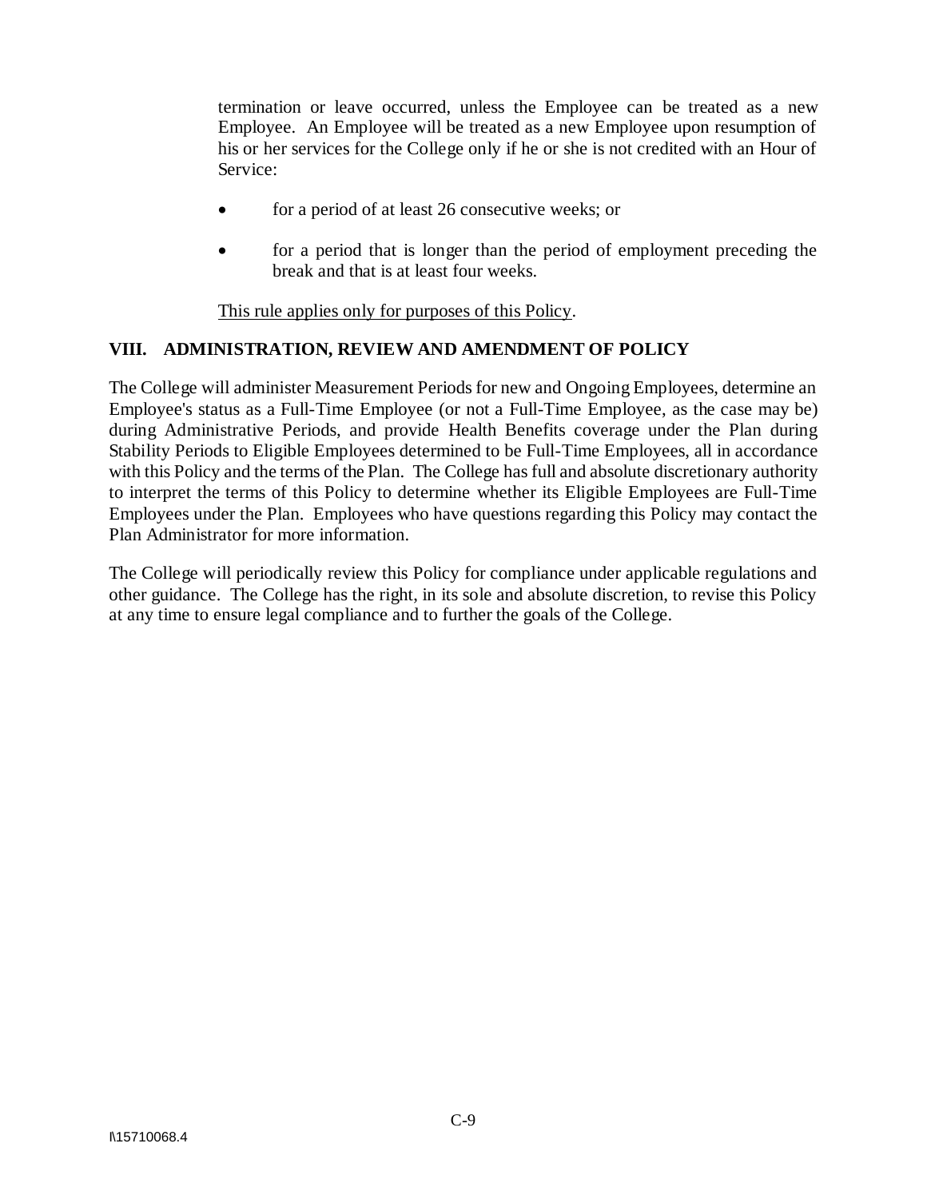termination or leave occurred, unless the Employee can be treated as a new Employee. An Employee will be treated as a new Employee upon resumption of his or her services for the College only if he or she is not credited with an Hour of Service:

- for a period of at least 26 consecutive weeks; or
- for a period that is longer than the period of employment preceding the break and that is at least four weeks.

This rule applies only for purposes of this Policy.

## VIII. ADMINISTRATION, REVIEW AND AMENDMENT OF POLICY

The College will administer Measurement Periods for new and Ongoing Employees, determine an Employee's status as a Full-Time Employee (or not a Full-Time Employee, as the case may be) during Administrative Periods, and provide Health Benefits coverage under the Plan during Stability Periods to Eligible Employees determined to be Full-Time Employees, all in accordance with this Policy and the terms of the Plan. The College has full and absolute discretionary authority to interpret the terms of this Policy to determine whether its Eligible Employees are Full-Time Employees under the Plan. Employees who have questions regarding this Policy may contact the Plan Administrator for more information.

The College will periodically review this Policy for compliance under applicable regulations and other guidance. The College has the right, in its sole and absolute discretion, to revise this Policy at any time to ensure legal compliance and to further the goals of the College.